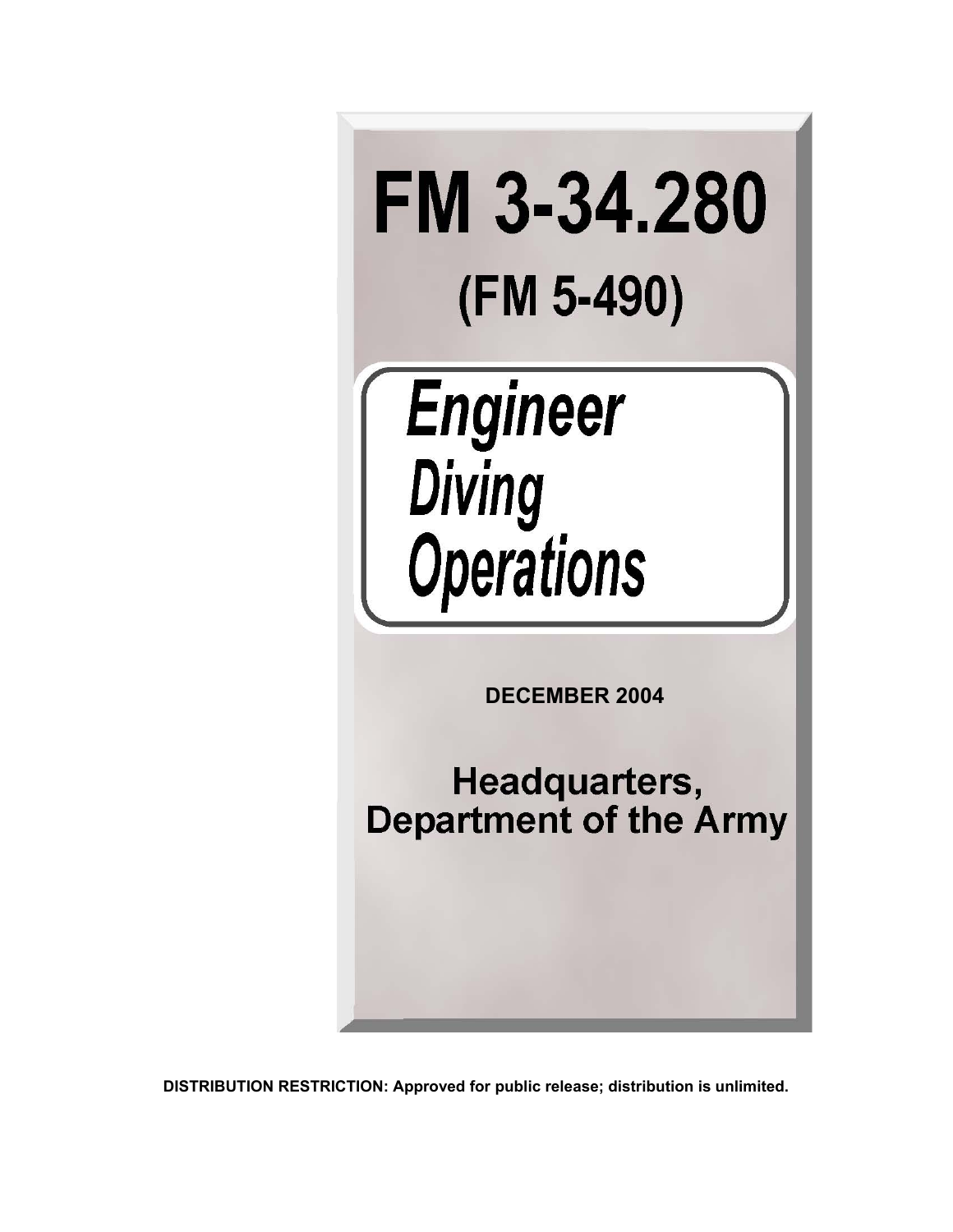# FM 3-34.280

## (FM 5-490)

## *Engineer Diving Operations*

**DECEMBER 2004**

## Headquarters, Department of the Army

**DISTRIBUTION RESTRICTION: Approved for public release; distribution is unlimited.**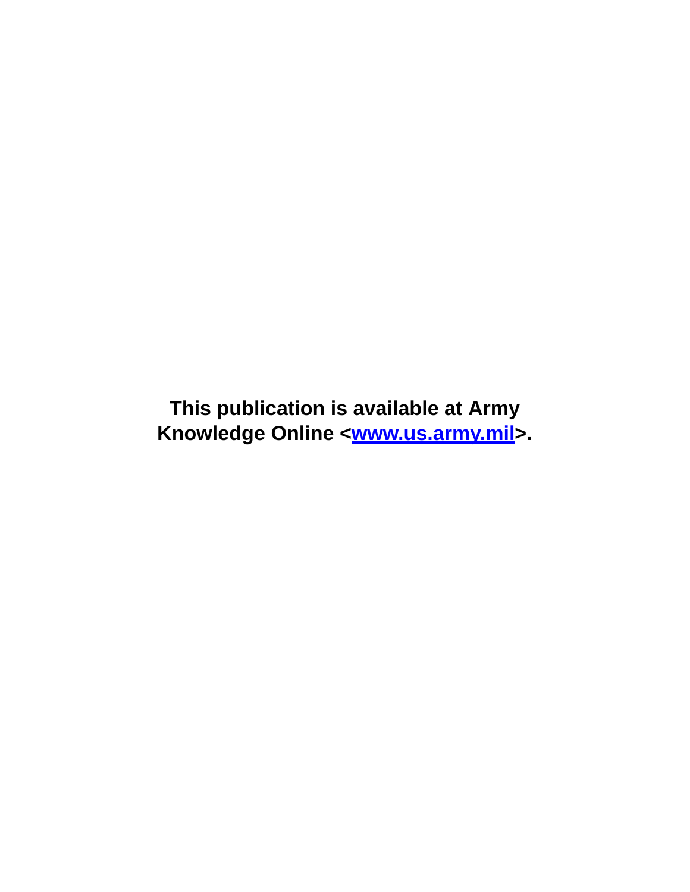**This publication is available at Army Knowledge Online <[www.us.army.mil](www.us.army.mil)>.**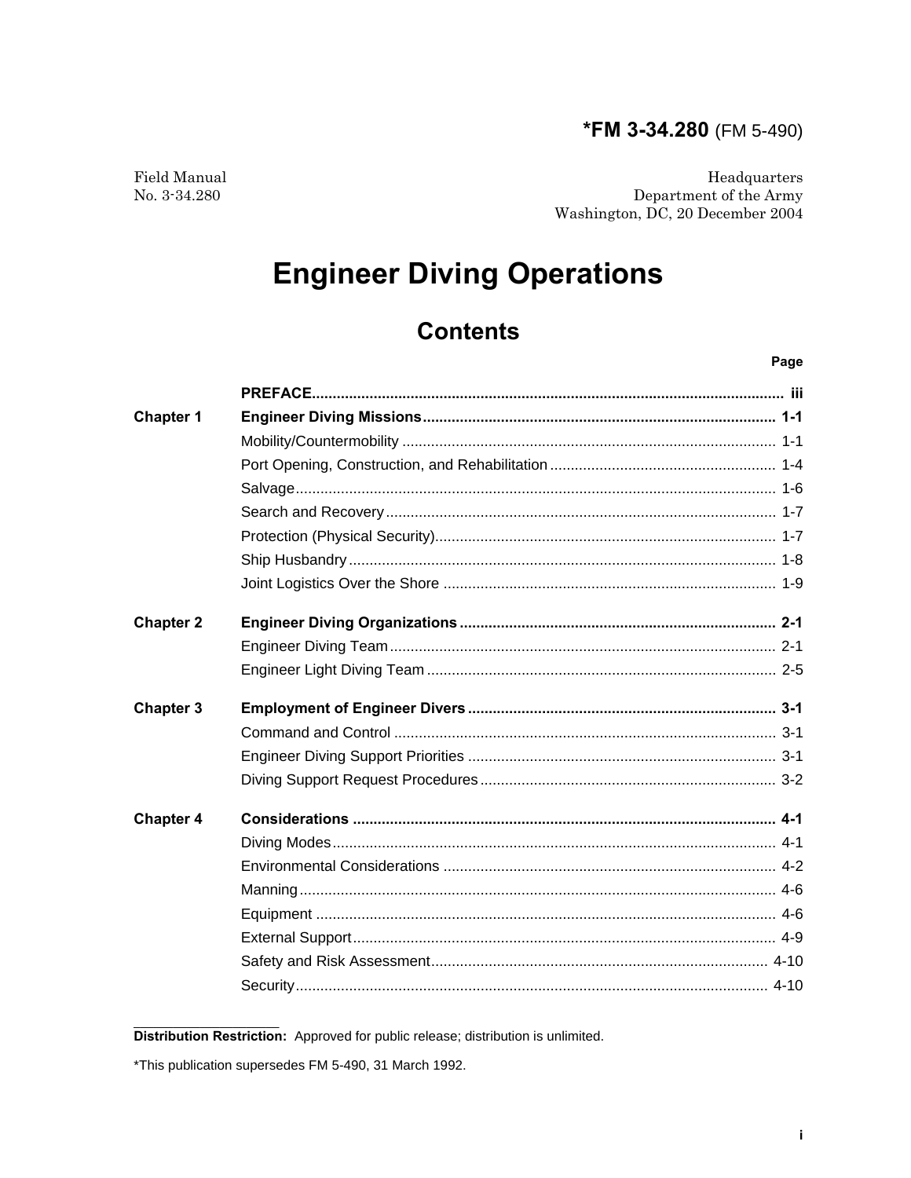**\*FM 3-34.280** (FM 5-490)

Field Manual
No. 3-34.280

Headquarters
Department of the Army
Washington, DC, 20 December 2004

# Engineer Diving Operations

## Contents

| | | Page |
|---|---|---|
| | **PREFACE** | **iii** |
| **Chapter 1** | **Engineer Diving Missions** | **1-1** |
| | Mobility/Countermobility | 1-1 |
| | Port Opening, Construction, and Rehabilitation | 1-4 |
| | Salvage | 1-6 |
| | Search and Recovery | 1-7 |
| | Protection (Physical Security) | 1-7 |
| | Ship Husbandry | 1-8 |
| | Joint Logistics Over the Shore | 1-9 |
| **Chapter 2** | **Engineer Diving Organizations** | **2-1** |
| | Engineer Diving Team | 2-1 |
| | Engineer Light Diving Team | 2-5 |
| **Chapter 3** | **Employment of Engineer Divers** | **3-1** |
| | Command and Control | 3-1 |
| | Engineer Diving Support Priorities | 3-1 |
| | Diving Support Request Procedures | 3-2 |
| **Chapter 4** | **Considerations** | **4-1** |
| | Diving Modes | 4-1 |
| | Environmental Considerations | 4-2 |
| | Manning | 4-6 |
| | Equipment | 4-6 |
| | External Support | 4-9 |
| | Safety and Risk Assessment | 4-10 |
| | Security | 4-10 |

**Distribution Restriction:** Approved for public release; distribution is unlimited.

\*This publication supersedes FM 5-490, 31 March 1992.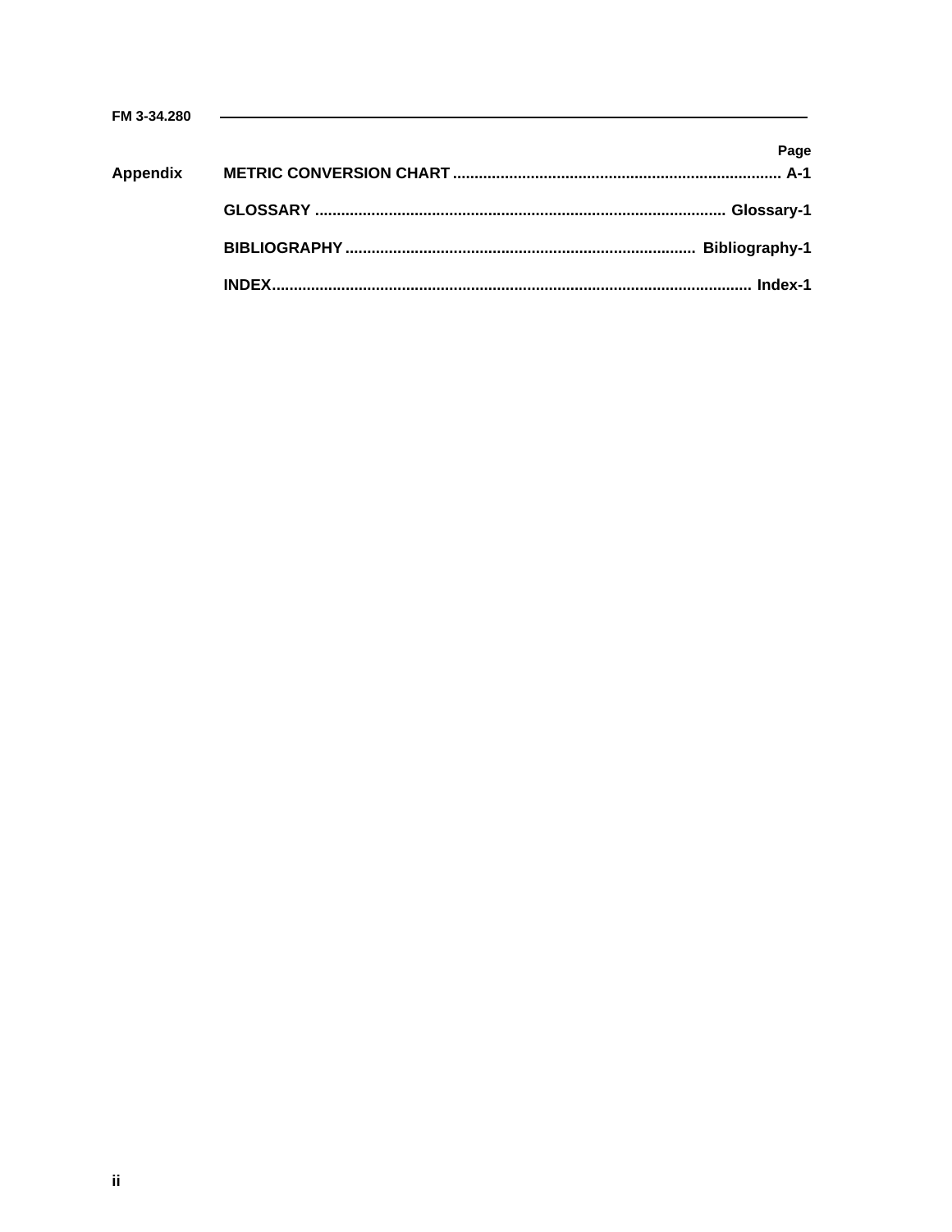| | | Page |
|---|---|---|
| Appendix | METRIC CONVERSION CHART | A-1 |
| | GLOSSARY | Glossary-1 |
| | BIBLIOGRAPHY | Bibliography-1 |
| | INDEX | Index-1 |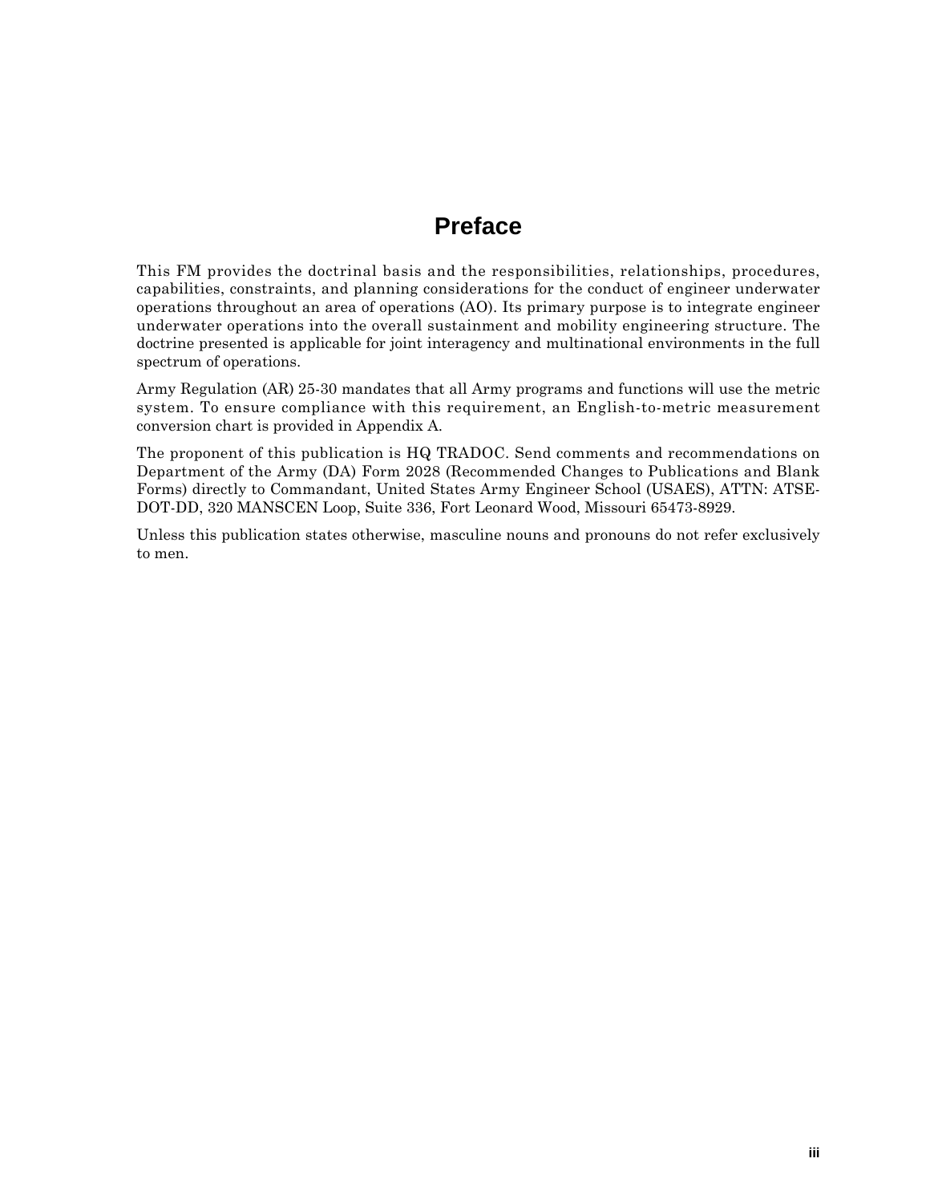# Preface

This FM provides the doctrinal basis and the responsibilities, relationships, procedures, capabilities, constraints, and planning considerations for the conduct of engineer underwater operations throughout an area of operations (AO). Its primary purpose is to integrate engineer underwater operations into the overall sustainment and mobility engineering structure. The doctrine presented is applicable for joint interagency and multinational environments in the full spectrum of operations.

Army Regulation (AR) 25-30 mandates that all Army programs and functions will use the metric system. To ensure compliance with this requirement, an English-to-metric measurement conversion chart is provided in Appendix A.

The proponent of this publication is HQ TRADOC. Send comments and recommendations on Department of the Army (DA) Form 2028 (Recommended Changes to Publications and Blank Forms) directly to Commandant, United States Army Engineer School (USAES), ATTN: ATSE-DOT-DD, 320 MANSCEN Loop, Suite 336, Fort Leonard Wood, Missouri 65473-8929.

Unless this publication states otherwise, masculine nouns and pronouns do not refer exclusively to men.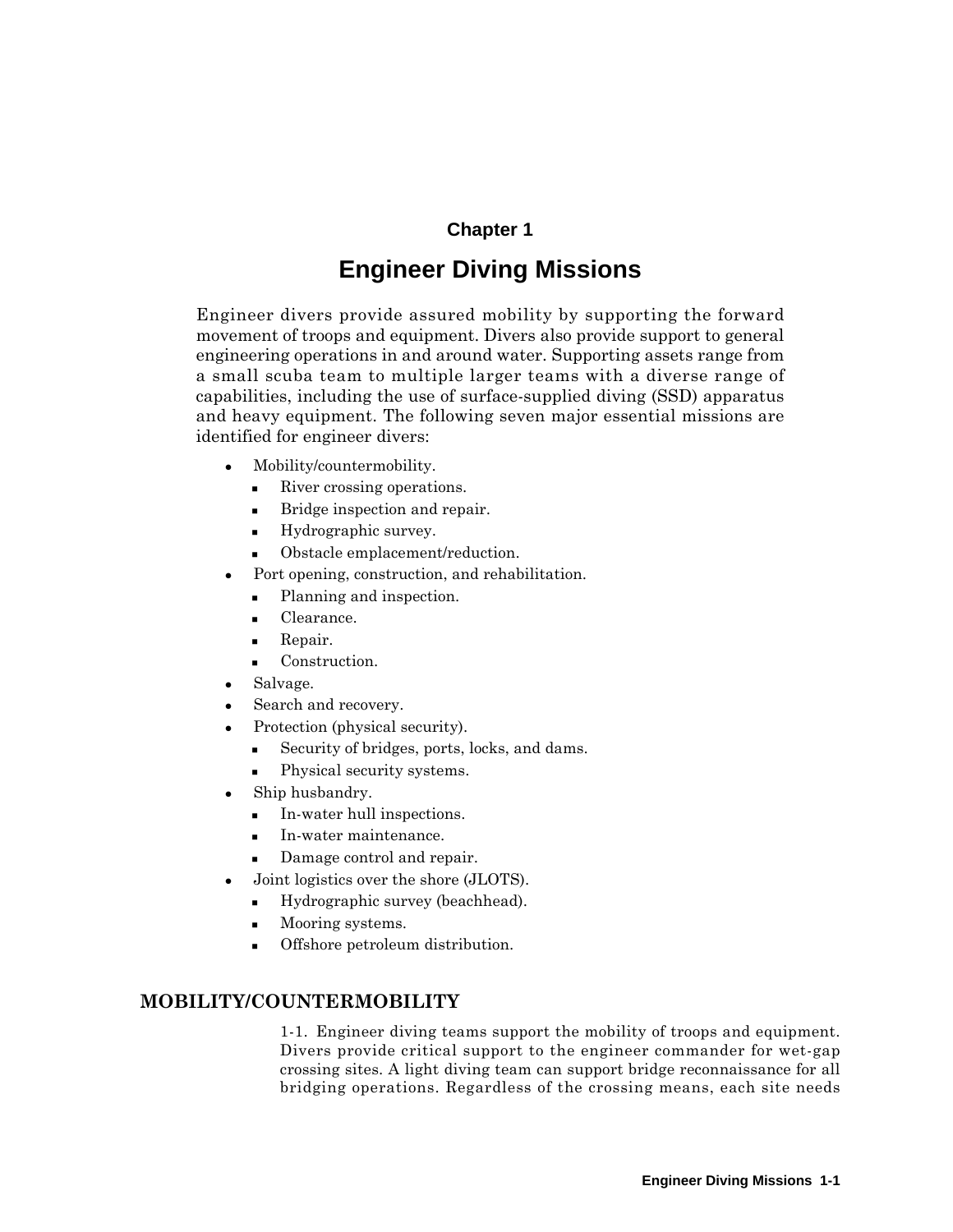# Chapter 1

# Engineer Diving Missions

Engineer divers provide assured mobility by supporting the forward movement of troops and equipment. Divers also provide support to general engineering operations in and around water. Supporting assets range from a small scuba team to multiple larger teams with a diverse range of capabilities, including the use of surface-supplied diving (SSD) apparatus and heavy equipment. The following seven major essential missions are identified for engineer divers:

- Mobility/countermobility.
  - River crossing operations.
  - Bridge inspection and repair.
  - Hydrographic survey.
  - Obstacle emplacement/reduction.
- Port opening, construction, and rehabilitation.
  - Planning and inspection.
  - Clearance.
  - Repair.
  - Construction.
- Salvage.
- Search and recovery.
- Protection (physical security).
  - Security of bridges, ports, locks, and dams.
  - Physical security systems.
- Ship husbandry.
  - In-water hull inspections.
  - In-water maintenance.
  - Damage control and repair.
- Joint logistics over the shore (JLOTS).
  - Hydrographic survey (beachhead).
  - Mooring systems.
  - Offshore petroleum distribution.

## MOBILITY/COUNTERMOBILITY

1-1. Engineer diving teams support the mobility of troops and equipment. Divers provide critical support to the engineer commander for wet-gap crossing sites. A light diving team can support bridge reconnaissance for all bridging operations. Regardless of the crossing means, each site needs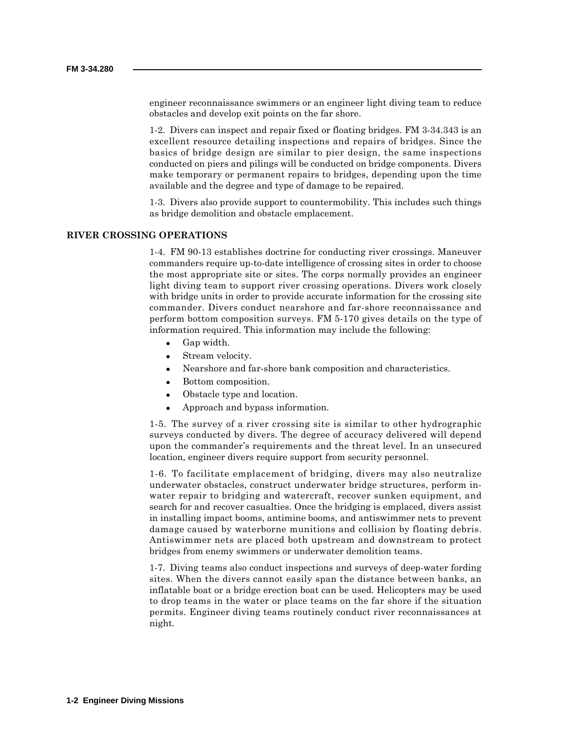engineer reconnaissance swimmers or an engineer light diving team to reduce obstacles and develop exit points on the far shore.

1-2. Divers can inspect and repair fixed or floating bridges. FM 3-34.343 is an excellent resource detailing inspections and repairs of bridges. Since the basics of bridge design are similar to pier design, the same inspections conducted on piers and pilings will be conducted on bridge components. Divers make temporary or permanent repairs to bridges, depending upon the time available and the degree and type of damage to be repaired.

1-3. Divers also provide support to countermobility. This includes such things as bridge demolition and obstacle emplacement.

## RIVER CROSSING OPERATIONS

1-4. FM 90-13 establishes doctrine for conducting river crossings. Maneuver commanders require up-to-date intelligence of crossing sites in order to choose the most appropriate site or sites. The corps normally provides an engineer light diving team to support river crossing operations. Divers work closely with bridge units in order to provide accurate information for the crossing site commander. Divers conduct nearshore and far-shore reconnaissance and perform bottom composition surveys. FM 5-170 gives details on the type of information required. This information may include the following:

- Gap width.
- Stream velocity.
- Nearshore and far-shore bank composition and characteristics.
- Bottom composition.
- Obstacle type and location.
- Approach and bypass information.

1-5. The survey of a river crossing site is similar to other hydrographic surveys conducted by divers. The degree of accuracy delivered will depend upon the commander's requirements and the threat level. In an unsecured location, engineer divers require support from security personnel.

1-6. To facilitate emplacement of bridging, divers may also neutralize underwater obstacles, construct underwater bridge structures, perform in-water repair to bridging and watercraft, recover sunken equipment, and search for and recover casualties. Once the bridging is emplaced, divers assist in installing impact booms, antimine booms, and antiswimmer nets to prevent damage caused by waterborne munitions and collision by floating debris. Antiswimmer nets are placed both upstream and downstream to protect bridges from enemy swimmers or underwater demolition teams.

1-7. Diving teams also conduct inspections and surveys of deep-water fording sites. When the divers cannot easily span the distance between banks, an inflatable boat or a bridge erection boat can be used. Helicopters may be used to drop teams in the water or place teams on the far shore if the situation permits. Engineer diving teams routinely conduct river reconnaissances at night.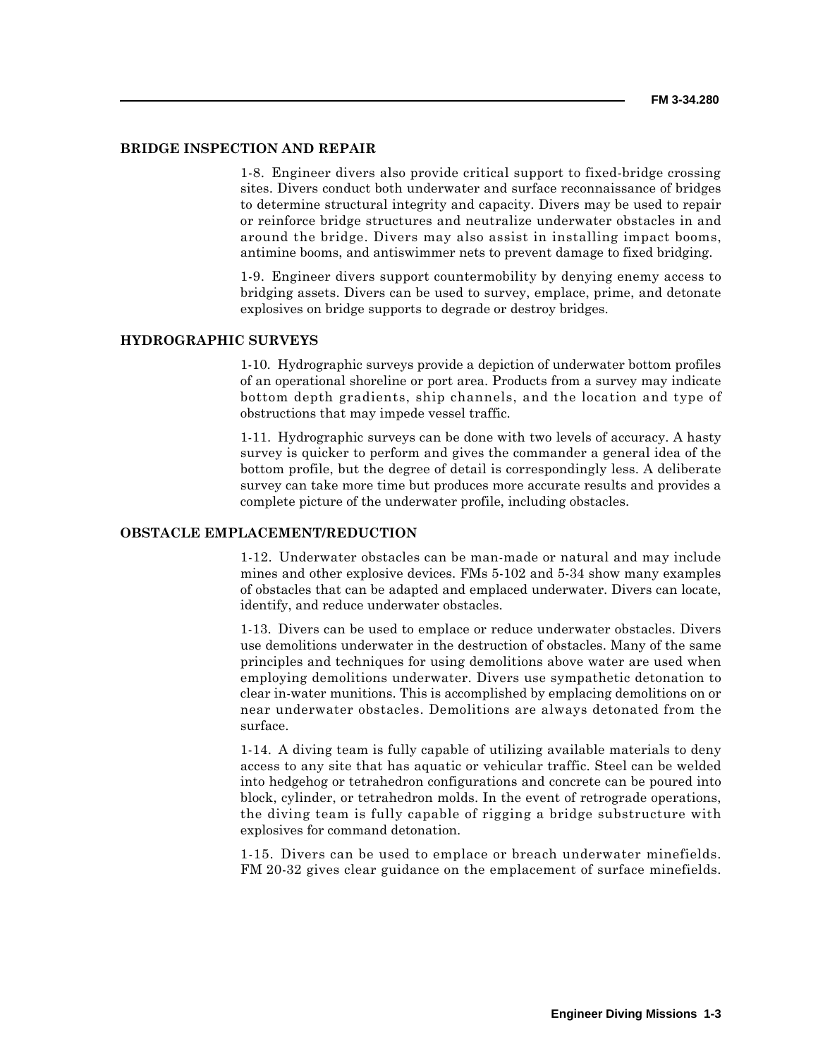## BRIDGE INSPECTION AND REPAIR

1-8. Engineer divers also provide critical support to fixed-bridge crossing sites. Divers conduct both underwater and surface reconnaissance of bridges to determine structural integrity and capacity. Divers may be used to repair or reinforce bridge structures and neutralize underwater obstacles in and around the bridge. Divers may also assist in installing impact booms, antimine booms, and antiswimmer nets to prevent damage to fixed bridging.

1-9. Engineer divers support countermobility by denying enemy access to bridging assets. Divers can be used to survey, emplace, prime, and detonate explosives on bridge supports to degrade or destroy bridges.

## HYDROGRAPHIC SURVEYS

1-10. Hydrographic surveys provide a depiction of underwater bottom profiles of an operational shoreline or port area. Products from a survey may indicate bottom depth gradients, ship channels, and the location and type of obstructions that may impede vessel traffic.

1-11. Hydrographic surveys can be done with two levels of accuracy. A hasty survey is quicker to perform and gives the commander a general idea of the bottom profile, but the degree of detail is correspondingly less. A deliberate survey can take more time but produces more accurate results and provides a complete picture of the underwater profile, including obstacles.

## OBSTACLE EMPLACEMENT/REDUCTION

1-12. Underwater obstacles can be man-made or natural and may include mines and other explosive devices. FMs 5-102 and 5-34 show many examples of obstacles that can be adapted and emplaced underwater. Divers can locate, identify, and reduce underwater obstacles.

1-13. Divers can be used to emplace or reduce underwater obstacles. Divers use demolitions underwater in the destruction of obstacles. Many of the same principles and techniques for using demolitions above water are used when employing demolitions underwater. Divers use sympathetic detonation to clear in-water munitions. This is accomplished by emplacing demolitions on or near underwater obstacles. Demolitions are always detonated from the surface.

1-14. A diving team is fully capable of utilizing available materials to deny access to any site that has aquatic or vehicular traffic. Steel can be welded into hedgehog or tetrahedron configurations and concrete can be poured into block, cylinder, or tetrahedron molds. In the event of retrograde operations, the diving team is fully capable of rigging a bridge substructure with explosives for command detonation.

1-15. Divers can be used to emplace or breach underwater minefields. FM 20-32 gives clear guidance on the emplacement of surface minefields.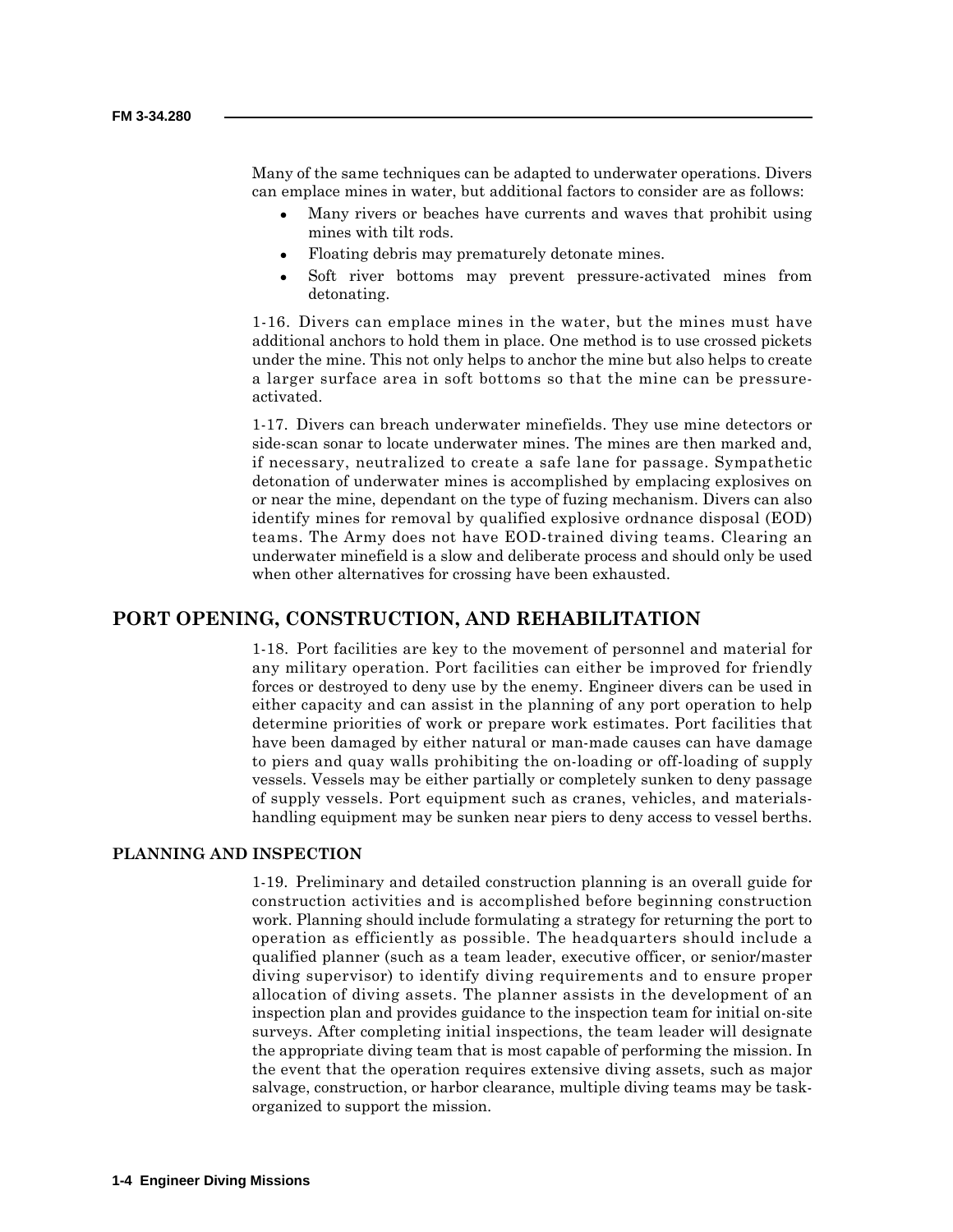Many of the same techniques can be adapted to underwater operations. Divers can emplace mines in water, but additional factors to consider are as follows:

- Many rivers or beaches have currents and waves that prohibit using mines with tilt rods.
- Floating debris may prematurely detonate mines.
- Soft river bottoms may prevent pressure-activated mines from detonating.

1-16. Divers can emplace mines in the water, but the mines must have additional anchors to hold them in place. One method is to use crossed pickets under the mine. This not only helps to anchor the mine but also helps to create a larger surface area in soft bottoms so that the mine can be pressure-activated.

1-17. Divers can breach underwater minefields. They use mine detectors or side-scan sonar to locate underwater mines. The mines are then marked and, if necessary, neutralized to create a safe lane for passage. Sympathetic detonation of underwater mines is accomplished by emplacing explosives on or near the mine, dependant on the type of fuzing mechanism. Divers can also identify mines for removal by qualified explosive ordnance disposal (EOD) teams. The Army does not have EOD-trained diving teams. Clearing an underwater minefield is a slow and deliberate process and should only be used when other alternatives for crossing have been exhausted.

## PORT OPENING, CONSTRUCTION, AND REHABILITATION

1-18. Port facilities are key to the movement of personnel and material for any military operation. Port facilities can either be improved for friendly forces or destroyed to deny use by the enemy. Engineer divers can be used in either capacity and can assist in the planning of any port operation to help determine priorities of work or prepare work estimates. Port facilities that have been damaged by either natural or man-made causes can have damage to piers and quay walls prohibiting the on-loading or off-loading of supply vessels. Vessels may be either partially or completely sunken to deny passage of supply vessels. Port equipment such as cranes, vehicles, and materials-handling equipment may be sunken near piers to deny access to vessel berths.

### PLANNING AND INSPECTION

1-19. Preliminary and detailed construction planning is an overall guide for construction activities and is accomplished before beginning construction work. Planning should include formulating a strategy for returning the port to operation as efficiently as possible. The headquarters should include a qualified planner (such as a team leader, executive officer, or senior/master diving supervisor) to identify diving requirements and to ensure proper allocation of diving assets. The planner assists in the development of an inspection plan and provides guidance to the inspection team for initial on-site surveys. After completing initial inspections, the team leader will designate the appropriate diving team that is most capable of performing the mission. In the event that the operation requires extensive diving assets, such as major salvage, construction, or harbor clearance, multiple diving teams may be task-organized to support the mission.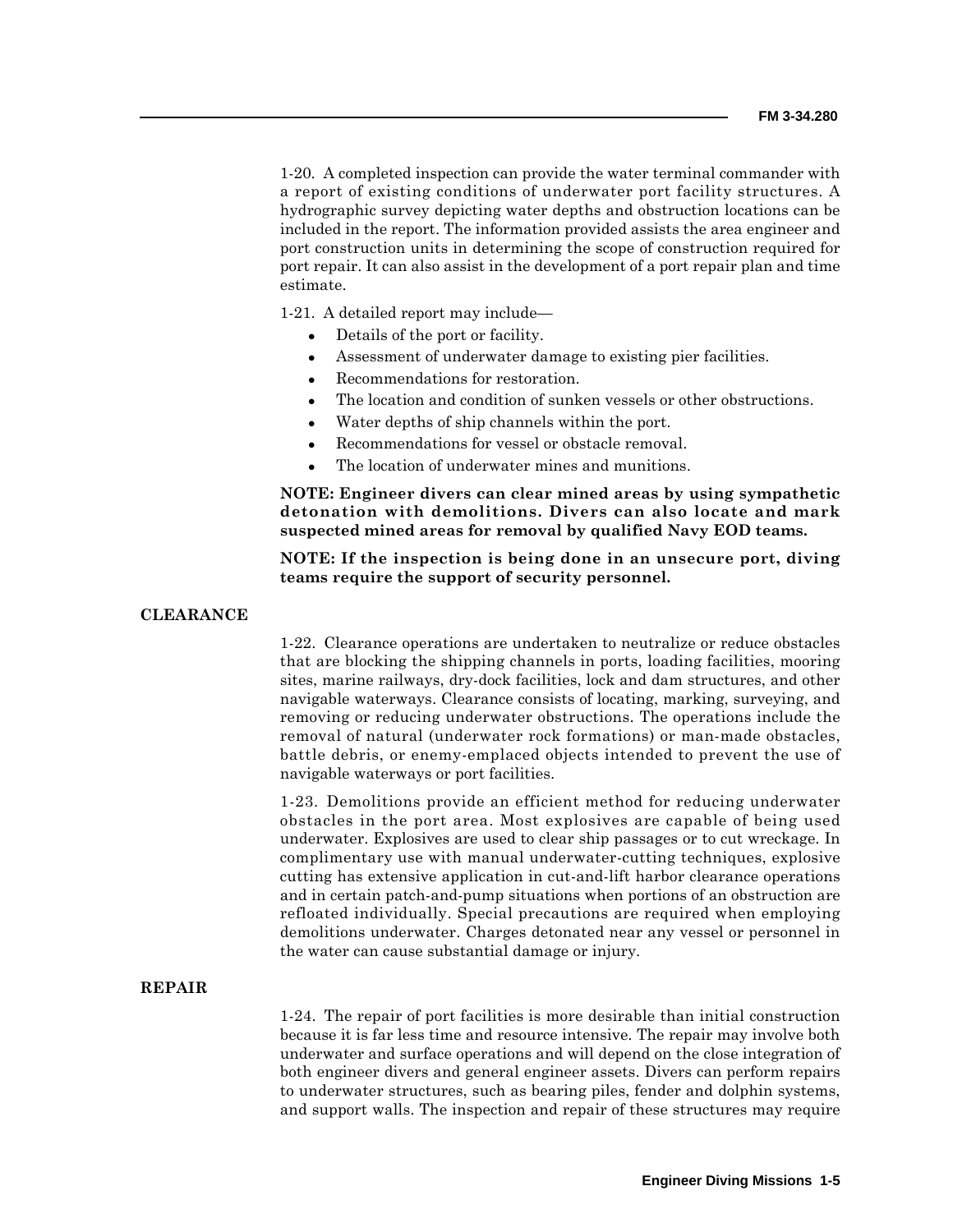1-20. A completed inspection can provide the water terminal commander with a report of existing conditions of underwater port facility structures. A hydrographic survey depicting water depths and obstruction locations can be included in the report. The information provided assists the area engineer and port construction units in determining the scope of construction required for port repair. It can also assist in the development of a port repair plan and time estimate.

1-21. A detailed report may include—

- Details of the port or facility.
- Assessment of underwater damage to existing pier facilities.
- Recommendations for restoration.
- The location and condition of sunken vessels or other obstructions.
- Water depths of ship channels within the port.
- Recommendations for vessel or obstacle removal.
- The location of underwater mines and munitions.

**NOTE: Engineer divers can clear mined areas by using sympathetic detonation with demolitions. Divers can also locate and mark suspected mined areas for removal by qualified Navy EOD teams.**

**NOTE: If the inspection is being done in an unsecure port, diving teams require the support of security personnel.**

## CLEARANCE

1-22. Clearance operations are undertaken to neutralize or reduce obstacles that are blocking the shipping channels in ports, loading facilities, mooring sites, marine railways, dry-dock facilities, lock and dam structures, and other navigable waterways. Clearance consists of locating, marking, surveying, and removing or reducing underwater obstructions. The operations include the removal of natural (underwater rock formations) or man-made obstacles, battle debris, or enemy-emplaced objects intended to prevent the use of navigable waterways or port facilities.

1-23. Demolitions provide an efficient method for reducing underwater obstacles in the port area. Most explosives are capable of being used underwater. Explosives are used to clear ship passages or to cut wreckage. In complimentary use with manual underwater-cutting techniques, explosive cutting has extensive application in cut-and-lift harbor clearance operations and in certain patch-and-pump situations when portions of an obstruction are refloated individually. Special precautions are required when employing demolitions underwater. Charges detonated near any vessel or personnel in the water can cause substantial damage or injury.

## REPAIR

1-24. The repair of port facilities is more desirable than initial construction because it is far less time and resource intensive. The repair may involve both underwater and surface operations and will depend on the close integration of both engineer divers and general engineer assets. Divers can perform repairs to underwater structures, such as bearing piles, fender and dolphin systems, and support walls. The inspection and repair of these structures may require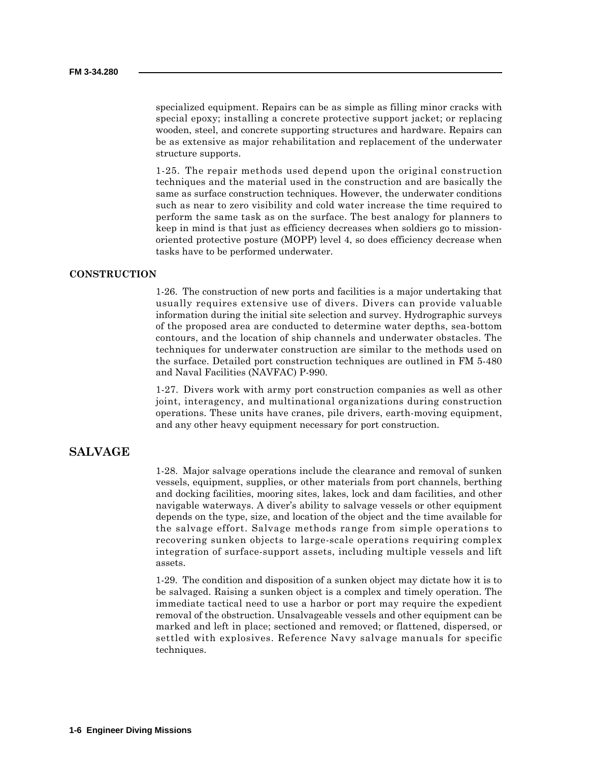specialized equipment. Repairs can be as simple as filling minor cracks with special epoxy; installing a concrete protective support jacket; or replacing wooden, steel, and concrete supporting structures and hardware. Repairs can be as extensive as major rehabilitation and replacement of the underwater structure supports.

1-25. The repair methods used depend upon the original construction techniques and the material used in the construction and are basically the same as surface construction techniques. However, the underwater conditions such as near to zero visibility and cold water increase the time required to perform the same task as on the surface. The best analogy for planners to keep in mind is that just as efficiency decreases when soldiers go to mission-oriented protective posture (MOPP) level 4, so does efficiency decrease when tasks have to be performed underwater.

### CONSTRUCTION

1-26. The construction of new ports and facilities is a major undertaking that usually requires extensive use of divers. Divers can provide valuable information during the initial site selection and survey. Hydrographic surveys of the proposed area are conducted to determine water depths, sea-bottom contours, and the location of ship channels and underwater obstacles. The techniques for underwater construction are similar to the methods used on the surface. Detailed port construction techniques are outlined in FM 5-480 and Naval Facilities (NAVFAC) P-990.

1-27. Divers work with army port construction companies as well as other joint, interagency, and multinational organizations during construction operations. These units have cranes, pile drivers, earth-moving equipment, and any other heavy equipment necessary for port construction.

## SALVAGE

1-28. Major salvage operations include the clearance and removal of sunken vessels, equipment, supplies, or other materials from port channels, berthing and docking facilities, mooring sites, lakes, lock and dam facilities, and other navigable waterways. A diver's ability to salvage vessels or other equipment depends on the type, size, and location of the object and the time available for the salvage effort. Salvage methods range from simple operations to recovering sunken objects to large-scale operations requiring complex integration of surface-support assets, including multiple vessels and lift assets.

1-29. The condition and disposition of a sunken object may dictate how it is to be salvaged. Raising a sunken object is a complex and timely operation. The immediate tactical need to use a harbor or port may require the expedient removal of the obstruction. Unsalvageable vessels and other equipment can be marked and left in place; sectioned and removed; or flattened, dispersed, or settled with explosives. Reference Navy salvage manuals for specific techniques.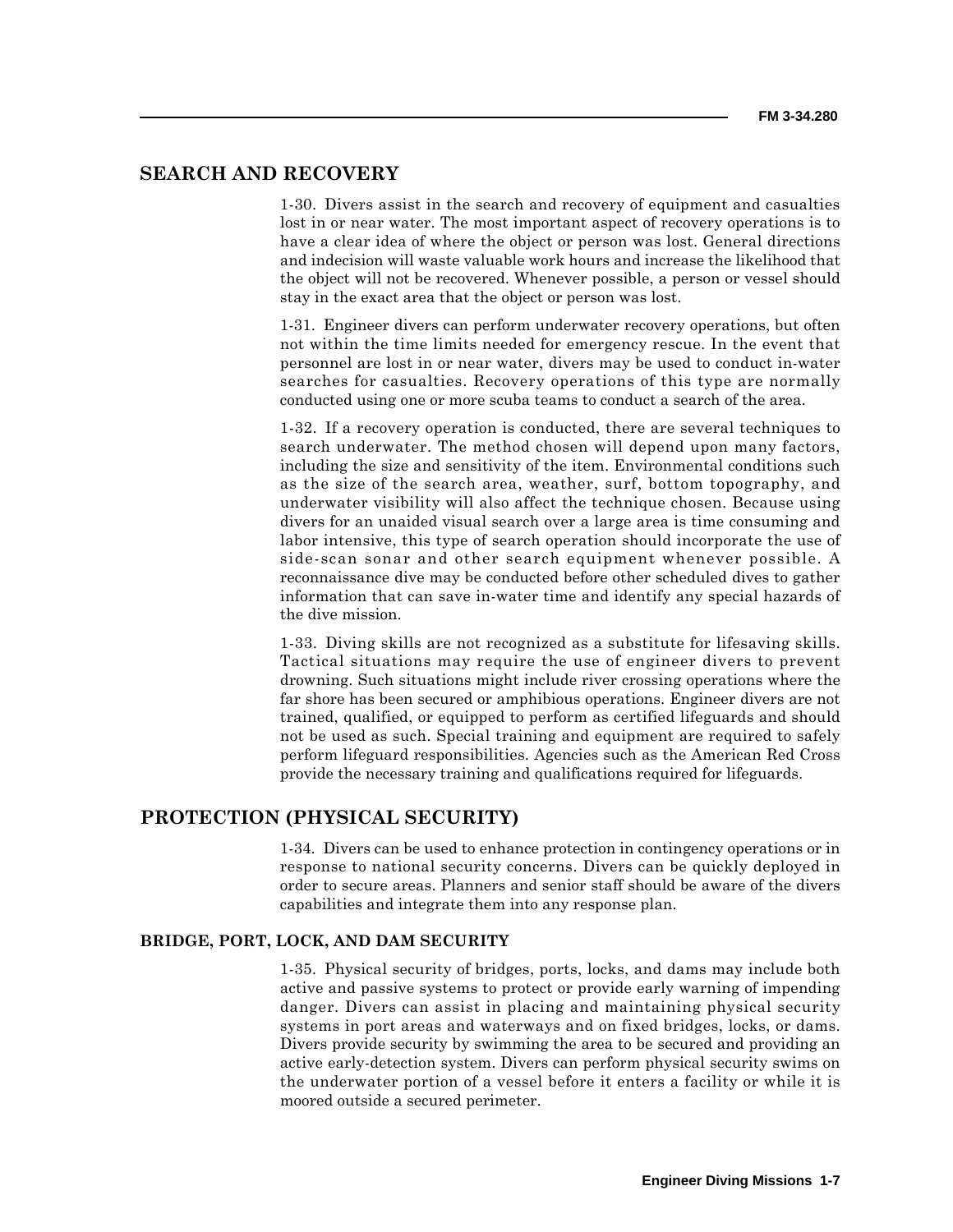## SEARCH AND RECOVERY

1-30. Divers assist in the search and recovery of equipment and casualties lost in or near water. The most important aspect of recovery operations is to have a clear idea of where the object or person was lost. General directions and indecision will waste valuable work hours and increase the likelihood that the object will not be recovered. Whenever possible, a person or vessel should stay in the exact area that the object or person was lost.

1-31. Engineer divers can perform underwater recovery operations, but often not within the time limits needed for emergency rescue. In the event that personnel are lost in or near water, divers may be used to conduct in-water searches for casualties. Recovery operations of this type are normally conducted using one or more scuba teams to conduct a search of the area.

1-32. If a recovery operation is conducted, there are several techniques to search underwater. The method chosen will depend upon many factors, including the size and sensitivity of the item. Environmental conditions such as the size of the search area, weather, surf, bottom topography, and underwater visibility will also affect the technique chosen. Because using divers for an unaided visual search over a large area is time consuming and labor intensive, this type of search operation should incorporate the use of side-scan sonar and other search equipment whenever possible. A reconnaissance dive may be conducted before other scheduled dives to gather information that can save in-water time and identify any special hazards of the dive mission.

1-33. Diving skills are not recognized as a substitute for lifesaving skills. Tactical situations may require the use of engineer divers to prevent drowning. Such situations might include river crossing operations where the far shore has been secured or amphibious operations. Engineer divers are not trained, qualified, or equipped to perform as certified lifeguards and should not be used as such. Special training and equipment are required to safely perform lifeguard responsibilities. Agencies such as the American Red Cross provide the necessary training and qualifications required for lifeguards.

## PROTECTION (PHYSICAL SECURITY)

1-34. Divers can be used to enhance protection in contingency operations or in response to national security concerns. Divers can be quickly deployed in order to secure areas. Planners and senior staff should be aware of the divers capabilities and integrate them into any response plan.

### BRIDGE, PORT, LOCK, AND DAM SECURITY

1-35. Physical security of bridges, ports, locks, and dams may include both active and passive systems to protect or provide early warning of impending danger. Divers can assist in placing and maintaining physical security systems in port areas and waterways and on fixed bridges, locks, or dams. Divers provide security by swimming the area to be secured and providing an active early-detection system. Divers can perform physical security swims on the underwater portion of a vessel before it enters a facility or while it is moored outside a secured perimeter.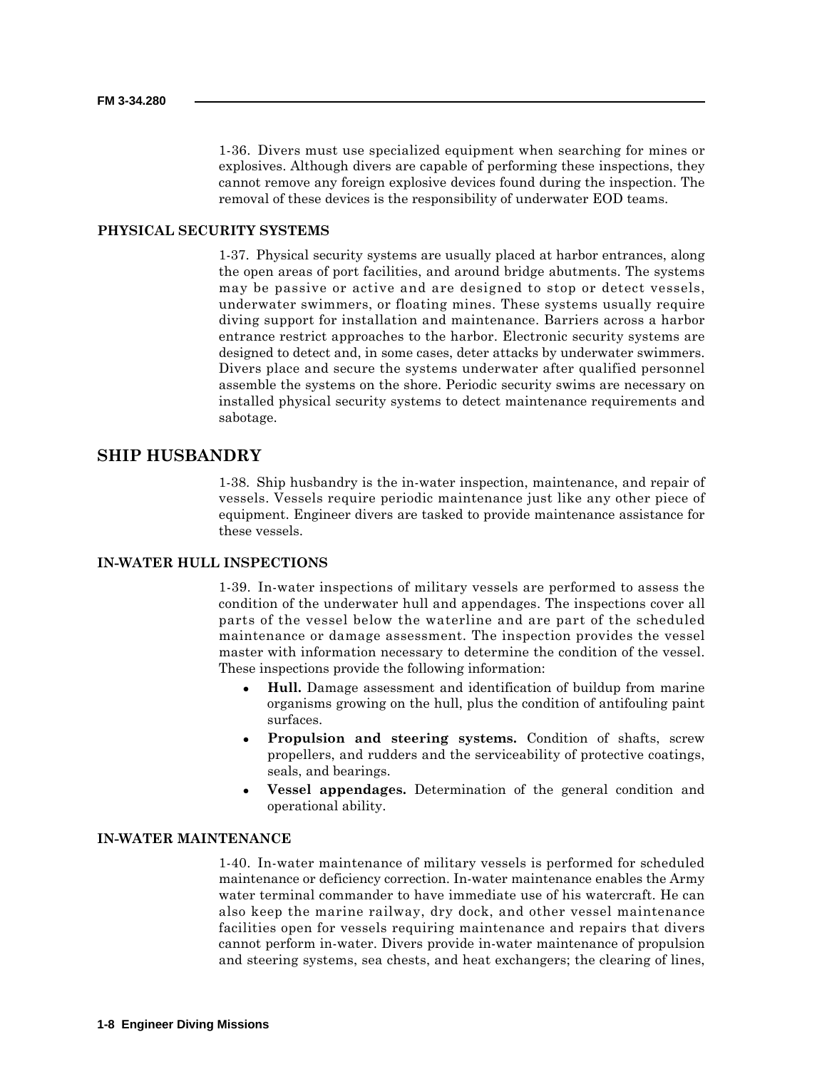1-36. Divers must use specialized equipment when searching for mines or explosives. Although divers are capable of performing these inspections, they cannot remove any foreign explosive devices found during the inspection. The removal of these devices is the responsibility of underwater EOD teams.

### PHYSICAL SECURITY SYSTEMS

1-37. Physical security systems are usually placed at harbor entrances, along the open areas of port facilities, and around bridge abutments. The systems may be passive or active and are designed to stop or detect vessels, underwater swimmers, or floating mines. These systems usually require diving support for installation and maintenance. Barriers across a harbor entrance restrict approaches to the harbor. Electronic security systems are designed to detect and, in some cases, deter attacks by underwater swimmers. Divers place and secure the systems underwater after qualified personnel assemble the systems on the shore. Periodic security swims are necessary on installed physical security systems to detect maintenance requirements and sabotage.

## SHIP HUSBANDRY

1-38. Ship husbandry is the in-water inspection, maintenance, and repair of vessels. Vessels require periodic maintenance just like any other piece of equipment. Engineer divers are tasked to provide maintenance assistance for these vessels.

### IN-WATER HULL INSPECTIONS

1-39. In-water inspections of military vessels are performed to assess the condition of the underwater hull and appendages. The inspections cover all parts of the vessel below the waterline and are part of the scheduled maintenance or damage assessment. The inspection provides the vessel master with information necessary to determine the condition of the vessel. These inspections provide the following information:

- **Hull.** Damage assessment and identification of buildup from marine organisms growing on the hull, plus the condition of antifouling paint surfaces.
- **Propulsion and steering systems.** Condition of shafts, screw propellers, and rudders and the serviceability of protective coatings, seals, and bearings.
- **Vessel appendages.** Determination of the general condition and operational ability.

### IN-WATER MAINTENANCE

1-40. In-water maintenance of military vessels is performed for scheduled maintenance or deficiency correction. In-water maintenance enables the Army water terminal commander to have immediate use of his watercraft. He can also keep the marine railway, dry dock, and other vessel maintenance facilities open for vessels requiring maintenance and repairs that divers cannot perform in-water. Divers provide in-water maintenance of propulsion and steering systems, sea chests, and heat exchangers; the clearing of lines,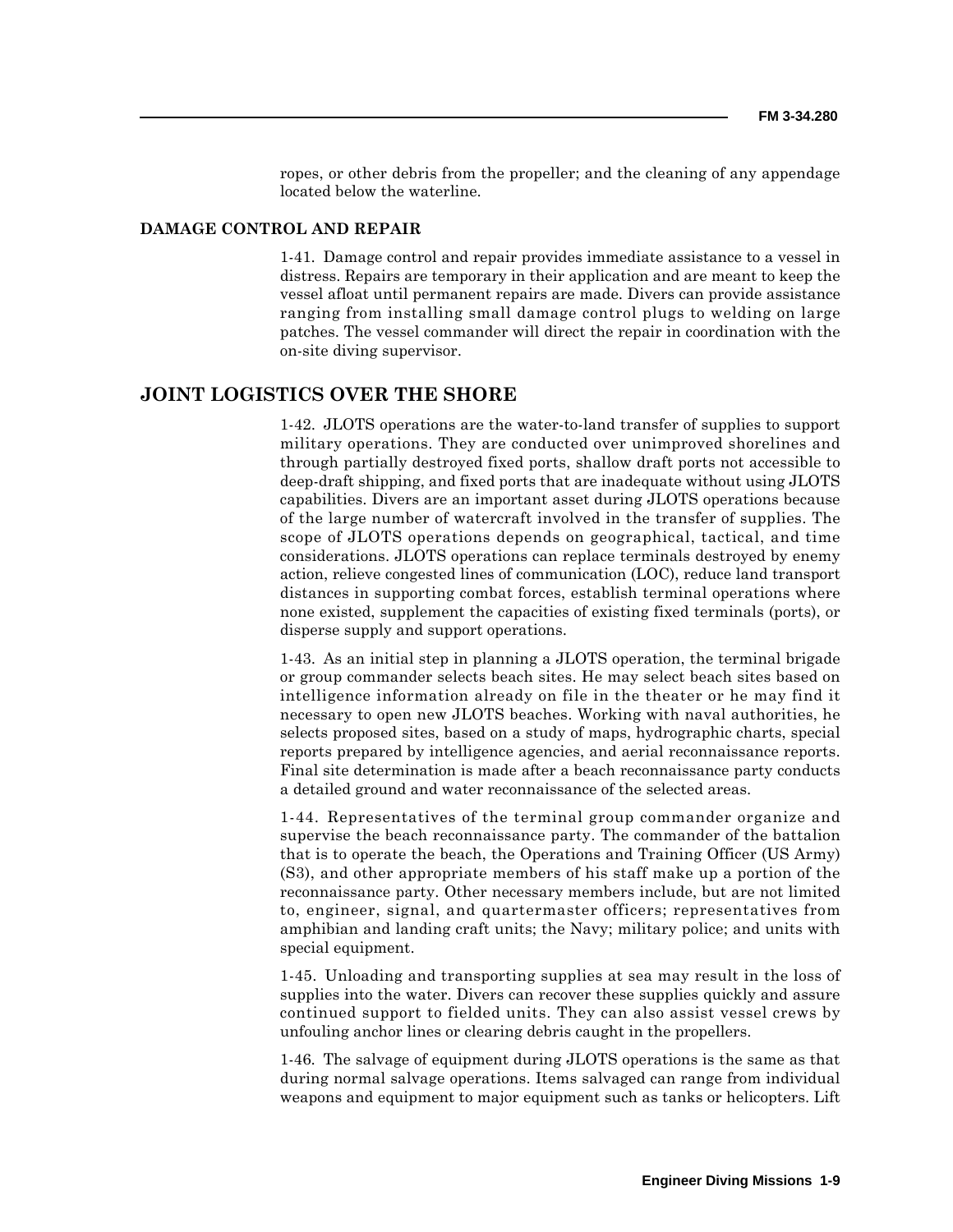ropes, or other debris from the propeller; and the cleaning of any appendage located below the waterline.

### DAMAGE CONTROL AND REPAIR

1-41. Damage control and repair provides immediate assistance to a vessel in distress. Repairs are temporary in their application and are meant to keep the vessel afloat until permanent repairs are made. Divers can provide assistance ranging from installing small damage control plugs to welding on large patches. The vessel commander will direct the repair in coordination with the on-site diving supervisor.

## JOINT LOGISTICS OVER THE SHORE

1-42. JLOTS operations are the water-to-land transfer of supplies to support military operations. They are conducted over unimproved shorelines and through partially destroyed fixed ports, shallow draft ports not accessible to deep-draft shipping, and fixed ports that are inadequate without using JLOTS capabilities. Divers are an important asset during JLOTS operations because of the large number of watercraft involved in the transfer of supplies. The scope of JLOTS operations depends on geographical, tactical, and time considerations. JLOTS operations can replace terminals destroyed by enemy action, relieve congested lines of communication (LOC), reduce land transport distances in supporting combat forces, establish terminal operations where none existed, supplement the capacities of existing fixed terminals (ports), or disperse supply and support operations.

1-43. As an initial step in planning a JLOTS operation, the terminal brigade or group commander selects beach sites. He may select beach sites based on intelligence information already on file in the theater or he may find it necessary to open new JLOTS beaches. Working with naval authorities, he selects proposed sites, based on a study of maps, hydrographic charts, special reports prepared by intelligence agencies, and aerial reconnaissance reports. Final site determination is made after a beach reconnaissance party conducts a detailed ground and water reconnaissance of the selected areas.

1-44. Representatives of the terminal group commander organize and supervise the beach reconnaissance party. The commander of the battalion that is to operate the beach, the Operations and Training Officer (US Army) (S3), and other appropriate members of his staff make up a portion of the reconnaissance party. Other necessary members include, but are not limited to, engineer, signal, and quartermaster officers; representatives from amphibian and landing craft units; the Navy; military police; and units with special equipment.

1-45. Unloading and transporting supplies at sea may result in the loss of supplies into the water. Divers can recover these supplies quickly and assure continued support to fielded units. They can also assist vessel crews by unfouling anchor lines or clearing debris caught in the propellers.

1-46. The salvage of equipment during JLOTS operations is the same as that during normal salvage operations. Items salvaged can range from individual weapons and equipment to major equipment such as tanks or helicopters. Lift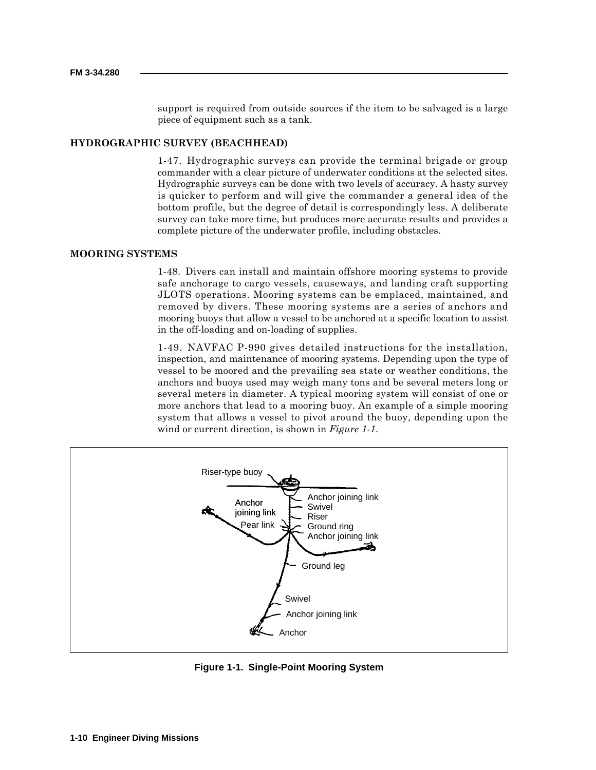support is required from outside sources if the item to be salvaged is a large piece of equipment such as a tank.

## HYDROGRAPHIC SURVEY (BEACHHEAD)

1-47. Hydrographic surveys can provide the terminal brigade or group commander with a clear picture of underwater conditions at the selected sites. Hydrographic surveys can be done with two levels of accuracy. A hasty survey is quicker to perform and will give the commander a general idea of the bottom profile, but the degree of detail is correspondingly less. A deliberate survey can take more time, but produces more accurate results and provides a complete picture of the underwater profile, including obstacles.

## MOORING SYSTEMS

1-48. Divers can install and maintain offshore mooring systems to provide safe anchorage to cargo vessels, causeways, and landing craft supporting JLOTS operations. Mooring systems can be emplaced, maintained, and removed by divers. These mooring systems are a series of anchors and mooring buoys that allow a vessel to be anchored at a specific location to assist in the off-loading and on-loading of supplies.

1-49. NAVFAC P-990 gives detailed instructions for the installation, inspection, and maintenance of mooring systems. Depending upon the type of vessel to be moored and the prevailing sea state or weather conditions, the anchors and buoys used may weigh many tons and be several meters long or several meters in diameter. A typical mooring system will consist of one or more anchors that lead to a mooring buoy. An example of a simple mooring system that allows a vessel to pivot around the buoy, depending upon the wind or current direction, is shown in *Figure 1-1*.

Riser-type buoy, Anchor joining link, Swivel, Riser, Ground ring, Anchor joining link, Anchor joining link, Pear link, Ground leg, Swivel, Anchor joining link, Anchor

**Figure 1-1. Single-Point Mooring System**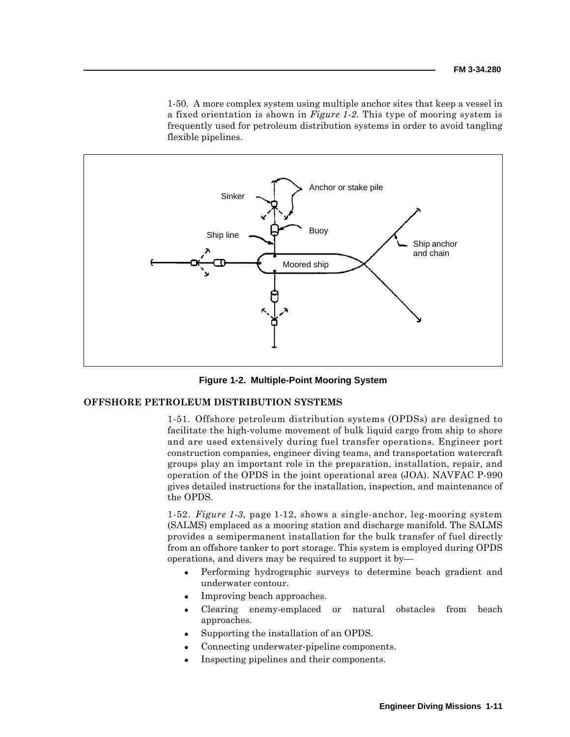1-50. A more complex system using multiple anchor sites that keep a vessel in a fixed orientation is shown in *Figure 1-2*. This type of mooring system is frequently used for petroleum distribution systems in order to avoid tangling flexible pipelines.

**Figure 1-2. Multiple-Point Mooring System**

## OFFSHORE PETROLEUM DISTRIBUTION SYSTEMS

1-51. Offshore petroleum distribution systems (OPDSs) are designed to facilitate the high-volume movement of bulk liquid cargo from ship to shore and are used extensively during fuel transfer operations. Engineer port construction companies, engineer diving teams, and transportation watercraft groups play an important role in the preparation, installation, repair, and operation of the OPDS in the joint operational area (JOA). NAVFAC P-990 gives detailed instructions for the installation, inspection, and maintenance of the OPDS.

1-52. *Figure 1-3,* page 1-12, shows a single-anchor, leg-mooring system (SALMS) emplaced as a mooring station and discharge manifold. The SALMS provides a semipermanent installation for the bulk transfer of fuel directly from an offshore tanker to port storage. This system is employed during OPDS operations, and divers may be required to support it by—

- Performing hydrographic surveys to determine beach gradient and underwater contour.
- Improving beach approaches.
- Clearing enemy-emplaced or natural obstacles from beach approaches.
- Supporting the installation of an OPDS.
- Connecting underwater-pipeline components.
- Inspecting pipelines and their components.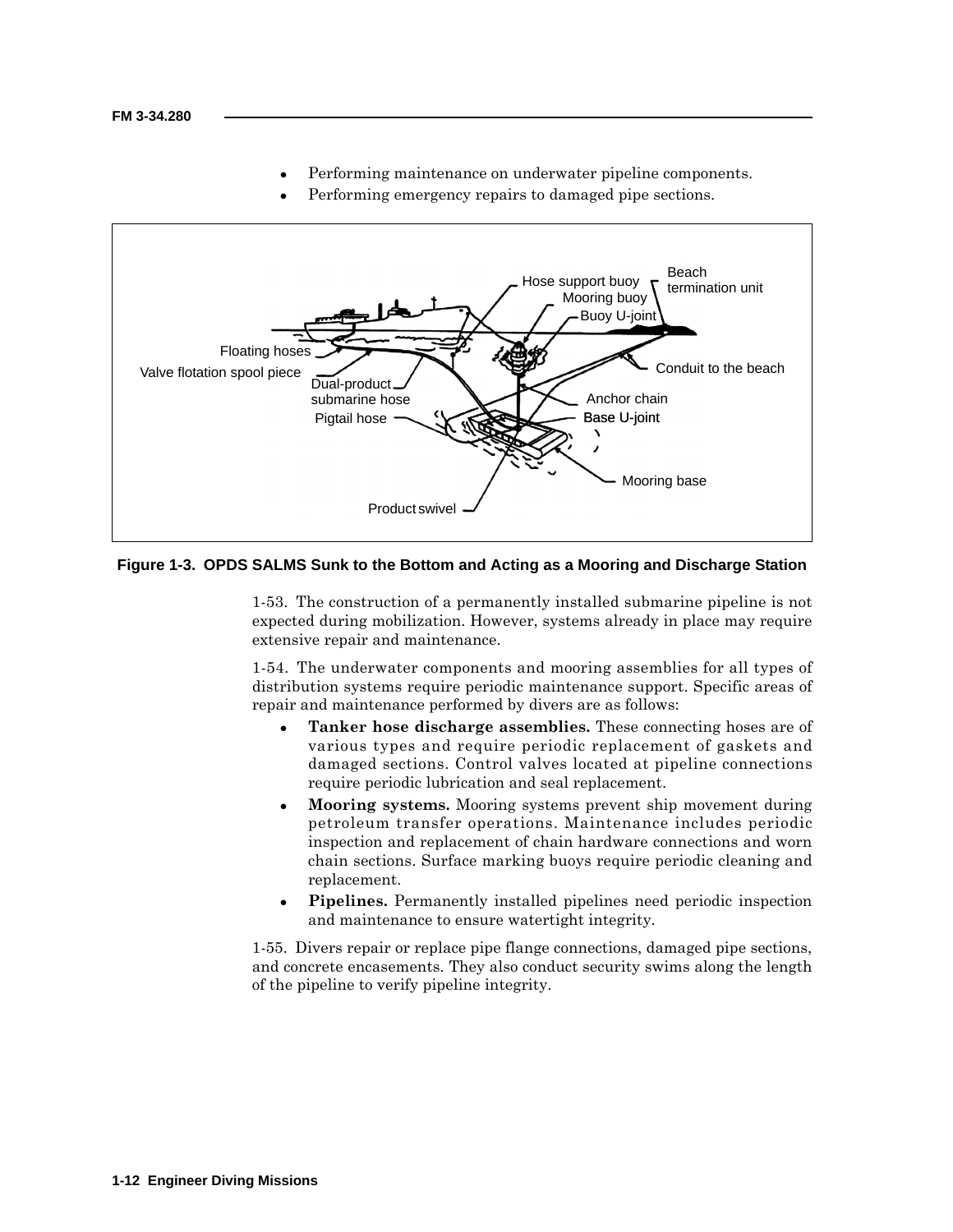- Performing maintenance on underwater pipeline components.
- Performing emergency repairs to damaged pipe sections.

Figure 1-3. OPDS SALMS Sunk to the Bottom and Acting as a Mooring and Discharge Station

1-53. The construction of a permanently installed submarine pipeline is not expected during mobilization. However, systems already in place may require extensive repair and maintenance.

1-54. The underwater components and mooring assemblies for all types of distribution systems require periodic maintenance support. Specific areas of repair and maintenance performed by divers are as follows:

- **Tanker hose discharge assemblies.** These connecting hoses are of various types and require periodic replacement of gaskets and damaged sections. Control valves located at pipeline connections require periodic lubrication and seal replacement.
- **Mooring systems.** Mooring systems prevent ship movement during petroleum transfer operations. Maintenance includes periodic inspection and replacement of chain hardware connections and worn chain sections. Surface marking buoys require periodic cleaning and replacement.
- **Pipelines.** Permanently installed pipelines need periodic inspection and maintenance to ensure watertight integrity.

1-55. Divers repair or replace pipe flange connections, damaged pipe sections, and concrete encasements. They also conduct security swims along the length of the pipeline to verify pipeline integrity.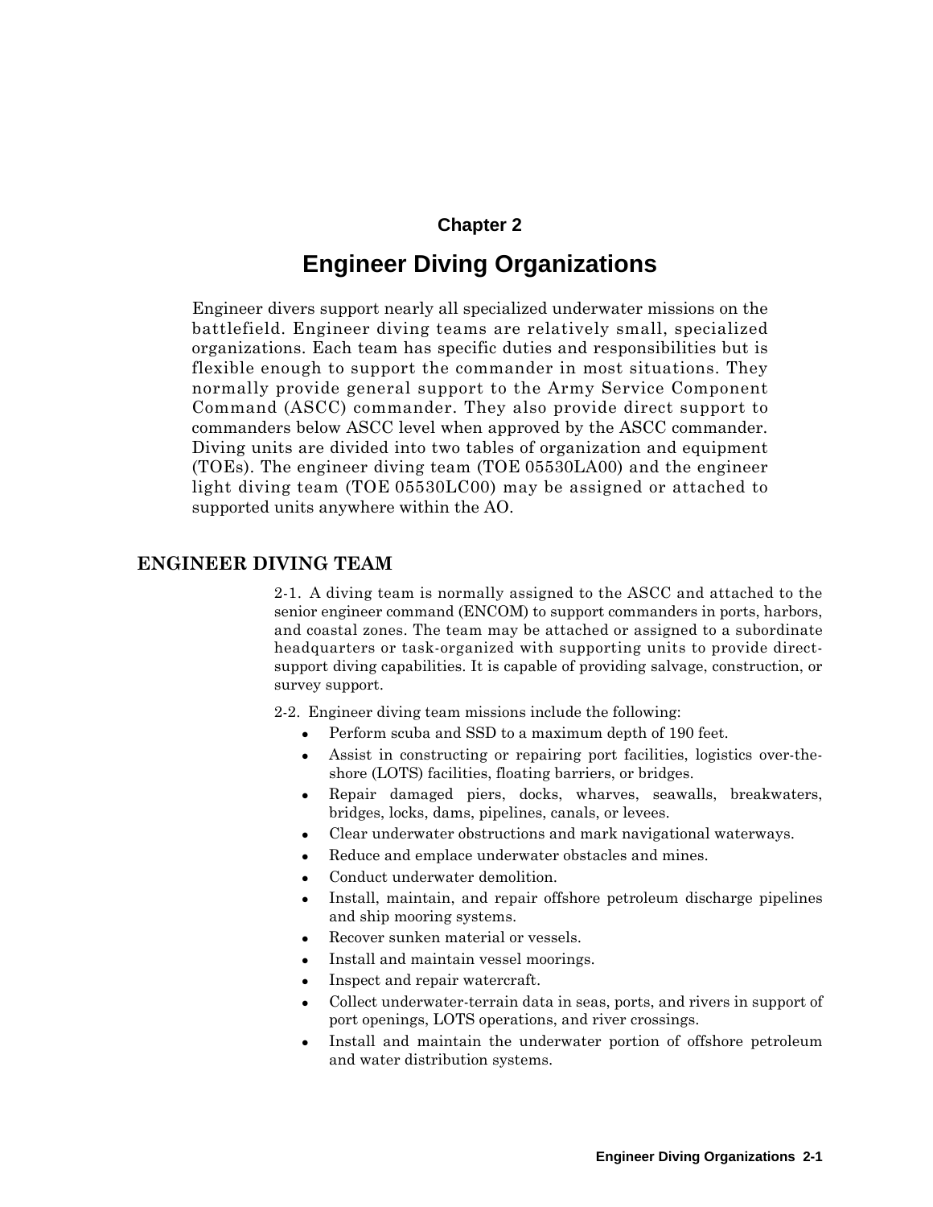# Chapter 2

# Engineer Diving Organizations

Engineer divers support nearly all specialized underwater missions on the battlefield. Engineer diving teams are relatively small, specialized organizations. Each team has specific duties and responsibilities but is flexible enough to support the commander in most situations. They normally provide general support to the Army Service Component Command (ASCC) commander. They also provide direct support to commanders below ASCC level when approved by the ASCC commander. Diving units are divided into two tables of organization and equipment (TOEs). The engineer diving team (TOE 05530LA00) and the engineer light diving team (TOE 05530LC00) may be assigned or attached to supported units anywhere within the AO.

## ENGINEER DIVING TEAM

2-1. A diving team is normally assigned to the ASCC and attached to the senior engineer command (ENCOM) to support commanders in ports, harbors, and coastal zones. The team may be attached or assigned to a subordinate headquarters or task-organized with supporting units to provide direct-support diving capabilities. It is capable of providing salvage, construction, or survey support.

2-2. Engineer diving team missions include the following:

- Perform scuba and SSD to a maximum depth of 190 feet.
- Assist in constructing or repairing port facilities, logistics over-the-shore (LOTS) facilities, floating barriers, or bridges.
- Repair damaged piers, docks, wharves, seawalls, breakwaters, bridges, locks, dams, pipelines, canals, or levees.
- Clear underwater obstructions and mark navigational waterways.
- Reduce and emplace underwater obstacles and mines.
- Conduct underwater demolition.
- Install, maintain, and repair offshore petroleum discharge pipelines and ship mooring systems.
- Recover sunken material or vessels.
- Install and maintain vessel moorings.
- Inspect and repair watercraft.
- Collect underwater-terrain data in seas, ports, and rivers in support of port openings, LOTS operations, and river crossings.
- Install and maintain the underwater portion of offshore petroleum and water distribution systems.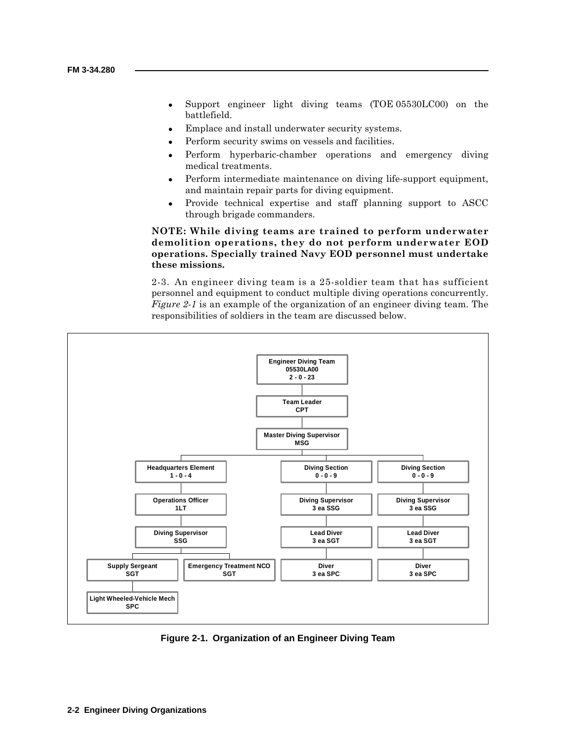- Support engineer light diving teams (TOE 05530LC00) on the battlefield.
- Emplace and install underwater security systems.
- Perform security swims on vessels and facilities.
- Perform hyperbaric-chamber operations and emergency diving medical treatments.
- Perform intermediate maintenance on diving life-support equipment, and maintain repair parts for diving equipment.
- Provide technical expertise and staff planning support to ASCC through brigade commanders.

**NOTE: While diving teams are trained to perform underwater demolition operations, they do not perform underwater EOD operations. Specially trained Navy EOD personnel must undertake these missions.**

2-3. An engineer diving team is a 25-soldier team that has sufficient personnel and equipment to conduct multiple diving operations concurrently. *Figure 2-1* is an example of the organization of an engineer diving team. The responsibilities of soldiers in the team are discussed below.

- **Engineer Diving Team** 05530LA00 2 - 0 - 23
  - **Team Leader** CPT
    - **Master Diving Supervisor** MSG
      - **Headquarters Element** 1 - 0 - 4
        - **Operations Officer** 1LT
          - **Diving Supervisor** SSG
            - **Supply Sergeant** SGT
              - **Light Wheeled-Vehicle Mech** SPC
            - **Emergency Treatment NCO** SGT
      - **Diving Section** 0 - 0 - 9
        - **Diving Supervisor** 3 ea SSG
          - **Lead Diver** 3 ea SGT
            - **Diver** 3 ea SPC
      - **Diving Section** 0 - 0 - 9
        - **Diving Supervisor** 3 ea SSG
          - **Lead Diver** 3 ea SGT
            - **Diver** 3 ea SPC

**Figure 2-1. Organization of an Engineer Diving Team**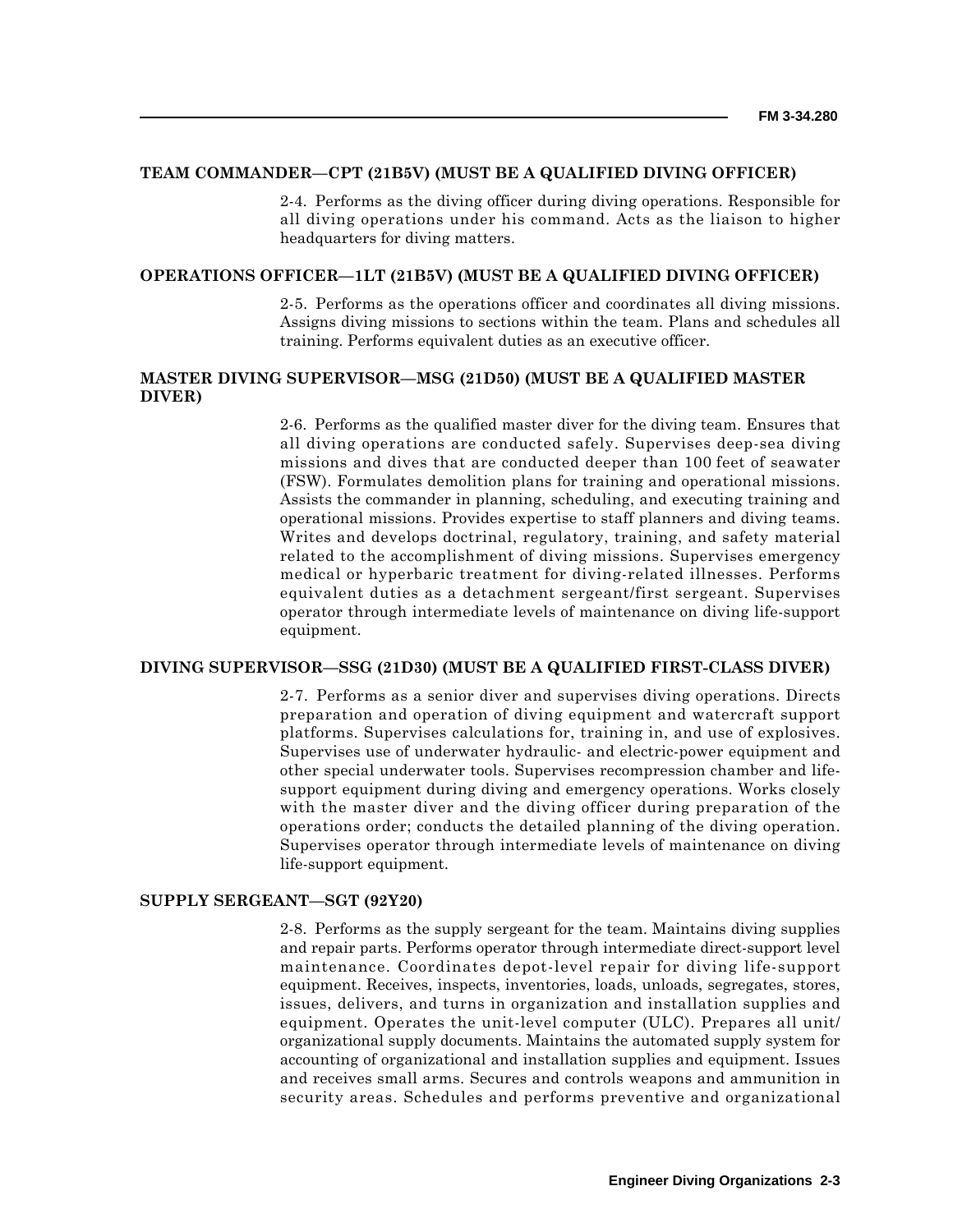#### TEAM COMMANDER—CPT (21B5V) (MUST BE A QUALIFIED DIVING OFFICER)

2-4. Performs as the diving officer during diving operations. Responsible for all diving operations under his command. Acts as the liaison to higher headquarters for diving matters.

#### OPERATIONS OFFICER—1LT (21B5V) (MUST BE A QUALIFIED DIVING OFFICER)

2-5. Performs as the operations officer and coordinates all diving missions. Assigns diving missions to sections within the team. Plans and schedules all training. Performs equivalent duties as an executive officer.

#### MASTER DIVING SUPERVISOR—MSG (21D50) (MUST BE A QUALIFIED MASTER DIVER)

2-6. Performs as the qualified master diver for the diving team. Ensures that all diving operations are conducted safely. Supervises deep-sea diving missions and dives that are conducted deeper than 100 feet of seawater (FSW). Formulates demolition plans for training and operational missions. Assists the commander in planning, scheduling, and executing training and operational missions. Provides expertise to staff planners and diving teams. Writes and develops doctrinal, regulatory, training, and safety material related to the accomplishment of diving missions. Supervises emergency medical or hyperbaric treatment for diving-related illnesses. Performs equivalent duties as a detachment sergeant/first sergeant. Supervises operator through intermediate levels of maintenance on diving life-support equipment.

#### DIVING SUPERVISOR—SSG (21D30) (MUST BE A QUALIFIED FIRST-CLASS DIVER)

2-7. Performs as a senior diver and supervises diving operations. Directs preparation and operation of diving equipment and watercraft support platforms. Supervises calculations for, training in, and use of explosives. Supervises use of underwater hydraulic- and electric-power equipment and other special underwater tools. Supervises recompression chamber and life-support equipment during diving and emergency operations. Works closely with the master diver and the diving officer during preparation of the operations order; conducts the detailed planning of the diving operation. Supervises operator through intermediate levels of maintenance on diving life-support equipment.

#### SUPPLY SERGEANT—SGT (92Y20)

2-8. Performs as the supply sergeant for the team. Maintains diving supplies and repair parts. Performs operator through intermediate direct-support level maintenance. Coordinates depot-level repair for diving life-support equipment. Receives, inspects, inventories, loads, unloads, segregates, stores, issues, delivers, and turns in organization and installation supplies and equipment. Operates the unit-level computer (ULC). Prepares all unit/organizational supply documents. Maintains the automated supply system for accounting of organizational and installation supplies and equipment. Issues and receives small arms. Secures and controls weapons and ammunition in security areas. Schedules and performs preventive and organizational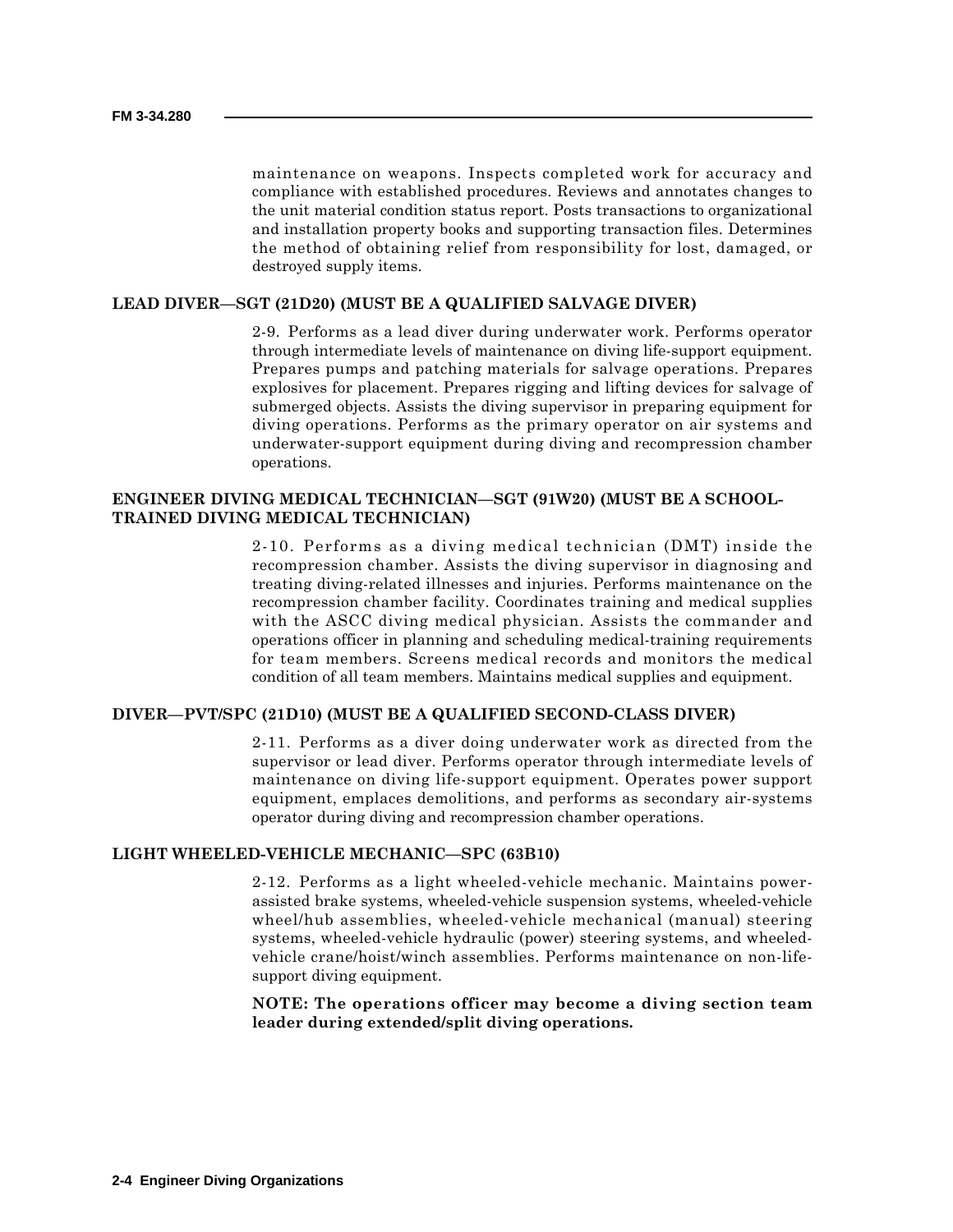maintenance on weapons. Inspects completed work for accuracy and compliance with established procedures. Reviews and annotates changes to the unit material condition status report. Posts transactions to organizational and installation property books and supporting transaction files. Determines the method of obtaining relief from responsibility for lost, damaged, or destroyed supply items.

### LEAD DIVER—SGT (21D20) (MUST BE A QUALIFIED SALVAGE DIVER)

2-9. Performs as a lead diver during underwater work. Performs operator through intermediate levels of maintenance on diving life-support equipment. Prepares pumps and patching materials for salvage operations. Prepares explosives for placement. Prepares rigging and lifting devices for salvage of submerged objects. Assists the diving supervisor in preparing equipment for diving operations. Performs as the primary operator on air systems and underwater-support equipment during diving and recompression chamber operations.

### ENGINEER DIVING MEDICAL TECHNICIAN—SGT (91W20) (MUST BE A SCHOOL-TRAINED DIVING MEDICAL TECHNICIAN)

2-10. Performs as a diving medical technician (DMT) inside the recompression chamber. Assists the diving supervisor in diagnosing and treating diving-related illnesses and injuries. Performs maintenance on the recompression chamber facility. Coordinates training and medical supplies with the ASCC diving medical physician. Assists the commander and operations officer in planning and scheduling medical-training requirements for team members. Screens medical records and monitors the medical condition of all team members. Maintains medical supplies and equipment.

### DIVER—PVT/SPC (21D10) (MUST BE A QUALIFIED SECOND-CLASS DIVER)

2-11. Performs as a diver doing underwater work as directed from the supervisor or lead diver. Performs operator through intermediate levels of maintenance on diving life-support equipment. Operates power support equipment, emplaces demolitions, and performs as secondary air-systems operator during diving and recompression chamber operations.

### LIGHT WHEELED-VEHICLE MECHANIC—SPC (63B10)

2-12. Performs as a light wheeled-vehicle mechanic. Maintains power-assisted brake systems, wheeled-vehicle suspension systems, wheeled-vehicle wheel/hub assemblies, wheeled-vehicle mechanical (manual) steering systems, wheeled-vehicle hydraulic (power) steering systems, and wheeled-vehicle crane/hoist/winch assemblies. Performs maintenance on non-life-support diving equipment.

**NOTE: The operations officer may become a diving section team leader during extended/split diving operations.**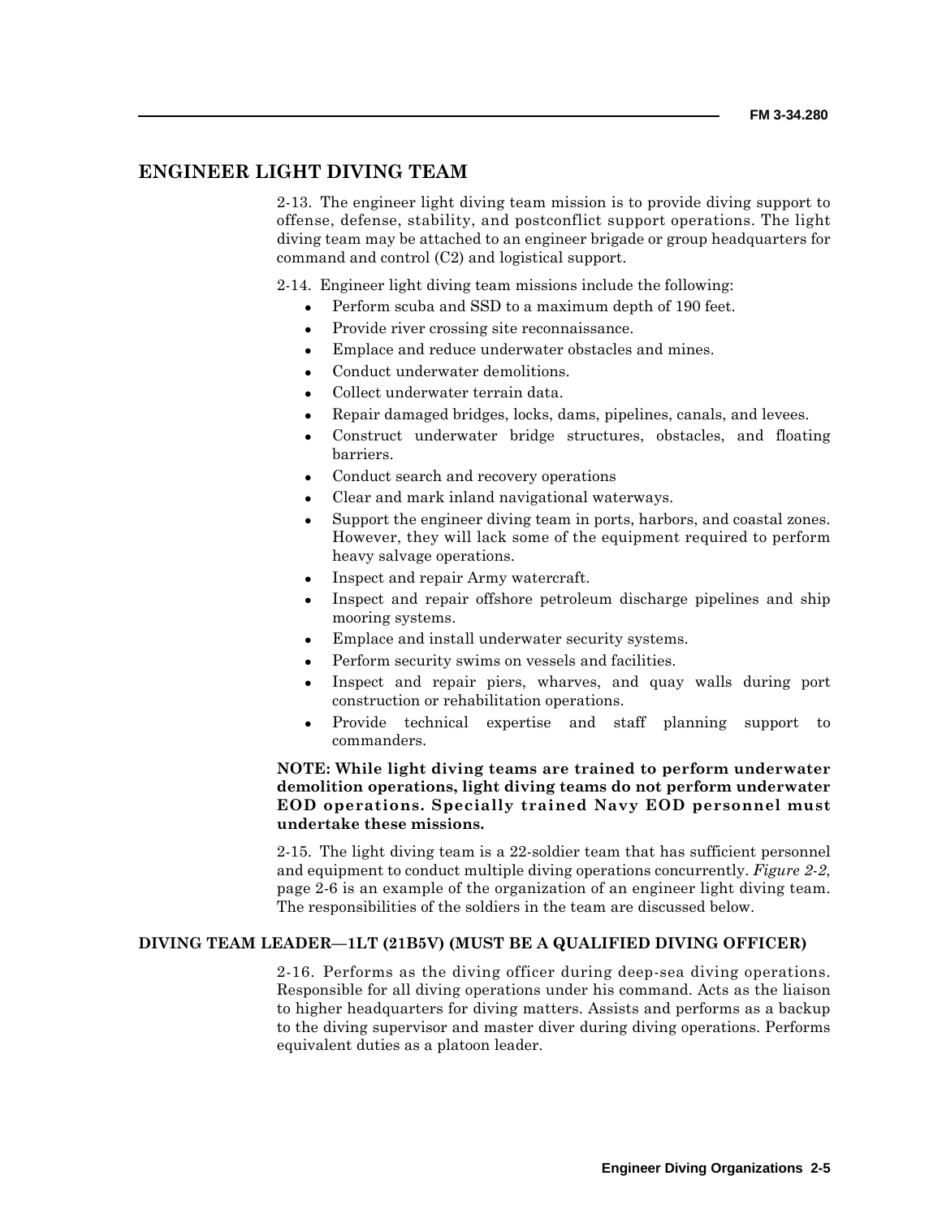## ENGINEER LIGHT DIVING TEAM

2-13. The engineer light diving team mission is to provide diving support to offense, defense, stability, and postconflict support operations. The light diving team may be attached to an engineer brigade or group headquarters for command and control (C2) and logistical support.

2-14. Engineer light diving team missions include the following:

- Perform scuba and SSD to a maximum depth of 190 feet.
- Provide river crossing site reconnaissance.
- Emplace and reduce underwater obstacles and mines.
- Conduct underwater demolitions.
- Collect underwater terrain data.
- Repair damaged bridges, locks, dams, pipelines, canals, and levees.
- Construct underwater bridge structures, obstacles, and floating barriers.
- Conduct search and recovery operations
- Clear and mark inland navigational waterways.
- Support the engineer diving team in ports, harbors, and coastal zones. However, they will lack some of the equipment required to perform heavy salvage operations.
- Inspect and repair Army watercraft.
- Inspect and repair offshore petroleum discharge pipelines and ship mooring systems.
- Emplace and install underwater security systems.
- Perform security swims on vessels and facilities.
- Inspect and repair piers, wharves, and quay walls during port construction or rehabilitation operations.
- Provide technical expertise and staff planning support to commanders.

**NOTE: While light diving teams are trained to perform underwater demolition operations, light diving teams do not perform underwater EOD operations. Specially trained Navy EOD personnel must undertake these missions.**

2-15. The light diving team is a 22-soldier team that has sufficient personnel and equipment to conduct multiple diving operations concurrently. *Figure 2-2*, page 2-6 is an example of the organization of an engineer light diving team. The responsibilities of the soldiers in the team are discussed below.

### DIVING TEAM LEADER—1LT (21B5V) (MUST BE A QUALIFIED DIVING OFFICER)

2-16. Performs as the diving officer during deep-sea diving operations. Responsible for all diving operations under his command. Acts as the liaison to higher headquarters for diving matters. Assists and performs as a backup to the diving supervisor and master diver during diving operations. Performs equivalent duties as a platoon leader.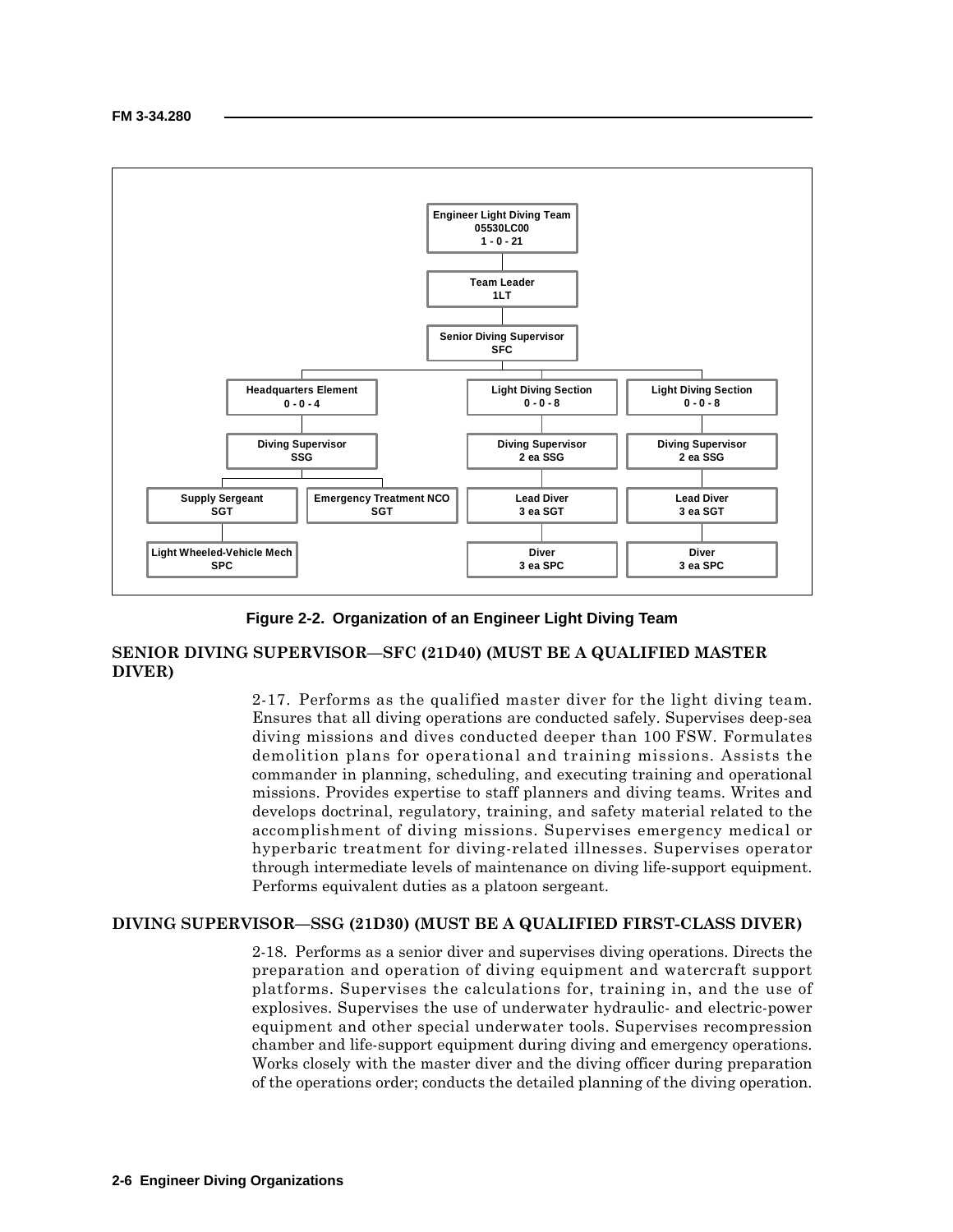- **Engineer Light Diving Team**
  05530LC00
  1 - 0 - 21
  - **Team Leader**
    1LT
    - **Senior Diving Supervisor**
      SFC
      - **Headquarters Element**
        0 - 0 - 4
        - **Diving Supervisor**
          SSG
          - **Supply Sergeant**
            SGT
            - **Light Wheeled-Vehicle Mech**
              SPC
          - **Emergency Treatment NCO**
            SGT
      - **Light Diving Section**
        0 - 0 - 8
        - **Diving Supervisor**
          2 ea SSG
          - **Lead Diver**
            3 ea SGT
            - **Diver**
              3 ea SPC
      - **Light Diving Section**
        0 - 0 - 8
        - **Diving Supervisor**
          2 ea SSG
          - **Lead Diver**
            3 ea SGT
            - **Diver**
              3 ea SPC

**Figure 2-2. Organization of an Engineer Light Diving Team**

### SENIOR DIVING SUPERVISOR—SFC (21D40) (MUST BE A QUALIFIED MASTER DIVER)

2-17. Performs as the qualified master diver for the light diving team. Ensures that all diving operations are conducted safely. Supervises deep-sea diving missions and dives conducted deeper than 100 FSW. Formulates demolition plans for operational and training missions. Assists the commander in planning, scheduling, and executing training and operational missions. Provides expertise to staff planners and diving teams. Writes and develops doctrinal, regulatory, training, and safety material related to the accomplishment of diving missions. Supervises emergency medical or hyperbaric treatment for diving-related illnesses. Supervises operator through intermediate levels of maintenance on diving life-support equipment. Performs equivalent duties as a platoon sergeant.

### DIVING SUPERVISOR—SSG (21D30) (MUST BE A QUALIFIED FIRST-CLASS DIVER)

2-18. Performs as a senior diver and supervises diving operations. Directs the preparation and operation of diving equipment and watercraft support platforms. Supervises the calculations for, training in, and the use of explosives. Supervises the use of underwater hydraulic- and electric-power equipment and other special underwater tools. Supervises recompression chamber and life-support equipment during diving and emergency operations. Works closely with the master diver and the diving officer during preparation of the operations order; conducts the detailed planning of the diving operation.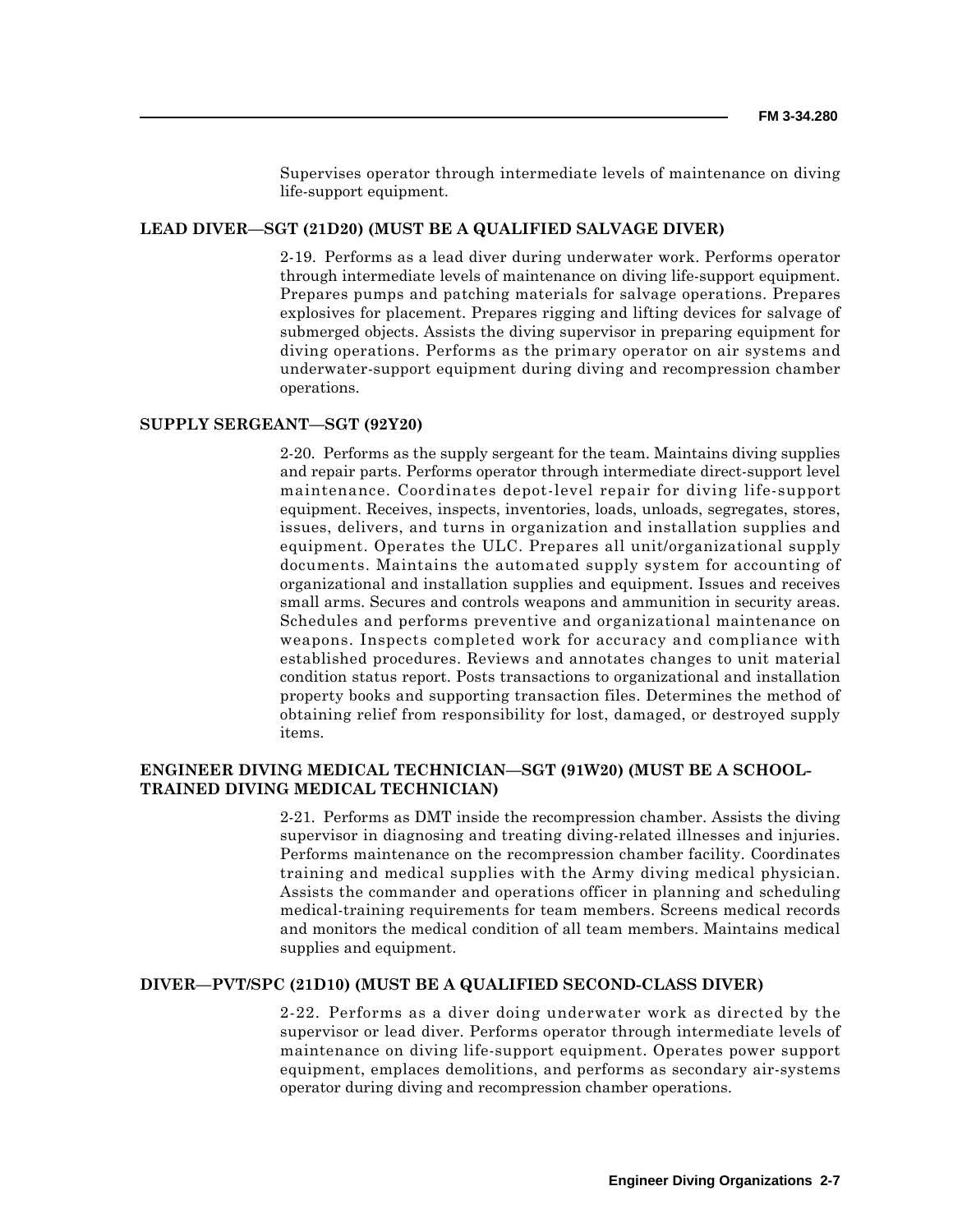Supervises operator through intermediate levels of maintenance on diving life-support equipment.

### LEAD DIVER—SGT (21D20) (MUST BE A QUALIFIED SALVAGE DIVER)

2-19. Performs as a lead diver during underwater work. Performs operator through intermediate levels of maintenance on diving life-support equipment. Prepares pumps and patching materials for salvage operations. Prepares explosives for placement. Prepares rigging and lifting devices for salvage of submerged objects. Assists the diving supervisor in preparing equipment for diving operations. Performs as the primary operator on air systems and underwater-support equipment during diving and recompression chamber operations.

### SUPPLY SERGEANT—SGT (92Y20)

2-20. Performs as the supply sergeant for the team. Maintains diving supplies and repair parts. Performs operator through intermediate direct-support level maintenance. Coordinates depot-level repair for diving life-support equipment. Receives, inspects, inventories, loads, unloads, segregates, stores, issues, delivers, and turns in organization and installation supplies and equipment. Operates the ULC. Prepares all unit/organizational supply documents. Maintains the automated supply system for accounting of organizational and installation supplies and equipment. Issues and receives small arms. Secures and controls weapons and ammunition in security areas. Schedules and performs preventive and organizational maintenance on weapons. Inspects completed work for accuracy and compliance with established procedures. Reviews and annotates changes to unit material condition status report. Posts transactions to organizational and installation property books and supporting transaction files. Determines the method of obtaining relief from responsibility for lost, damaged, or destroyed supply items.

### ENGINEER DIVING MEDICAL TECHNICIAN—SGT (91W20) (MUST BE A SCHOOL-TRAINED DIVING MEDICAL TECHNICIAN)

2-21. Performs as DMT inside the recompression chamber. Assists the diving supervisor in diagnosing and treating diving-related illnesses and injuries. Performs maintenance on the recompression chamber facility. Coordinates training and medical supplies with the Army diving medical physician. Assists the commander and operations officer in planning and scheduling medical-training requirements for team members. Screens medical records and monitors the medical condition of all team members. Maintains medical supplies and equipment.

### DIVER—PVT/SPC (21D10) (MUST BE A QUALIFIED SECOND-CLASS DIVER)

2-22. Performs as a diver doing underwater work as directed by the supervisor or lead diver. Performs operator through intermediate levels of maintenance on diving life-support equipment. Operates power support equipment, emplaces demolitions, and performs as secondary air-systems operator during diving and recompression chamber operations.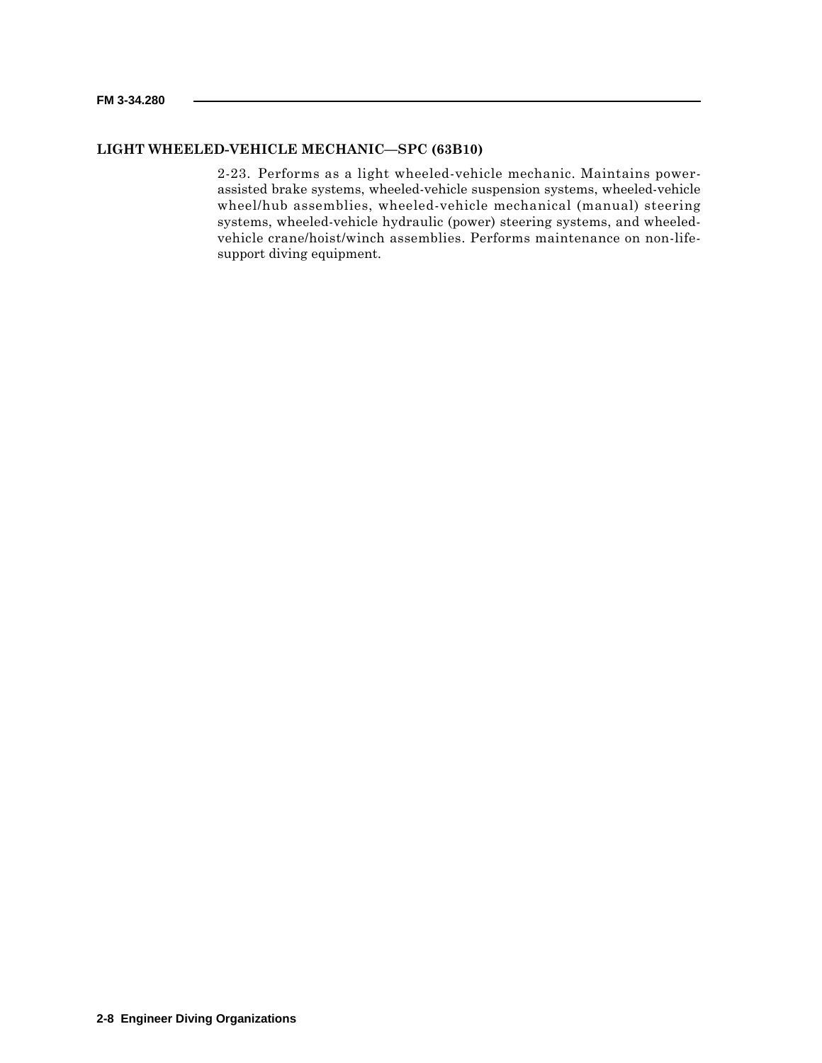### LIGHT WHEELED-VEHICLE MECHANIC—SPC (63B10)

2-23. Performs as a light wheeled-vehicle mechanic. Maintains power-assisted brake systems, wheeled-vehicle suspension systems, wheeled-vehicle wheel/hub assemblies, wheeled-vehicle mechanical (manual) steering systems, wheeled-vehicle hydraulic (power) steering systems, and wheeled-vehicle crane/hoist/winch assemblies. Performs maintenance on non-life-support diving equipment.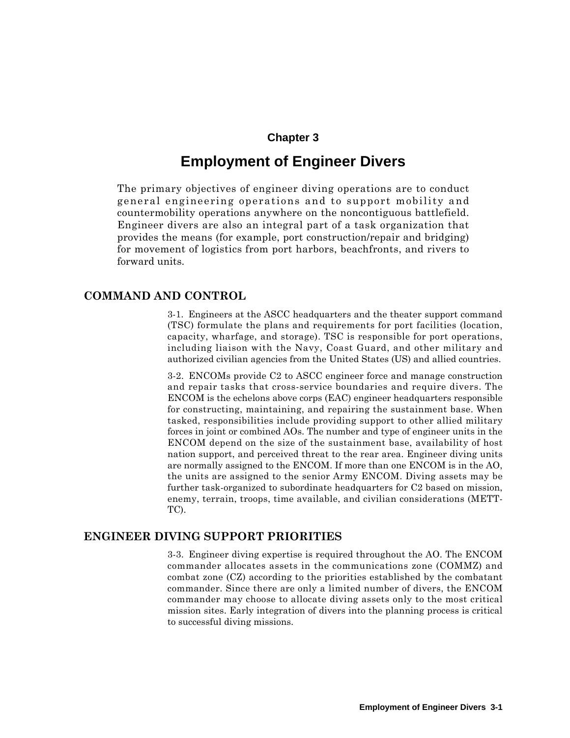# Chapter 3

# Employment of Engineer Divers

The primary objectives of engineer diving operations are to conduct general engineering operations and to support mobility and countermobility operations anywhere on the noncontiguous battlefield. Engineer divers are also an integral part of a task organization that provides the means (for example, port construction/repair and bridging) for movement of logistics from port harbors, beachfronts, and rivers to forward units.

## COMMAND AND CONTROL

3-1. Engineers at the ASCC headquarters and the theater support command (TSC) formulate the plans and requirements for port facilities (location, capacity, wharfage, and storage). TSC is responsible for port operations, including liaison with the Navy, Coast Guard, and other military and authorized civilian agencies from the United States (US) and allied countries.

3-2. ENCOMs provide C2 to ASCC engineer force and manage construction and repair tasks that cross-service boundaries and require divers. The ENCOM is the echelons above corps (EAC) engineer headquarters responsible for constructing, maintaining, and repairing the sustainment base. When tasked, responsibilities include providing support to other allied military forces in joint or combined AOs. The number and type of engineer units in the ENCOM depend on the size of the sustainment base, availability of host nation support, and perceived threat to the rear area. Engineer diving units are normally assigned to the ENCOM. If more than one ENCOM is in the AO, the units are assigned to the senior Army ENCOM. Diving assets may be further task-organized to subordinate headquarters for C2 based on mission, enemy, terrain, troops, time available, and civilian considerations (METT-TC).

## ENGINEER DIVING SUPPORT PRIORITIES

3-3. Engineer diving expertise is required throughout the AO. The ENCOM commander allocates assets in the communications zone (COMMZ) and combat zone (CZ) according to the priorities established by the combatant commander. Since there are only a limited number of divers, the ENCOM commander may choose to allocate diving assets only to the most critical mission sites. Early integration of divers into the planning process is critical to successful diving missions.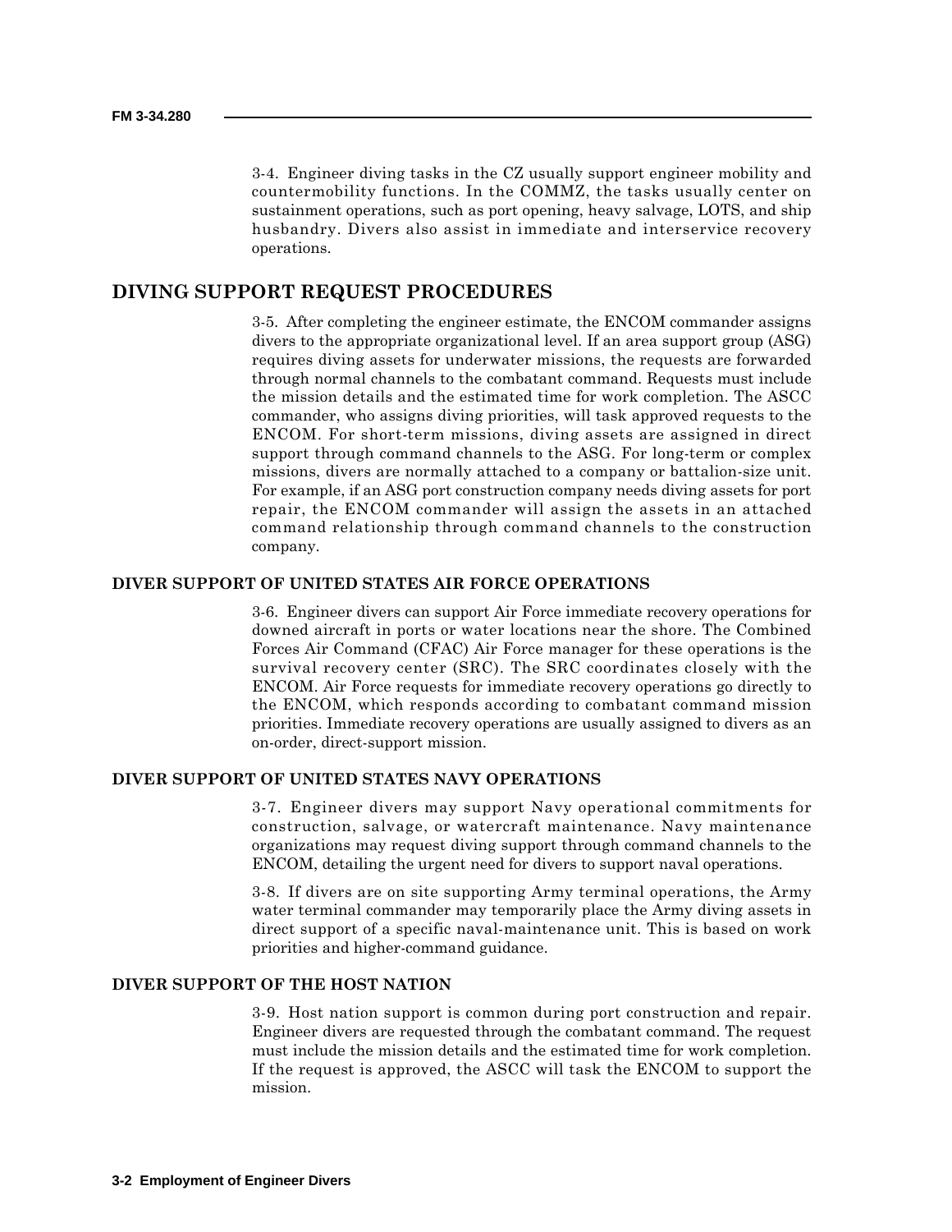3-4. Engineer diving tasks in the CZ usually support engineer mobility and countermobility functions. In the COMMZ, the tasks usually center on sustainment operations, such as port opening, heavy salvage, LOTS, and ship husbandry. Divers also assist in immediate and interservice recovery operations.

## DIVING SUPPORT REQUEST PROCEDURES

3-5. After completing the engineer estimate, the ENCOM commander assigns divers to the appropriate organizational level. If an area support group (ASG) requires diving assets for underwater missions, the requests are forwarded through normal channels to the combatant command. Requests must include the mission details and the estimated time for work completion. The ASCC commander, who assigns diving priorities, will task approved requests to the ENCOM. For short-term missions, diving assets are assigned in direct support through command channels to the ASG. For long-term or complex missions, divers are normally attached to a company or battalion-size unit. For example, if an ASG port construction company needs diving assets for port repair, the ENCOM commander will assign the assets in an attached command relationship through command channels to the construction company.

### DIVER SUPPORT OF UNITED STATES AIR FORCE OPERATIONS

3-6. Engineer divers can support Air Force immediate recovery operations for downed aircraft in ports or water locations near the shore. The Combined Forces Air Command (CFAC) Air Force manager for these operations is the survival recovery center (SRC). The SRC coordinates closely with the ENCOM. Air Force requests for immediate recovery operations go directly to the ENCOM, which responds according to combatant command mission priorities. Immediate recovery operations are usually assigned to divers as an on-order, direct-support mission.

### DIVER SUPPORT OF UNITED STATES NAVY OPERATIONS

3-7. Engineer divers may support Navy operational commitments for construction, salvage, or watercraft maintenance. Navy maintenance organizations may request diving support through command channels to the ENCOM, detailing the urgent need for divers to support naval operations.

3-8. If divers are on site supporting Army terminal operations, the Army water terminal commander may temporarily place the Army diving assets in direct support of a specific naval-maintenance unit. This is based on work priorities and higher-command guidance.

### DIVER SUPPORT OF THE HOST NATION

3-9. Host nation support is common during port construction and repair. Engineer divers are requested through the combatant command. The request must include the mission details and the estimated time for work completion. If the request is approved, the ASCC will task the ENCOM to support the mission.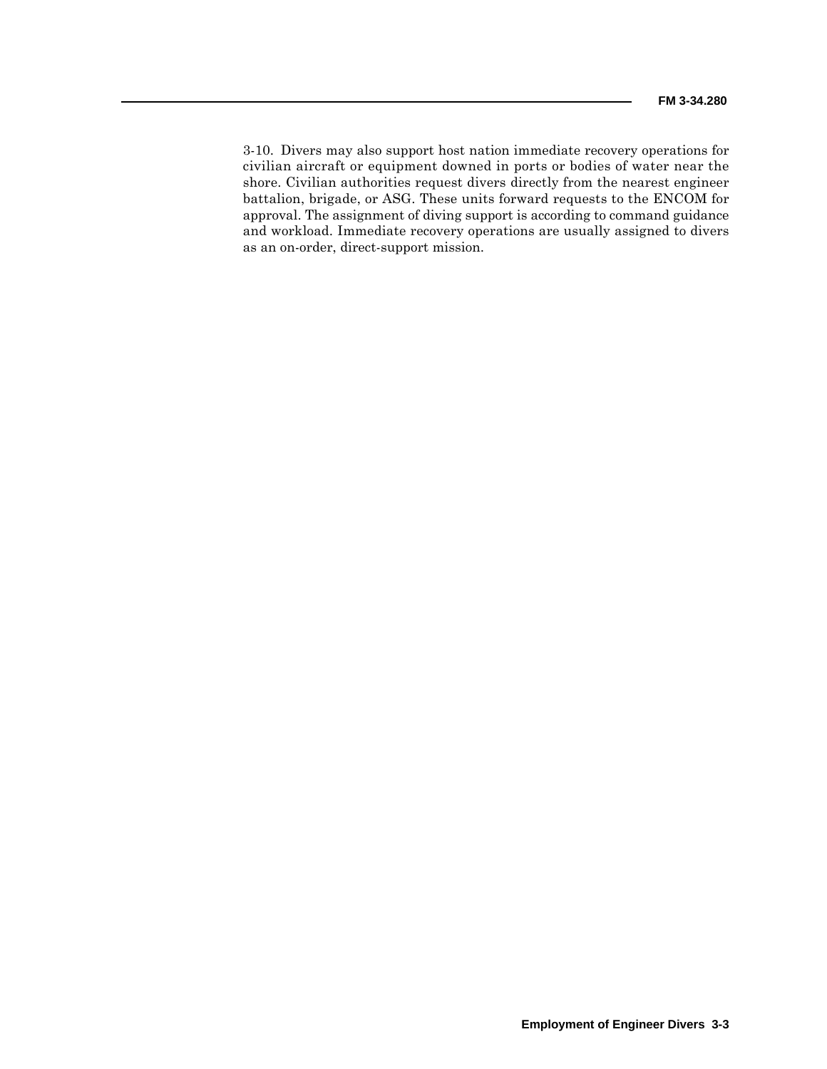3-10. Divers may also support host nation immediate recovery operations for civilian aircraft or equipment downed in ports or bodies of water near the shore. Civilian authorities request divers directly from the nearest engineer battalion, brigade, or ASG. These units forward requests to the ENCOM for approval. The assignment of diving support is according to command guidance and workload. Immediate recovery operations are usually assigned to divers as an on-order, direct-support mission.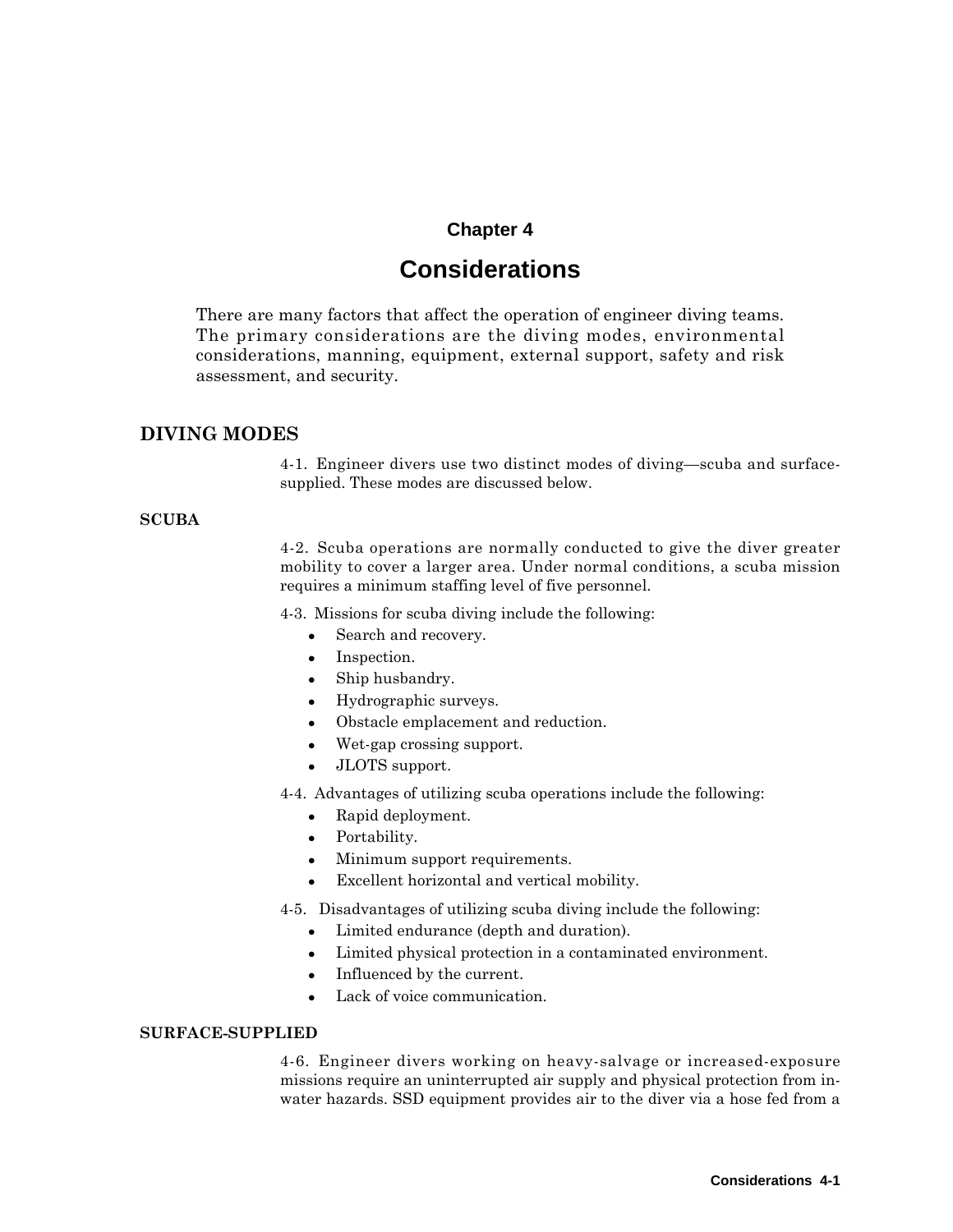# Chapter 4

# Considerations

There are many factors that affect the operation of engineer diving teams. The primary considerations are the diving modes, environmental considerations, manning, equipment, external support, safety and risk assessment, and security.

## DIVING MODES

4-1. Engineer divers use two distinct modes of diving—scuba and surface-supplied. These modes are discussed below.

### SCUBA

4-2. Scuba operations are normally conducted to give the diver greater mobility to cover a larger area. Under normal conditions, a scuba mission requires a minimum staffing level of five personnel.

4-3. Missions for scuba diving include the following:

- Search and recovery.
- Inspection.
- Ship husbandry.
- Hydrographic surveys.
- Obstacle emplacement and reduction.
- Wet-gap crossing support.
- JLOTS support.

4-4. Advantages of utilizing scuba operations include the following:

- Rapid deployment.
- Portability.
- Minimum support requirements.
- Excellent horizontal and vertical mobility.

4-5. Disadvantages of utilizing scuba diving include the following:

- Limited endurance (depth and duration).
- Limited physical protection in a contaminated environment.
- Influenced by the current.
- Lack of voice communication.

### SURFACE-SUPPLIED

4-6. Engineer divers working on heavy-salvage or increased-exposure missions require an uninterrupted air supply and physical protection from in-water hazards. SSD equipment provides air to the diver via a hose fed from a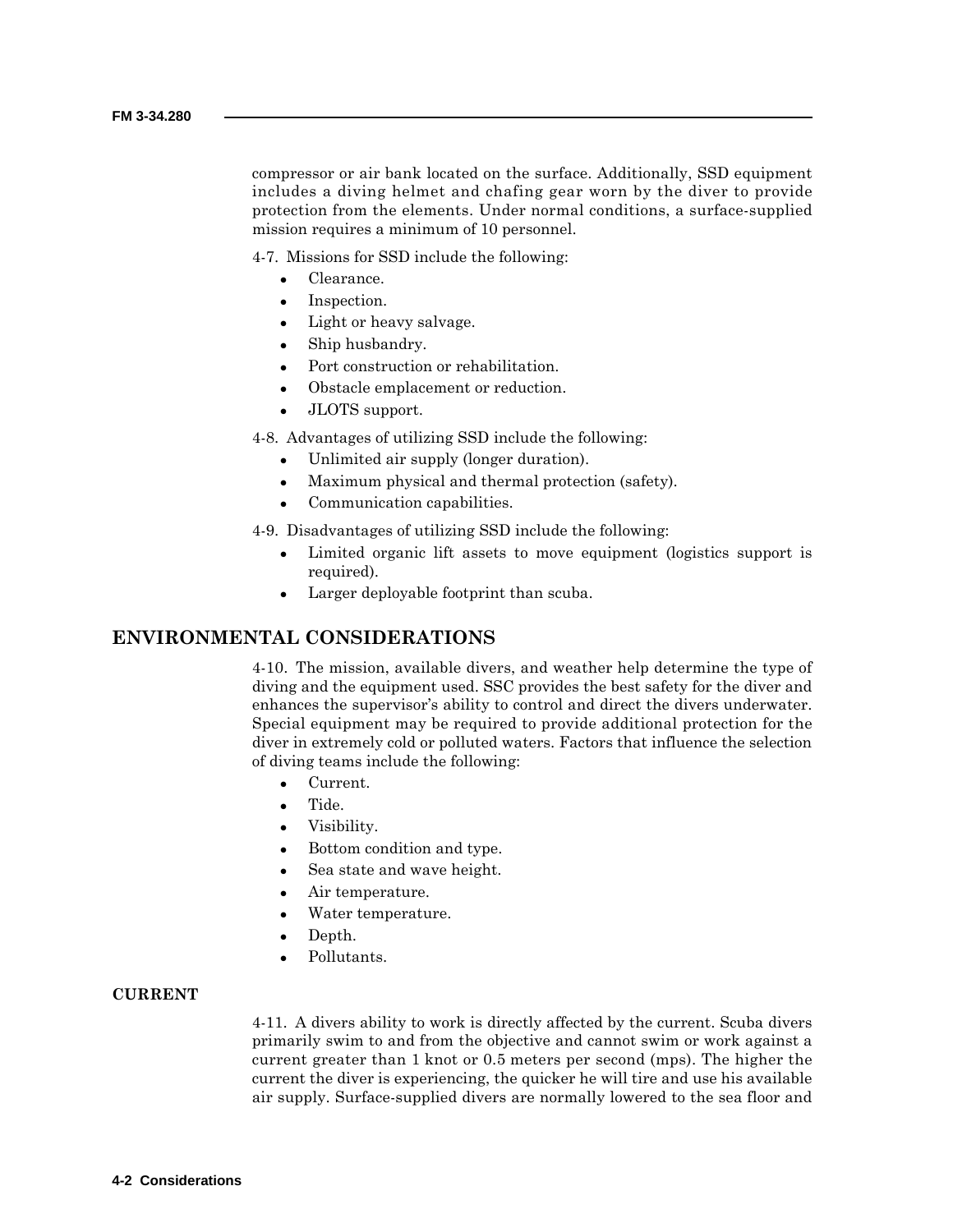compressor or air bank located on the surface. Additionally, SSD equipment includes a diving helmet and chafing gear worn by the diver to provide protection from the elements. Under normal conditions, a surface-supplied mission requires a minimum of 10 personnel.

4-7. Missions for SSD include the following:

- Clearance.
- Inspection.
- Light or heavy salvage.
- Ship husbandry.
- Port construction or rehabilitation.
- Obstacle emplacement or reduction.
- JLOTS support.

4-8. Advantages of utilizing SSD include the following:

- Unlimited air supply (longer duration).
- Maximum physical and thermal protection (safety).
- Communication capabilities.

4-9. Disadvantages of utilizing SSD include the following:

- Limited organic lift assets to move equipment (logistics support is required).
- Larger deployable footprint than scuba.

## ENVIRONMENTAL CONSIDERATIONS

4-10. The mission, available divers, and weather help determine the type of diving and the equipment used. SSC provides the best safety for the diver and enhances the supervisor's ability to control and direct the divers underwater. Special equipment may be required to provide additional protection for the diver in extremely cold or polluted waters. Factors that influence the selection of diving teams include the following:

- Current.
- Tide.
- Visibility.
- Bottom condition and type.
- Sea state and wave height.
- Air temperature.
- Water temperature.
- Depth.
- Pollutants.

### CURRENT

4-11. A divers ability to work is directly affected by the current. Scuba divers primarily swim to and from the objective and cannot swim or work against a current greater than 1 knot or 0.5 meters per second (mps). The higher the current the diver is experiencing, the quicker he will tire and use his available air supply. Surface-supplied divers are normally lowered to the sea floor and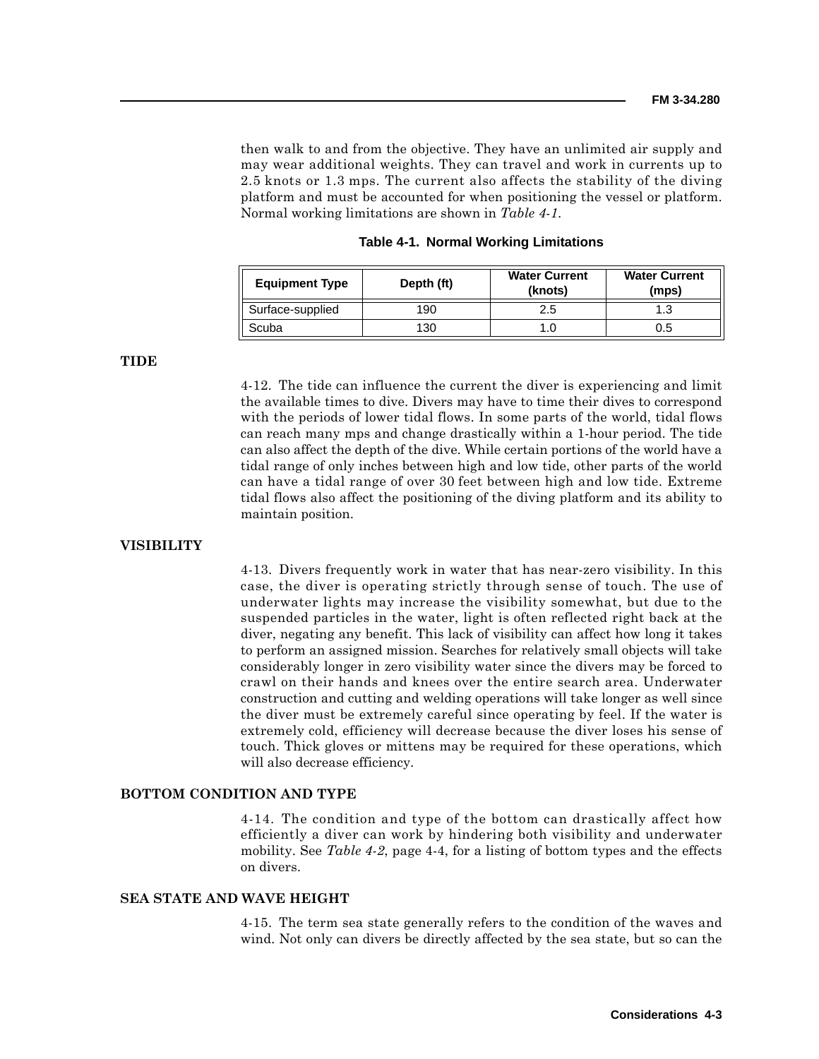then walk to and from the objective. They have an unlimited air supply and may wear additional weights. They can travel and work in currents up to 2.5 knots or 1.3 mps. The current also affects the stability of the diving platform and must be accounted for when positioning the vessel or platform. Normal working limitations are shown in *Table 4-1*.

**Table 4-1. Normal Working Limitations**

| Equipment Type | Depth (ft) | Water Current (knots) | Water Current (mps) |
|---|---|---|---|
| Surface-supplied | 190 | 2.5 | 1.3 |
| Scuba | 130 | 1.0 | 0.5 |

## TIDE

4-12. The tide can influence the current the diver is experiencing and limit the available times to dive. Divers may have to time their dives to correspond with the periods of lower tidal flows. In some parts of the world, tidal flows can reach many mps and change drastically within a 1-hour period. The tide can also affect the depth of the dive. While certain portions of the world have a tidal range of only inches between high and low tide, other parts of the world can have a tidal range of over 30 feet between high and low tide. Extreme tidal flows also affect the positioning of the diving platform and its ability to maintain position.

## VISIBILITY

4-13. Divers frequently work in water that has near-zero visibility. In this case, the diver is operating strictly through sense of touch. The use of underwater lights may increase the visibility somewhat, but due to the suspended particles in the water, light is often reflected right back at the diver, negating any benefit. This lack of visibility can affect how long it takes to perform an assigned mission. Searches for relatively small objects will take considerably longer in zero visibility water since the divers may be forced to crawl on their hands and knees over the entire search area. Underwater construction and cutting and welding operations will take longer as well since the diver must be extremely careful since operating by feel. If the water is extremely cold, efficiency will decrease because the diver loses his sense of touch. Thick gloves or mittens may be required for these operations, which will also decrease efficiency.

## BOTTOM CONDITION AND TYPE

4-14. The condition and type of the bottom can drastically affect how efficiently a diver can work by hindering both visibility and underwater mobility. See *Table 4-2*, page 4-4, for a listing of bottom types and the effects on divers.

## SEA STATE AND WAVE HEIGHT

4-15. The term sea state generally refers to the condition of the waves and wind. Not only can divers be directly affected by the sea state, but so can the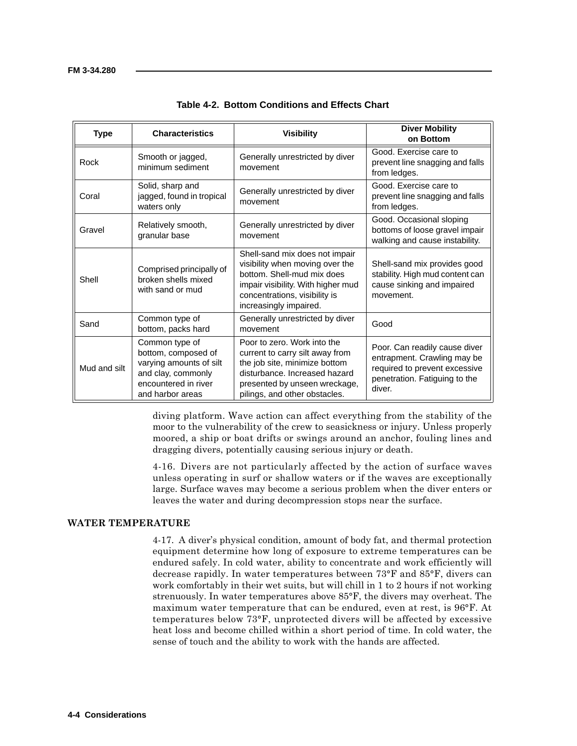**Table 4-2. Bottom Conditions and Effects Chart**

| Type | Characteristics | Visibility | Diver Mobility on Bottom |
|---|---|---|---|
| Rock | Smooth or jagged, minimum sediment | Generally unrestricted by diver movement | Good. Exercise care to prevent line snagging and falls from ledges. |
| Coral | Solid, sharp and jagged, found in tropical waters only | Generally unrestricted by diver movement | Good. Exercise care to prevent line snagging and falls from ledges. |
| Gravel | Relatively smooth, granular base | Generally unrestricted by diver movement | Good. Occasional sloping bottoms of loose gravel impair walking and cause instability. |
| Shell | Comprised principally of broken shells mixed with sand or mud | Shell-sand mix does not impair visibility when moving over the bottom. Shell-mud mix does impair visibility. With higher mud concentrations, visibility is increasingly impaired. | Shell-sand mix provides good stability. High mud content can cause sinking and impaired movement. |
| Sand | Common type of bottom, packs hard | Generally unrestricted by diver movement | Good |
| Mud and silt | Common type of bottom, composed of varying amounts of silt and clay, commonly encountered in river and harbor areas | Poor to zero. Work into the current to carry silt away from the job site, minimize bottom disturbance. Increased hazard presented by unseen wreckage, pilings, and other obstacles. | Poor. Can readily cause diver entrapment. Crawling may be required to prevent excessive penetration. Fatiguing to the diver. |

diving platform. Wave action can affect everything from the stability of the moor to the vulnerability of the crew to seasickness or injury. Unless properly moored, a ship or boat drifts or swings around an anchor, fouling lines and dragging divers, potentially causing serious injury or death.

4-16. Divers are not particularly affected by the action of surface waves unless operating in surf or shallow waters or if the waves are exceptionally large. Surface waves may become a serious problem when the diver enters or leaves the water and during decompression stops near the surface.

## WATER TEMPERATURE

4-17. A diver's physical condition, amount of body fat, and thermal protection equipment determine how long of exposure to extreme temperatures can be endured safely. In cold water, ability to concentrate and work efficiently will decrease rapidly. In water temperatures between 73°F and 85°F, divers can work comfortably in their wet suits, but will chill in 1 to 2 hours if not working strenuously. In water temperatures above 85°F, the divers may overheat. The maximum water temperature that can be endured, even at rest, is 96°F. At temperatures below 73°F, unprotected divers will be affected by excessive heat loss and become chilled within a short period of time. In cold water, the sense of touch and the ability to work with the hands are affected.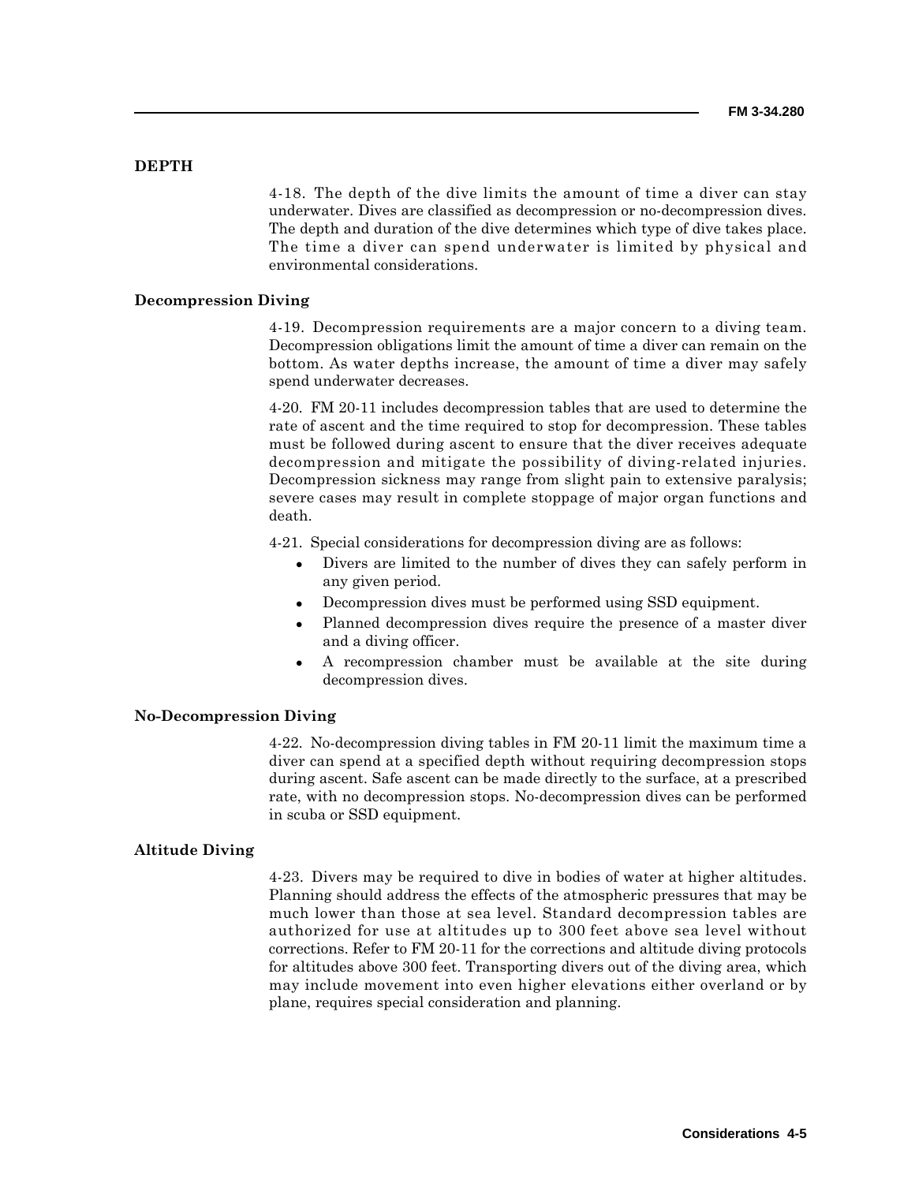## DEPTH

4-18. The depth of the dive limits the amount of time a diver can stay underwater. Dives are classified as decompression or no-decompression dives. The depth and duration of the dive determines which type of dive takes place. The time a diver can spend underwater is limited by physical and environmental considerations.

### Decompression Diving

4-19. Decompression requirements are a major concern to a diving team. Decompression obligations limit the amount of time a diver can remain on the bottom. As water depths increase, the amount of time a diver may safely spend underwater decreases.

4-20. FM 20-11 includes decompression tables that are used to determine the rate of ascent and the time required to stop for decompression. These tables must be followed during ascent to ensure that the diver receives adequate decompression and mitigate the possibility of diving-related injuries. Decompression sickness may range from slight pain to extensive paralysis; severe cases may result in complete stoppage of major organ functions and death.

4-21. Special considerations for decompression diving are as follows:

- Divers are limited to the number of dives they can safely perform in any given period.
- Decompression dives must be performed using SSD equipment.
- Planned decompression dives require the presence of a master diver and a diving officer.
- A recompression chamber must be available at the site during decompression dives.

### No-Decompression Diving

4-22. No-decompression diving tables in FM 20-11 limit the maximum time a diver can spend at a specified depth without requiring decompression stops during ascent. Safe ascent can be made directly to the surface, at a prescribed rate, with no decompression stops. No-decompression dives can be performed in scuba or SSD equipment.

### Altitude Diving

4-23. Divers may be required to dive in bodies of water at higher altitudes. Planning should address the effects of the atmospheric pressures that may be much lower than those at sea level. Standard decompression tables are authorized for use at altitudes up to 300 feet above sea level without corrections. Refer to FM 20-11 for the corrections and altitude diving protocols for altitudes above 300 feet. Transporting divers out of the diving area, which may include movement into even higher elevations either overland or by plane, requires special consideration and planning.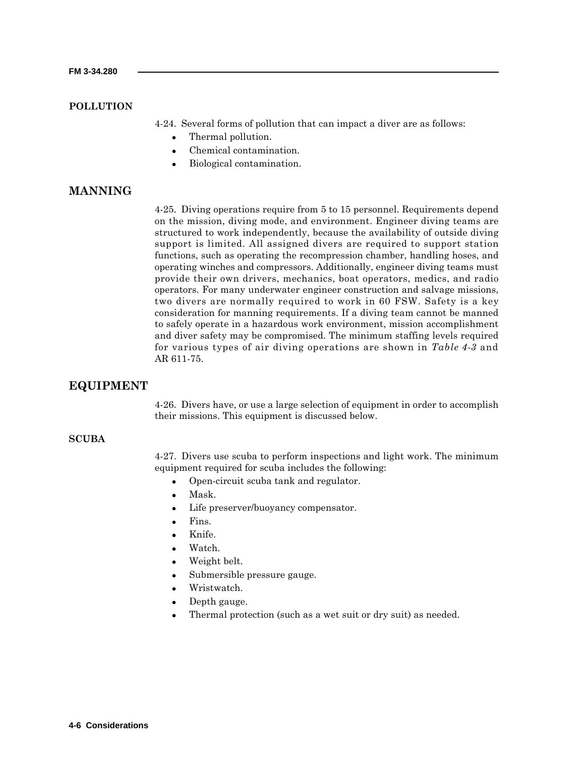### POLLUTION

4-24. Several forms of pollution that can impact a diver are as follows:

- Thermal pollution.
- Chemical contamination.
- Biological contamination.

## MANNING

4-25. Diving operations require from 5 to 15 personnel. Requirements depend on the mission, diving mode, and environment. Engineer diving teams are structured to work independently, because the availability of outside diving support is limited. All assigned divers are required to support station functions, such as operating the recompression chamber, handling hoses, and operating winches and compressors. Additionally, engineer diving teams must provide their own drivers, mechanics, boat operators, medics, and radio operators. For many underwater engineer construction and salvage missions, two divers are normally required to work in 60 FSW. Safety is a key consideration for manning requirements. If a diving team cannot be manned to safely operate in a hazardous work environment, mission accomplishment and diver safety may be compromised. The minimum staffing levels required for various types of air diving operations are shown in *Table 4-3* and AR 611-75.

## EQUIPMENT

4-26. Divers have, or use a large selection of equipment in order to accomplish their missions. This equipment is discussed below.

### SCUBA

4-27. Divers use scuba to perform inspections and light work. The minimum equipment required for scuba includes the following:

- Open-circuit scuba tank and regulator.
- Mask.
- Life preserver/buoyancy compensator.
- Fins.
- Knife.
- Watch.
- Weight belt.
- Submersible pressure gauge.
- Wristwatch.
- Depth gauge.
- Thermal protection (such as a wet suit or dry suit) as needed.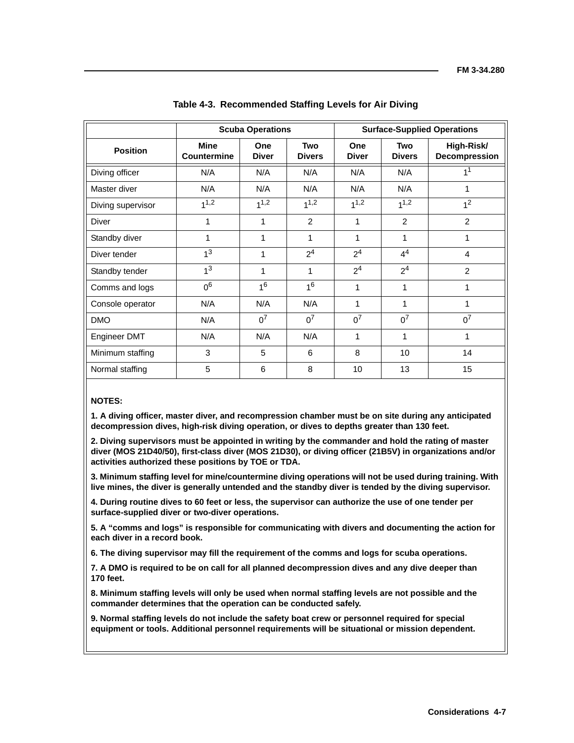**Table 4-3. Recommended Staffing Levels for Air Diving**

| | Scuba Operations | | | Surface-Supplied Operations | | |
|---|---|---|---|---|---|---|
| **Position** | **Mine Countermine** | **One Diver** | **Two Divers** | **One Diver** | **Two Divers** | **High-Risk/ Decompression** |
| Diving officer | N/A | N/A | N/A | N/A | N/A | 1[1] |
| Master diver | N/A | N/A | N/A | N/A | N/A | 1 |
| Diving supervisor | 1[1,2] | 1[1,2] | 1[1,2] | 1[1,2] | 1[1,2] | 1[2] |
| Diver | 1 | 1 | 2 | 1 | 2 | 2 |
| Standby diver | 1 | 1 | 1 | 1 | 1 | 1 |
| Diver tender | 1[3] | 1 | 2[4] | 2[4] | 4[4] | 4 |
| Standby tender | 1[3] | 1 | 1 | 2[4] | 2[4] | 2 |
| Comms and logs | 0[6] | 1[6] | 1[6] | 1 | 1 | 1 |
| Console operator | N/A | N/A | N/A | 1 | 1 | 1 |
| DMO | N/A | 0[7] | 0[7] | 0[7] | 0[7] | 0[7] |
| Engineer DMT | N/A | N/A | N/A | 1 | 1 | 1 |
| Minimum staffing | 3 | 5 | 6 | 8 | 10 | 14 |
| Normal staffing | 5 | 6 | 8 | 10 | 13 | 15 |

**NOTES:**

**1. A diving officer, master diver, and recompression chamber must be on site during any anticipated decompression dives, high-risk diving operation, or dives to depths greater than 130 feet.**

**2. Diving supervisors must be appointed in writing by the commander and hold the rating of master diver (MOS 21D40/50), first-class diver (MOS 21D30), or diving officer (21B5V) in organizations and/or activities authorized these positions by TOE or TDA.**

**3. Minimum staffing level for mine/countermine diving operations will not be used during training. With live mines, the diver is generally untended and the standby diver is tended by the diving supervisor.**

**4. During routine dives to 60 feet or less, the supervisor can authorize the use of one tender per surface-supplied diver or two-diver operations.**

**5. A "comms and logs" is responsible for communicating with divers and documenting the action for each diver in a record book.**

**6. The diving supervisor may fill the requirement of the comms and logs for scuba operations.**

**7. A DMO is required to be on call for all planned decompression dives and any dive deeper than 170 feet.**

**8. Minimum staffing levels will only be used when normal staffing levels are not possible and the commander determines that the operation can be conducted safely.**

**9. Normal staffing levels do not include the safety boat crew or personnel required for special equipment or tools. Additional personnel requirements will be situational or mission dependent.**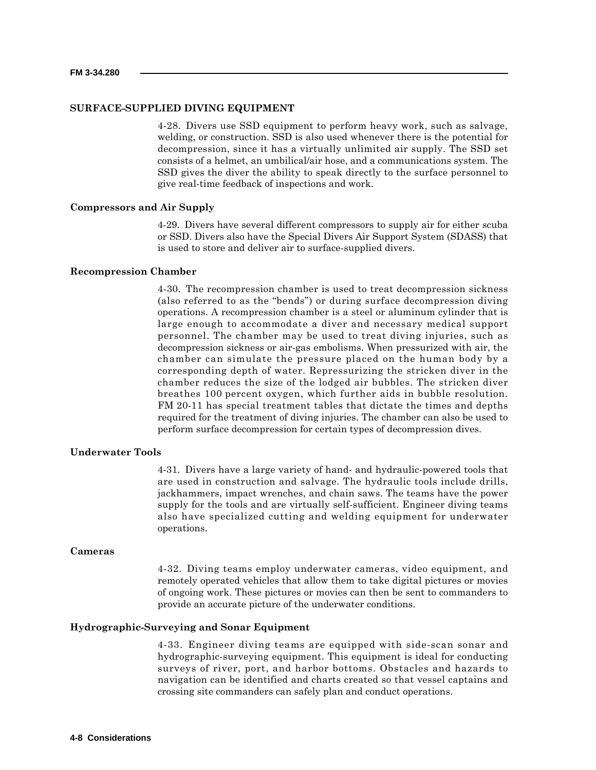## SURFACE-SUPPLIED DIVING EQUIPMENT

4-28. Divers use SSD equipment to perform heavy work, such as salvage, welding, or construction. SSD is also used whenever there is the potential for decompression, since it has a virtually unlimited air supply. The SSD set consists of a helmet, an umbilical/air hose, and a communications system. The SSD gives the diver the ability to speak directly to the surface personnel to give real-time feedback of inspections and work.

### Compressors and Air Supply

4-29. Divers have several different compressors to supply air for either scuba or SSD. Divers also have the Special Divers Air Support System (SDASS) that is used to store and deliver air to surface-supplied divers.

### Recompression Chamber

4-30. The recompression chamber is used to treat decompression sickness (also referred to as the "bends") or during surface decompression diving operations. A recompression chamber is a steel or aluminum cylinder that is large enough to accommodate a diver and necessary medical support personnel. The chamber may be used to treat diving injuries, such as decompression sickness or air-gas embolisms. When pressurized with air, the chamber can simulate the pressure placed on the human body by a corresponding depth of water. Repressurizing the stricken diver in the chamber reduces the size of the lodged air bubbles. The stricken diver breathes 100 percent oxygen, which further aids in bubble resolution. FM 20-11 has special treatment tables that dictate the times and depths required for the treatment of diving injuries. The chamber can also be used to perform surface decompression for certain types of decompression dives.

### Underwater Tools

4-31. Divers have a large variety of hand- and hydraulic-powered tools that are used in construction and salvage. The hydraulic tools include drills, jackhammers, impact wrenches, and chain saws. The teams have the power supply for the tools and are virtually self-sufficient. Engineer diving teams also have specialized cutting and welding equipment for underwater operations.

### Cameras

4-32. Diving teams employ underwater cameras, video equipment, and remotely operated vehicles that allow them to take digital pictures or movies of ongoing work. These pictures or movies can then be sent to commanders to provide an accurate picture of the underwater conditions.

### Hydrographic-Surveying and Sonar Equipment

4-33. Engineer diving teams are equipped with side-scan sonar and hydrographic-surveying equipment. This equipment is ideal for conducting surveys of river, port, and harbor bottoms. Obstacles and hazards to navigation can be identified and charts created so that vessel captains and crossing site commanders can safely plan and conduct operations.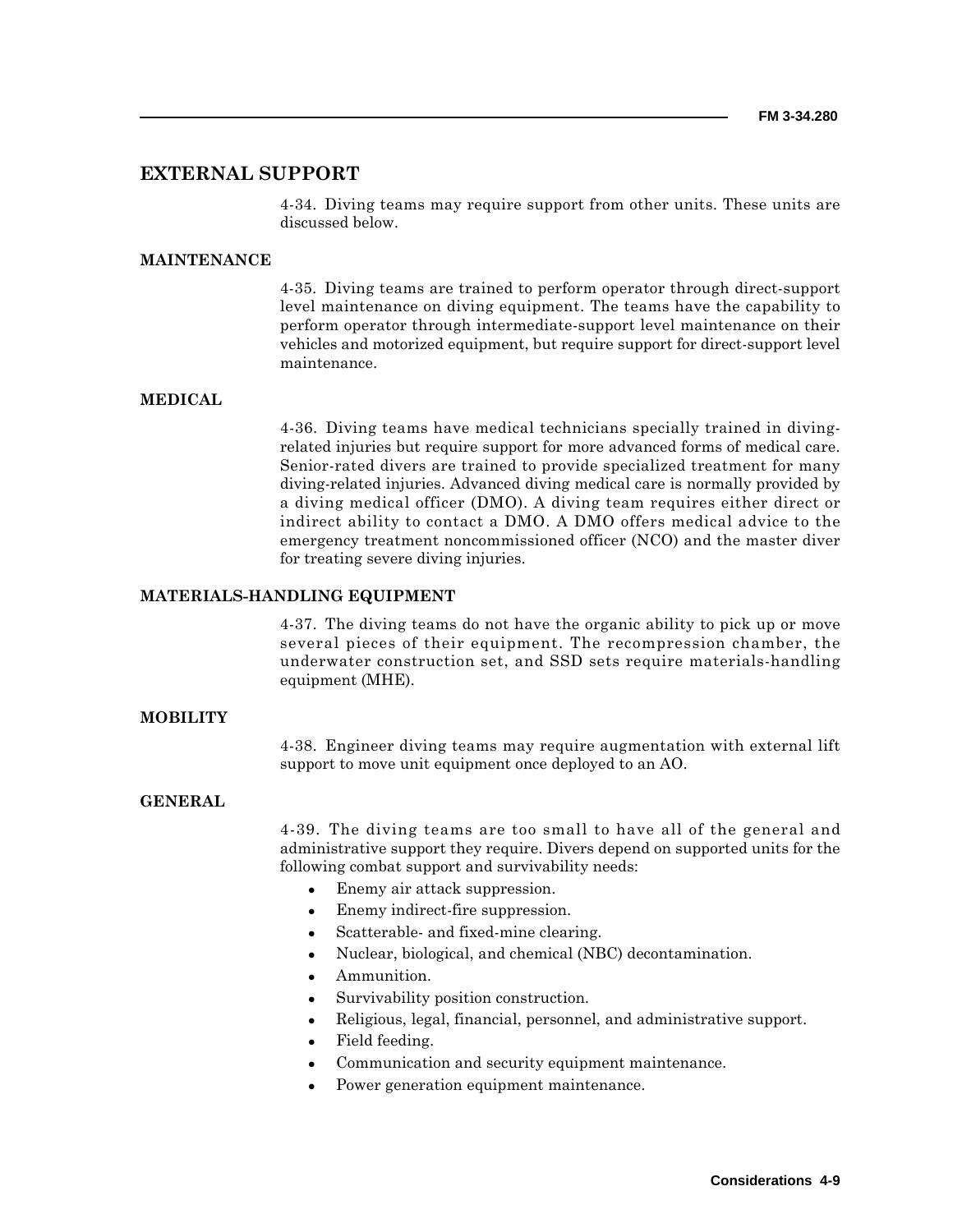## EXTERNAL SUPPORT

4-34. Diving teams may require support from other units. These units are discussed below.

### MAINTENANCE

4-35. Diving teams are trained to perform operator through direct-support level maintenance on diving equipment. The teams have the capability to perform operator through intermediate-support level maintenance on their vehicles and motorized equipment, but require support for direct-support level maintenance.

### MEDICAL

4-36. Diving teams have medical technicians specially trained in diving-related injuries but require support for more advanced forms of medical care. Senior-rated divers are trained to provide specialized treatment for many diving-related injuries. Advanced diving medical care is normally provided by a diving medical officer (DMO). A diving team requires either direct or indirect ability to contact a DMO. A DMO offers medical advice to the emergency treatment noncommissioned officer (NCO) and the master diver for treating severe diving injuries.

### MATERIALS-HANDLING EQUIPMENT

4-37. The diving teams do not have the organic ability to pick up or move several pieces of their equipment. The recompression chamber, the underwater construction set, and SSD sets require materials-handling equipment (MHE).

### MOBILITY

4-38. Engineer diving teams may require augmentation with external lift support to move unit equipment once deployed to an AO.

### GENERAL

4-39. The diving teams are too small to have all of the general and administrative support they require. Divers depend on supported units for the following combat support and survivability needs:

- Enemy air attack suppression.
- Enemy indirect-fire suppression.
- Scatterable- and fixed-mine clearing.
- Nuclear, biological, and chemical (NBC) decontamination.
- Ammunition.
- Survivability position construction.
- Religious, legal, financial, personnel, and administrative support.
- Field feeding.
- Communication and security equipment maintenance.
- Power generation equipment maintenance.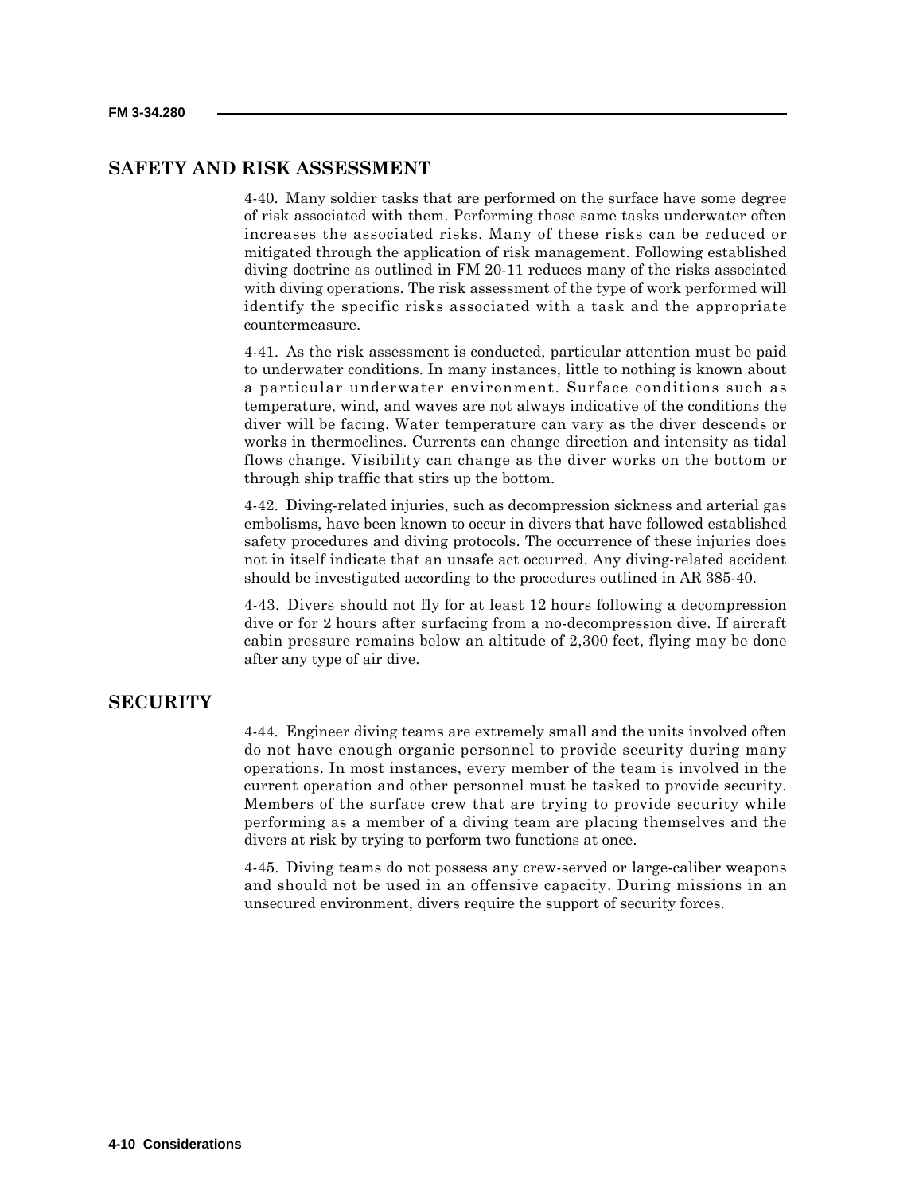## SAFETY AND RISK ASSESSMENT

4-40. Many soldier tasks that are performed on the surface have some degree of risk associated with them. Performing those same tasks underwater often increases the associated risks. Many of these risks can be reduced or mitigated through the application of risk management. Following established diving doctrine as outlined in FM 20-11 reduces many of the risks associated with diving operations. The risk assessment of the type of work performed will identify the specific risks associated with a task and the appropriate countermeasure.

4-41. As the risk assessment is conducted, particular attention must be paid to underwater conditions. In many instances, little to nothing is known about a particular underwater environment. Surface conditions such as temperature, wind, and waves are not always indicative of the conditions the diver will be facing. Water temperature can vary as the diver descends or works in thermoclines. Currents can change direction and intensity as tidal flows change. Visibility can change as the diver works on the bottom or through ship traffic that stirs up the bottom.

4-42. Diving-related injuries, such as decompression sickness and arterial gas embolisms, have been known to occur in divers that have followed established safety procedures and diving protocols. The occurrence of these injuries does not in itself indicate that an unsafe act occurred. Any diving-related accident should be investigated according to the procedures outlined in AR 385-40.

4-43. Divers should not fly for at least 12 hours following a decompression dive or for 2 hours after surfacing from a no-decompression dive. If aircraft cabin pressure remains below an altitude of 2,300 feet, flying may be done after any type of air dive.

## SECURITY

4-44. Engineer diving teams are extremely small and the units involved often do not have enough organic personnel to provide security during many operations. In most instances, every member of the team is involved in the current operation and other personnel must be tasked to provide security. Members of the surface crew that are trying to provide security while performing as a member of a diving team are placing themselves and the divers at risk by trying to perform two functions at once.

4-45. Diving teams do not possess any crew-served or large-caliber weapons and should not be used in an offensive capacity. During missions in an unsecured environment, divers require the support of security forces.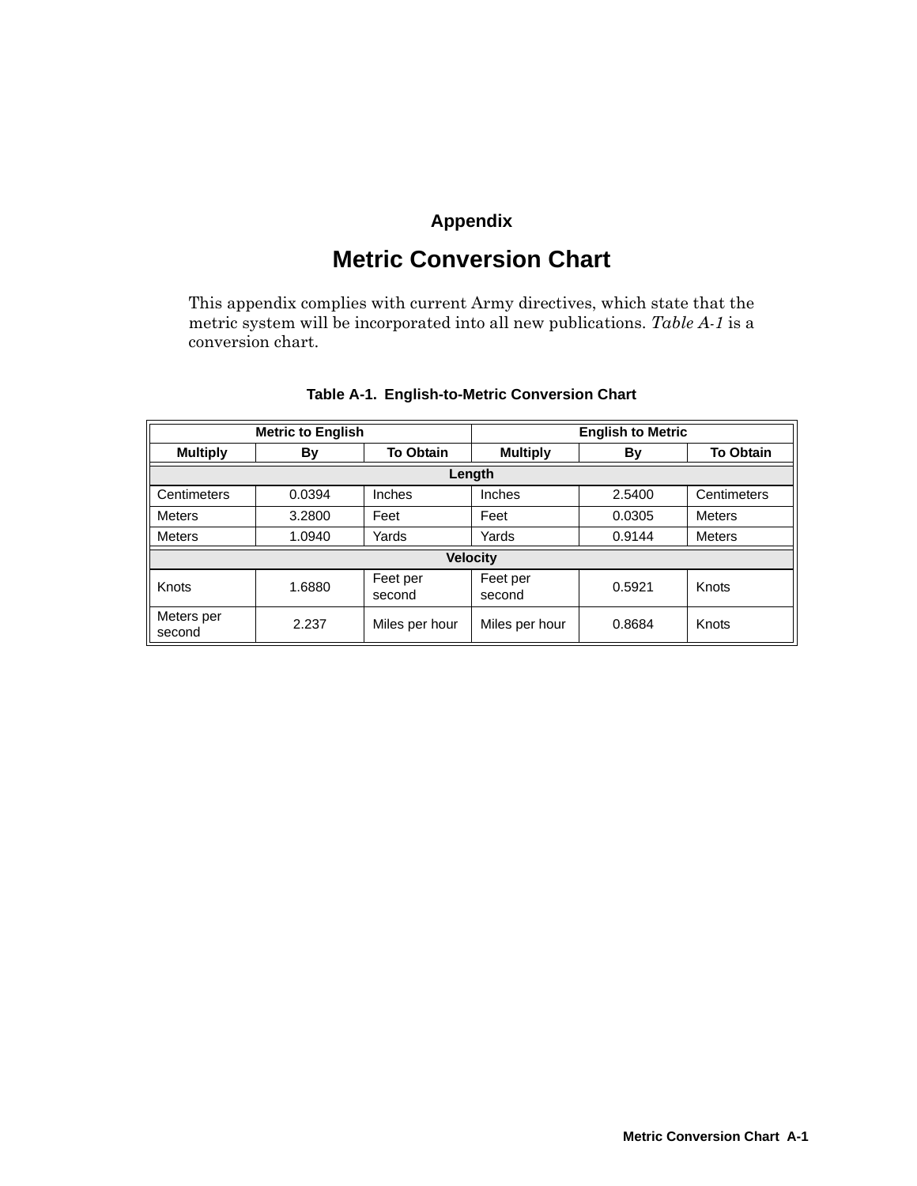# Appendix

## Metric Conversion Chart

This appendix complies with current Army directives, which state that the metric system will be incorporated into all new publications. *Table A-1* is a conversion chart.

**Table A-1. English-to-Metric Conversion Chart**

| Metric to English | | | English to Metric | | |
|---|---|---|---|---|---|
| **Multiply** | **By** | **To Obtain** | **Multiply** | **By** | **To Obtain** |
| **Length** | | | | | |
| Centimeters | 0.0394 | Inches | Inches | 2.5400 | Centimeters |
| Meters | 3.2800 | Feet | Feet | 0.0305 | Meters |
| Meters | 1.0940 | Yards | Yards | 0.9144 | Meters |
| **Velocity** | | | | | |
| Knots | 1.6880 | Feet per second | Feet per second | 0.5921 | Knots |
| Meters per second | 2.237 | Miles per hour | Miles per hour | 0.8684 | Knots |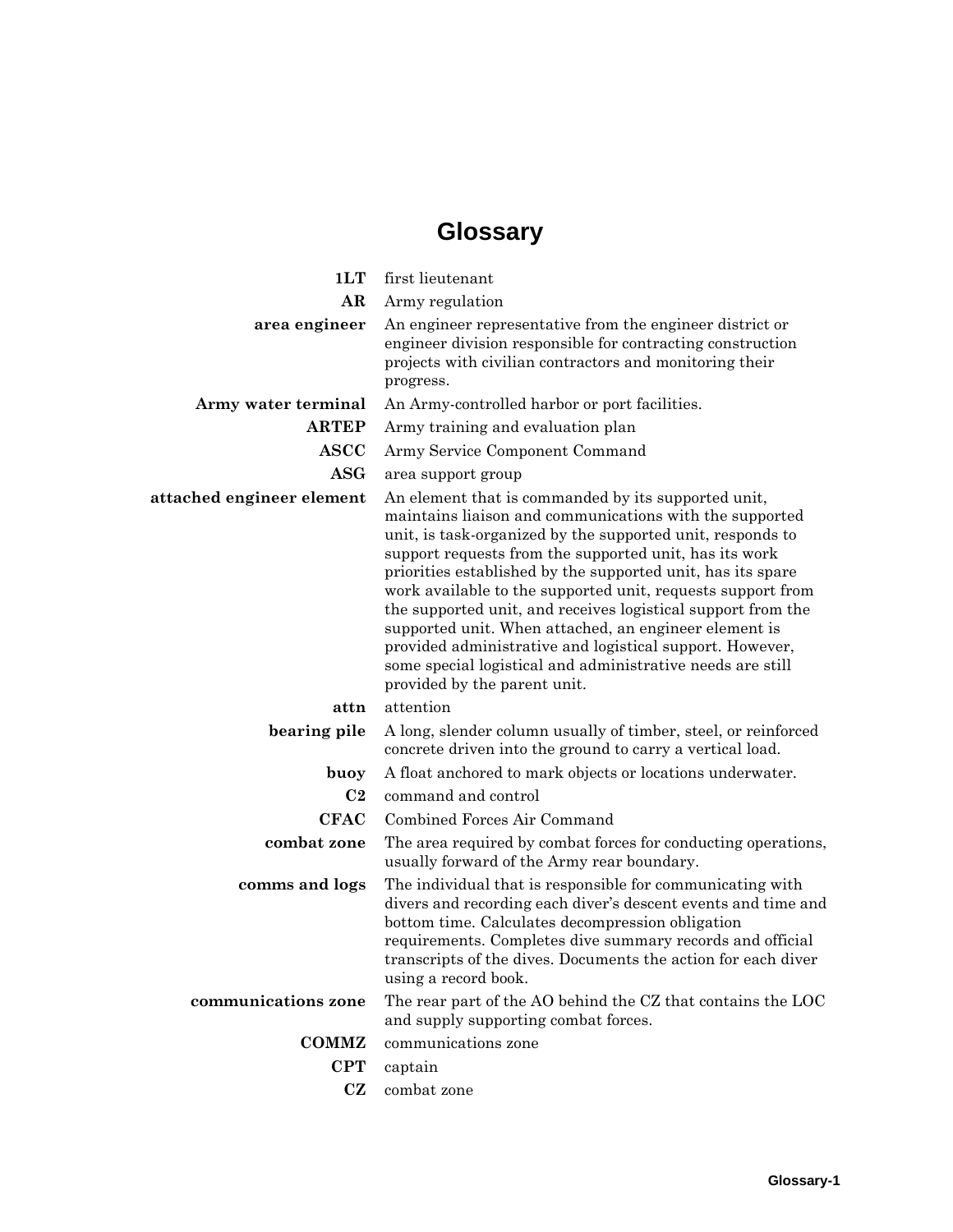# Glossary

**1LT** first lieutenant

**AR** Army regulation

**area engineer** An engineer representative from the engineer district or engineer division responsible for contracting construction projects with civilian contractors and monitoring their progress.

**Army water terminal** An Army-controlled harbor or port facilities.

**ARTEP** Army training and evaluation plan

**ASCC** Army Service Component Command

**ASG** area support group

**attached engineer element** An element that is commanded by its supported unit, maintains liaison and communications with the supported unit, is task-organized by the supported unit, responds to support requests from the supported unit, has its work priorities established by the supported unit, has its spare work available to the supported unit, requests support from the supported unit, and receives logistical support from the supported unit. When attached, an engineer element is provided administrative and logistical support. However, some special logistical and administrative needs are still provided by the parent unit.

**attn** attention

**bearing pile** A long, slender column usually of timber, steel, or reinforced concrete driven into the ground to carry a vertical load.

**buoy** A float anchored to mark objects or locations underwater.

**C2** command and control

**CFAC** Combined Forces Air Command

**combat zone** The area required by combat forces for conducting operations, usually forward of the Army rear boundary.

**comms and logs** The individual that is responsible for communicating with divers and recording each diver's descent events and time and bottom time. Calculates decompression obligation requirements. Completes dive summary records and official transcripts of the dives. Documents the action for each diver using a record book.

**communications zone** The rear part of the AO behind the CZ that contains the LOC and supply supporting combat forces.

**COMMZ** communications zone

**CPT** captain

**CZ** combat zone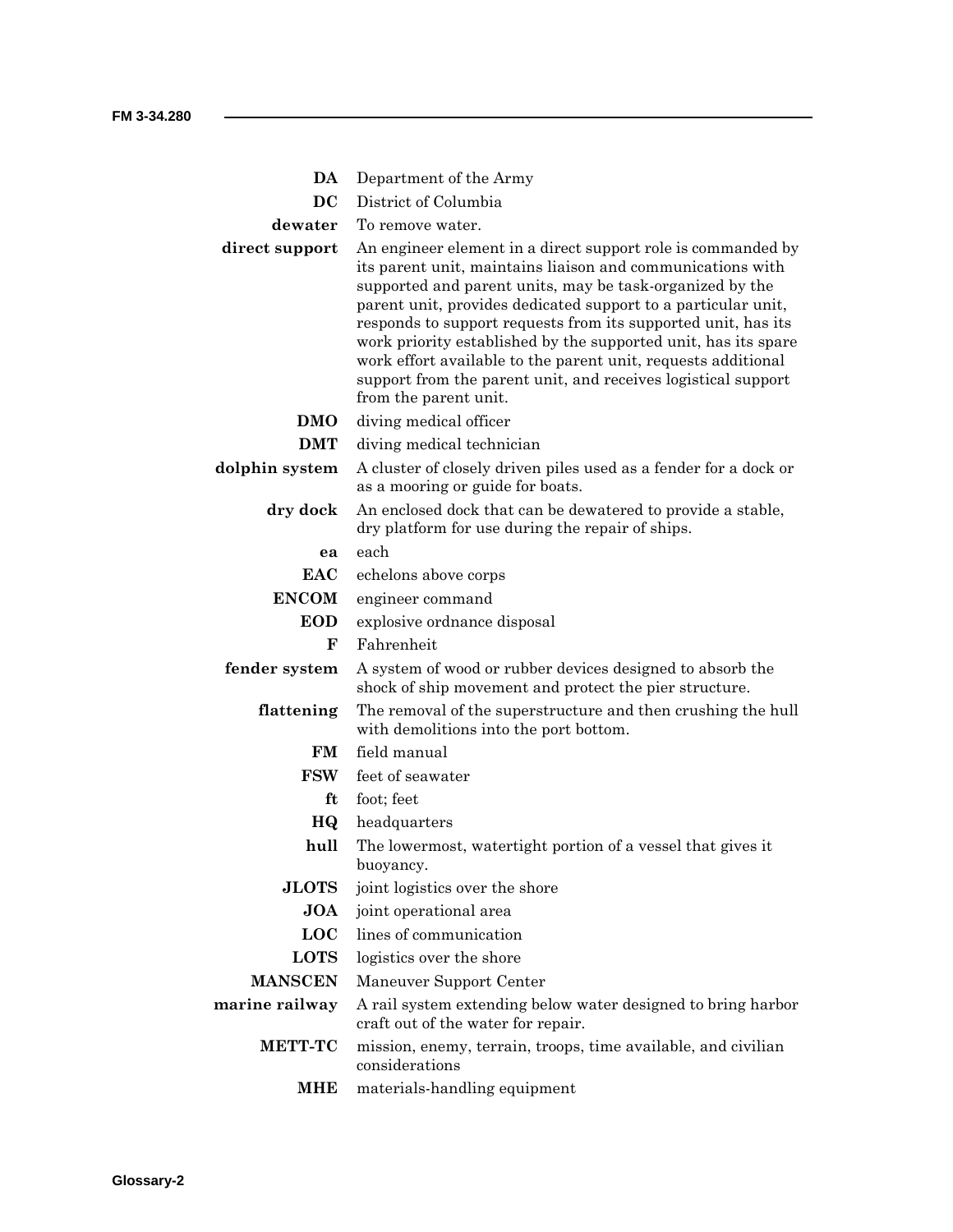**DA** Department of the Army

**DC** District of Columbia

**dewater** To remove water.

**direct support** An engineer element in a direct support role is commanded by its parent unit, maintains liaison and communications with supported and parent units, may be task-organized by the parent unit, provides dedicated support to a particular unit, responds to support requests from its supported unit, has its work priority established by the supported unit, has its spare work effort available to the parent unit, requests additional support from the parent unit, and receives logistical support from the parent unit.

**DMO** diving medical officer

**DMT** diving medical technician

**dolphin system** A cluster of closely driven piles used as a fender for a dock or as a mooring or guide for boats.

**dry dock** An enclosed dock that can be dewatered to provide a stable, dry platform for use during the repair of ships.

**ea** each

**EAC** echelons above corps

**ENCOM** engineer command

**EOD** explosive ordnance disposal

**F** Fahrenheit

**fender system** A system of wood or rubber devices designed to absorb the shock of ship movement and protect the pier structure.

**flattening** The removal of the superstructure and then crushing the hull with demolitions into the port bottom.

**FM** field manual

**FSW** feet of seawater

**ft** foot; feet

**HQ** headquarters

**hull** The lowermost, watertight portion of a vessel that gives it buoyancy.

**JLOTS** joint logistics over the shore

**JOA** joint operational area

**LOC** lines of communication

**LOTS** logistics over the shore

**MANSCEN** Maneuver Support Center

**marine railway** A rail system extending below water designed to bring harbor craft out of the water for repair.

**METT-TC** mission, enemy, terrain, troops, time available, and civilian considerations

**MHE** materials-handling equipment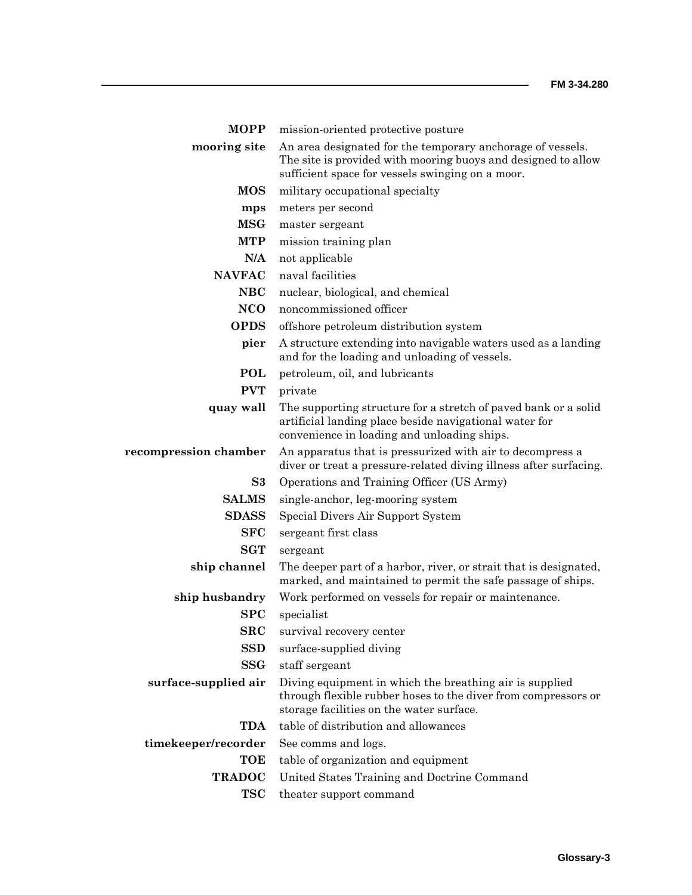**MOPP** mission-oriented protective posture

**mooring site** An area designated for the temporary anchorage of vessels. The site is provided with mooring buoys and designed to allow sufficient space for vessels swinging on a moor.

**MOS** military occupational specialty

**mps** meters per second

**MSG** master sergeant

**MTP** mission training plan

**N/A** not applicable

**NAVFAC** naval facilities

**NBC** nuclear, biological, and chemical

**NCO** noncommissioned officer

**OPDS** offshore petroleum distribution system

**pier** A structure extending into navigable waters used as a landing and for the loading and unloading of vessels.

**POL** petroleum, oil, and lubricants

**PVT** private

**quay wall** The supporting structure for a stretch of paved bank or a solid artificial landing place beside navigational water for convenience in loading and unloading ships.

**recompression chamber** An apparatus that is pressurized with air to decompress a diver or treat a pressure-related diving illness after surfacing.

**S3** Operations and Training Officer (US Army)

**SALMS** single-anchor, leg-mooring system

**SDASS** Special Divers Air Support System

**SFC** sergeant first class

**SGT** sergeant

**ship channel** The deeper part of a harbor, river, or strait that is designated, marked, and maintained to permit the safe passage of ships.

**ship husbandry** Work performed on vessels for repair or maintenance.

**SPC** specialist

**SRC** survival recovery center

**SSD** surface-supplied diving

**SSG** staff sergeant

**surface-supplied air** Diving equipment in which the breathing air is supplied through flexible rubber hoses to the diver from compressors or storage facilities on the water surface.

**TDA** table of distribution and allowances

**timekeeper/recorder** See comms and logs.

**TOE** table of organization and equipment

**TRADOC** United States Training and Doctrine Command

**TSC** theater support command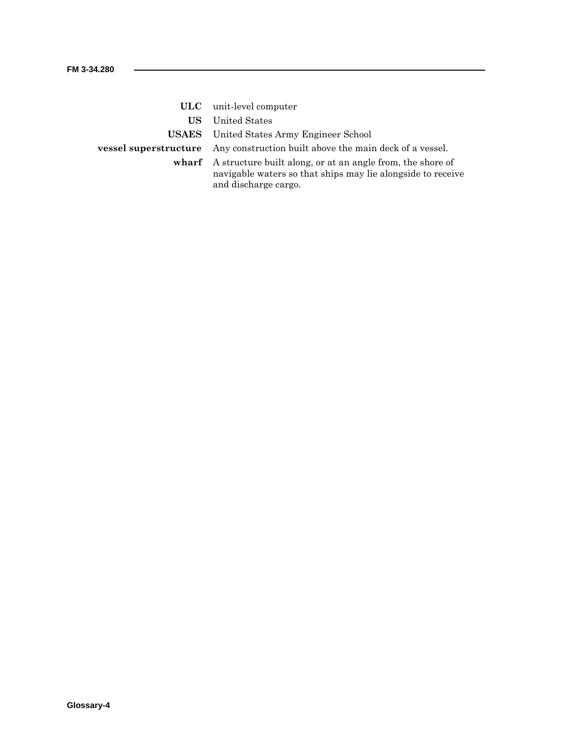**ULC** unit-level computer

**US** United States

**USAES** United States Army Engineer School

**vessel superstructure** Any construction built above the main deck of a vessel.

**wharf** A structure built along, or at an angle from, the shore of navigable waters so that ships may lie alongside to receive and discharge cargo.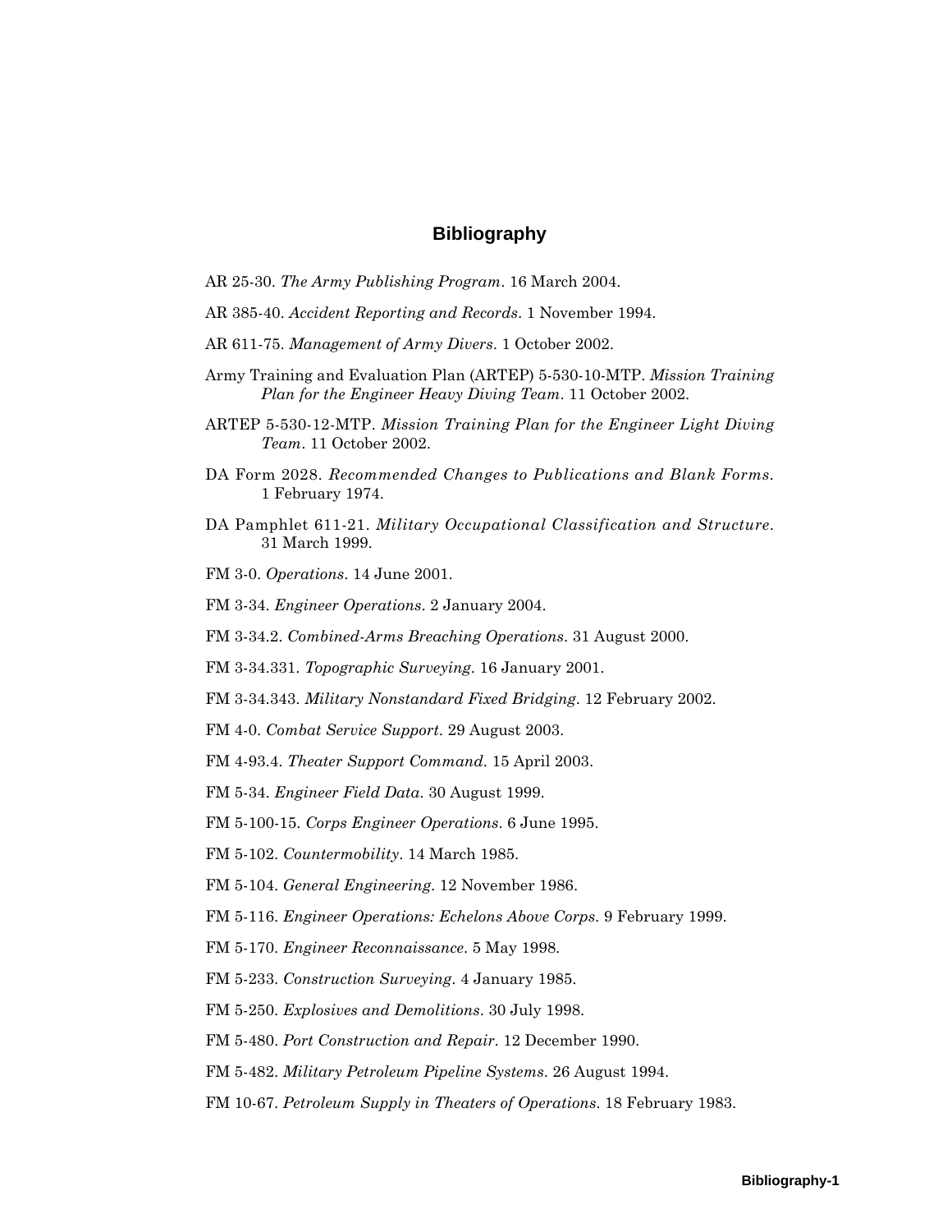# Bibliography

AR 25-30. *The Army Publishing Program*. 16 March 2004.

AR 385-40. *Accident Reporting and Records*. 1 November 1994.

AR 611-75. *Management of Army Divers*. 1 October 2002.

Army Training and Evaluation Plan (ARTEP) 5-530-10-MTP. *Mission Training Plan for the Engineer Heavy Diving Team*. 11 October 2002.

ARTEP 5-530-12-MTP. *Mission Training Plan for the Engineer Light Diving Team*. 11 October 2002.

DA Form 2028. *Recommended Changes to Publications and Blank Forms*. 1 February 1974.

DA Pamphlet 611-21. *Military Occupational Classification and Structure*. 31 March 1999.

FM 3-0. *Operations*. 14 June 2001.

FM 3-34. *Engineer Operations*. 2 January 2004.

FM 3-34.2. *Combined-Arms Breaching Operations*. 31 August 2000.

FM 3-34.331. *Topographic Surveying*. 16 January 2001.

FM 3-34.343. *Military Nonstandard Fixed Bridging*. 12 February 2002.

FM 4-0. *Combat Service Support*. 29 August 2003.

FM 4-93.4. *Theater Support Command*. 15 April 2003.

FM 5-34. *Engineer Field Data*. 30 August 1999.

FM 5-100-15. *Corps Engineer Operations*. 6 June 1995.

FM 5-102. *Countermobility*. 14 March 1985.

FM 5-104. *General Engineering*. 12 November 1986.

FM 5-116. *Engineer Operations: Echelons Above Corps*. 9 February 1999.

FM 5-170. *Engineer Reconnaissance*. 5 May 1998.

FM 5-233. *Construction Surveying*. 4 January 1985.

FM 5-250. *Explosives and Demolitions*. 30 July 1998.

FM 5-480. *Port Construction and Repair*. 12 December 1990.

FM 5-482. *Military Petroleum Pipeline Systems*. 26 August 1994.

FM 10-67. *Petroleum Supply in Theaters of Operations*. 18 February 1983.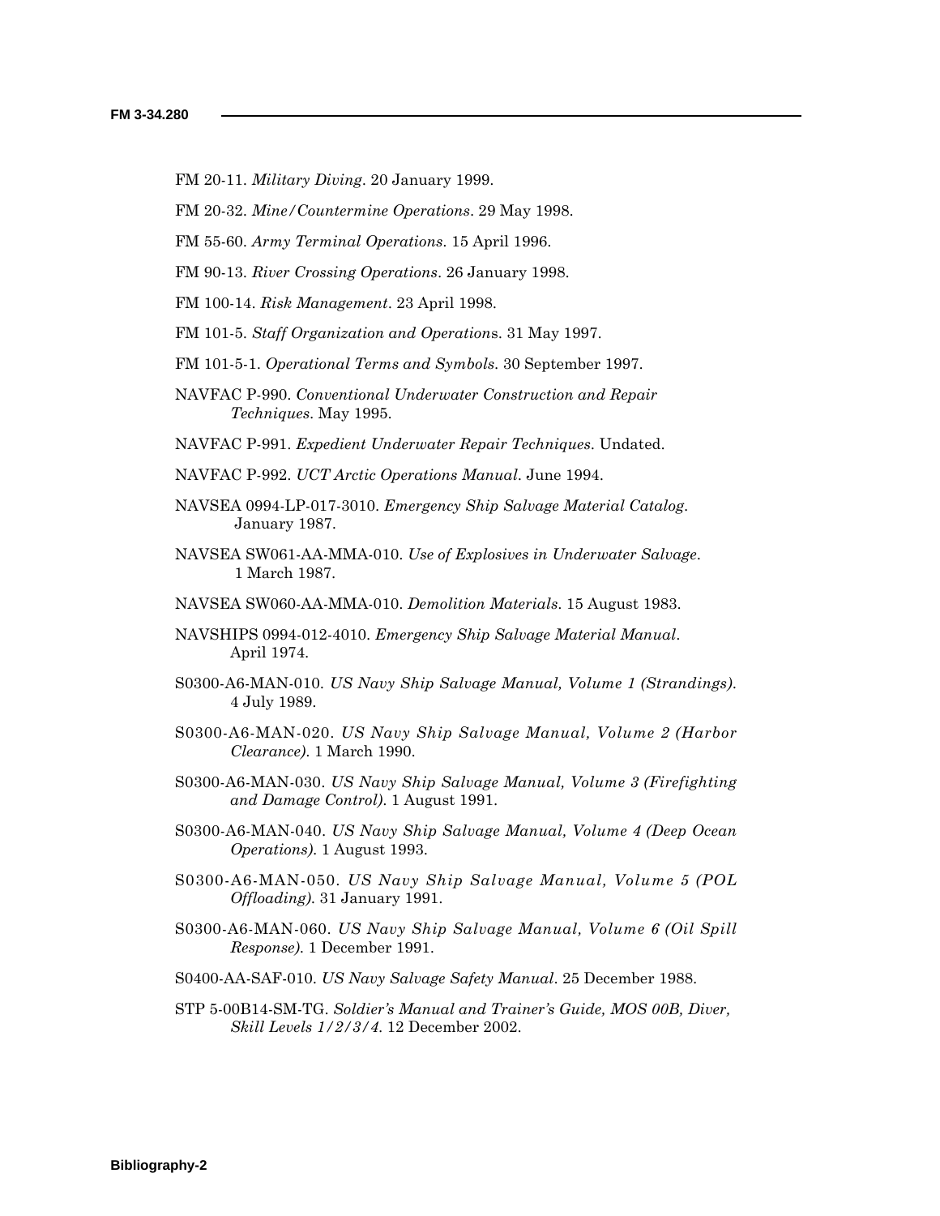FM 20-11. *Military Diving*. 20 January 1999.

FM 20-32. *Mine/Countermine Operations*. 29 May 1998.

FM 55-60. *Army Terminal Operations*. 15 April 1996.

FM 90-13. *River Crossing Operations*. 26 January 1998.

FM 100-14. *Risk Management*. 23 April 1998.

FM 101-5. *Staff Organization and Operations*. 31 May 1997.

FM 101-5-1. *Operational Terms and Symbols*. 30 September 1997.

NAVFAC P-990. *Conventional Underwater Construction and Repair Techniques*. May 1995.

NAVFAC P-991. *Expedient Underwater Repair Techniques*. Undated.

NAVFAC P-992. *UCT Arctic Operations Manual*. June 1994.

NAVSEA 0994-LP-017-3010. *Emergency Ship Salvage Material Catalog*. January 1987.

NAVSEA SW061-AA-MMA-010. *Use of Explosives in Underwater Salvage*. 1 March 1987.

NAVSEA SW060-AA-MMA-010. *Demolition Materials*. 15 August 1983.

NAVSHIPS 0994-012-4010. *Emergency Ship Salvage Material Manual*. April 1974.

S0300-A6-MAN-010. *US Navy Ship Salvage Manual, Volume 1 (Strandings)*. 4 July 1989.

S0300-A6-MAN-020. *US Navy Ship Salvage Manual, Volume 2 (Harbor Clearance)*. 1 March 1990.

S0300-A6-MAN-030. *US Navy Ship Salvage Manual, Volume 3 (Firefighting and Damage Control)*. 1 August 1991.

S0300-A6-MAN-040. *US Navy Ship Salvage Manual, Volume 4 (Deep Ocean Operations)*. 1 August 1993.

S0300-A6-MAN-050. *US Navy Ship Salvage Manual, Volume 5 (POL Offloading)*. 31 January 1991.

S0300-A6-MAN-060. *US Navy Ship Salvage Manual, Volume 6 (Oil Spill Response)*. 1 December 1991.

S0400-AA-SAF-010. *US Navy Salvage Safety Manual*. 25 December 1988.

STP 5-00B14-SM-TG. *Soldier's Manual and Trainer's Guide, MOS 00B, Diver, Skill Levels 1/2/3/4*. 12 December 2002.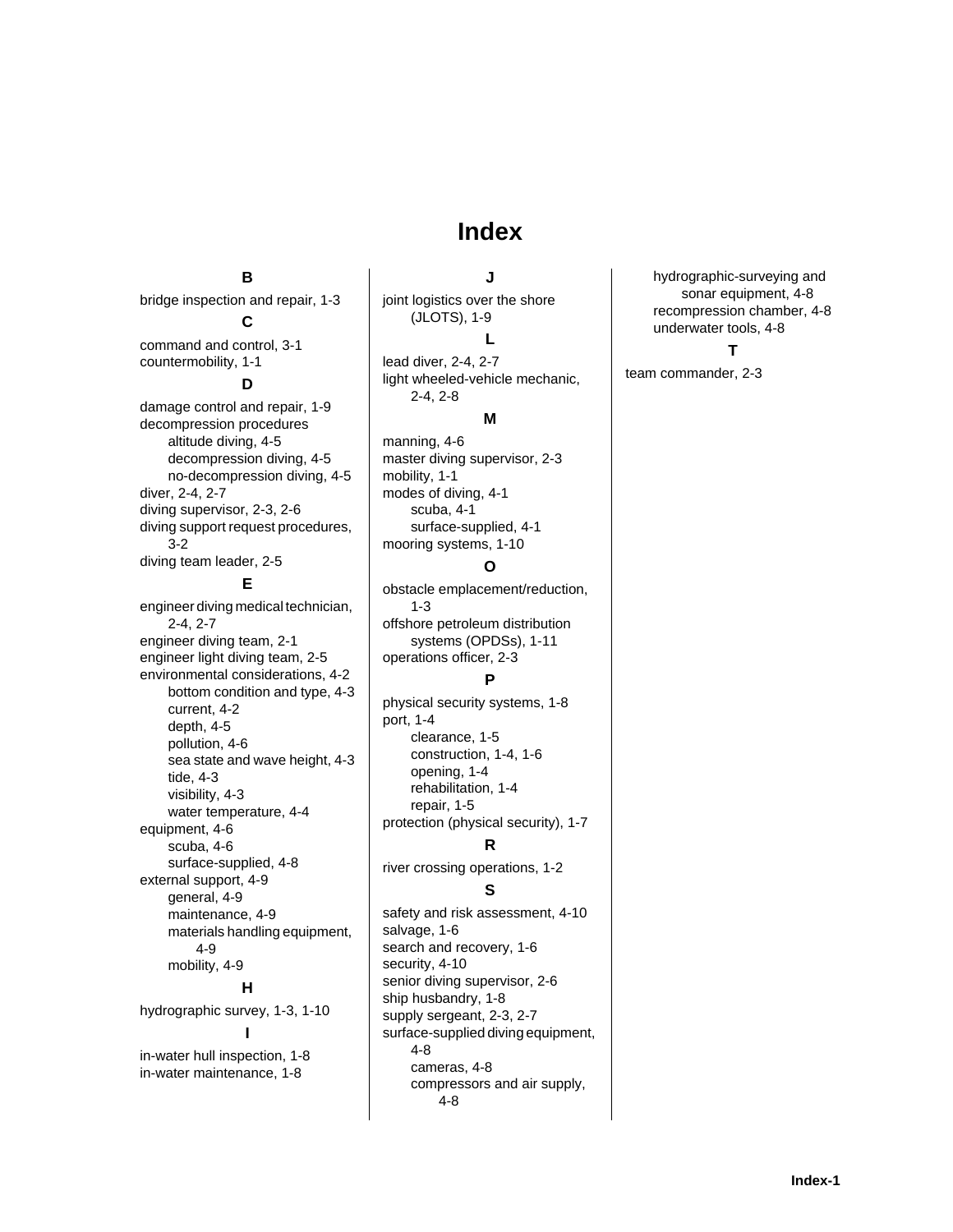# Index

**B**

bridge inspection and repair, 1-3

**C**

command and control, 3-1
countermobility, 1-1

**D**

damage control and repair, 1-9
decompression procedures
- altitude diving, 4-5
- decompression diving, 4-5
- no-decompression diving, 4-5

diver, 2-4, 2-7
diving supervisor, 2-3, 2-6
diving support request procedures, 3-2
diving team leader, 2-5

**E**

engineer diving medical technician, 2-4, 2-7
engineer diving team, 2-1
engineer light diving team, 2-5
environmental considerations, 4-2
- bottom condition and type, 4-3
- current, 4-2
- depth, 4-5
- pollution, 4-6
- sea state and wave height, 4-3
- tide, 4-3
- visibility, 4-3
- water temperature, 4-4

equipment, 4-6
- scuba, 4-6
- surface-supplied, 4-8

external support, 4-9
- general, 4-9
- maintenance, 4-9
- materials handling equipment, 4-9
- mobility, 4-9

**H**

hydrographic survey, 1-3, 1-10

**I**

in-water hull inspection, 1-8
in-water maintenance, 1-8

**J**

joint logistics over the shore (JLOTS), 1-9

**L**

lead diver, 2-4, 2-7
light wheeled-vehicle mechanic, 2-4, 2-8

**M**

manning, 4-6
master diving supervisor, 2-3
mobility, 1-1
modes of diving, 4-1
- scuba, 4-1
- surface-supplied, 4-1

mooring systems, 1-10

**O**

obstacle emplacement/reduction, 1-3
offshore petroleum distribution systems (OPDSs), 1-11
operations officer, 2-3

**P**

physical security systems, 1-8
port, 1-4
- clearance, 1-5
- construction, 1-4, 1-6
- opening, 1-4
- rehabilitation, 1-4
- repair, 1-5

protection (physical security), 1-7

**R**

river crossing operations, 1-2

**S**

safety and risk assessment, 4-10
salvage, 1-6
search and recovery, 1-6
security, 4-10
senior diving supervisor, 2-6
ship husbandry, 1-8
supply sergeant, 2-3, 2-7
surface-supplied diving equipment, 4-8
- cameras, 4-8
- compressors and air supply, 4-8
- hydrographic-surveying and sonar equipment, 4-8
- recompression chamber, 4-8
- underwater tools, 4-8

**T**

team commander, 2-3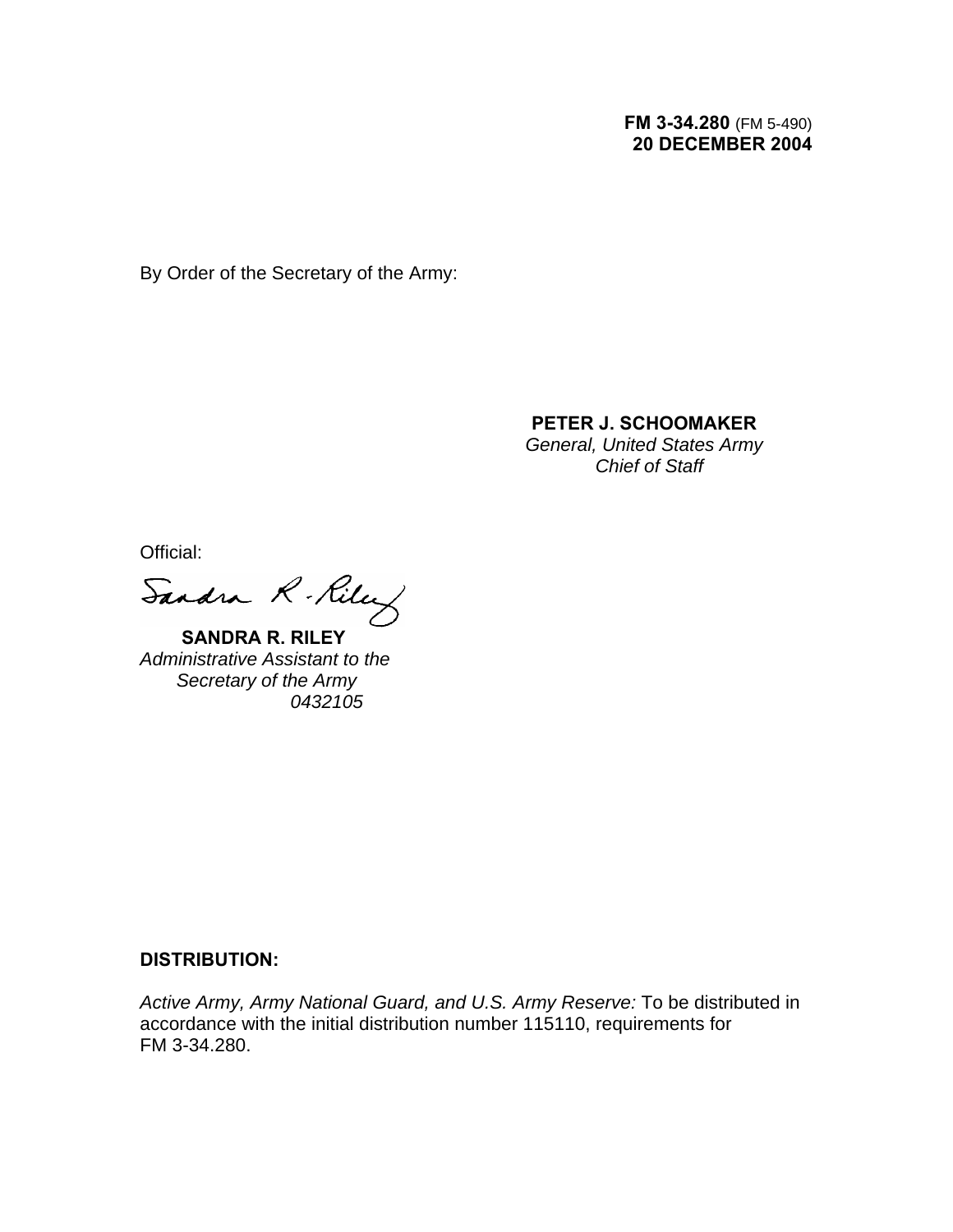**FM 3-34.280** (FM 5-490)
**20 DECEMBER 2004**

By Order of the Secretary of the Army:

**PETER J. SCHOOMAKER**
*General, United States Army*
*Chief of Staff*

Official:

**SANDRA R. RILEY**
*Administrative Assistant to the*
*Secretary of the Army*
*0432105*

**DISTRIBUTION:**

*Active Army, Army National Guard, and U.S. Army Reserve:* To be distributed in accordance with the initial distribution number 115110, requirements for FM 3-34.280.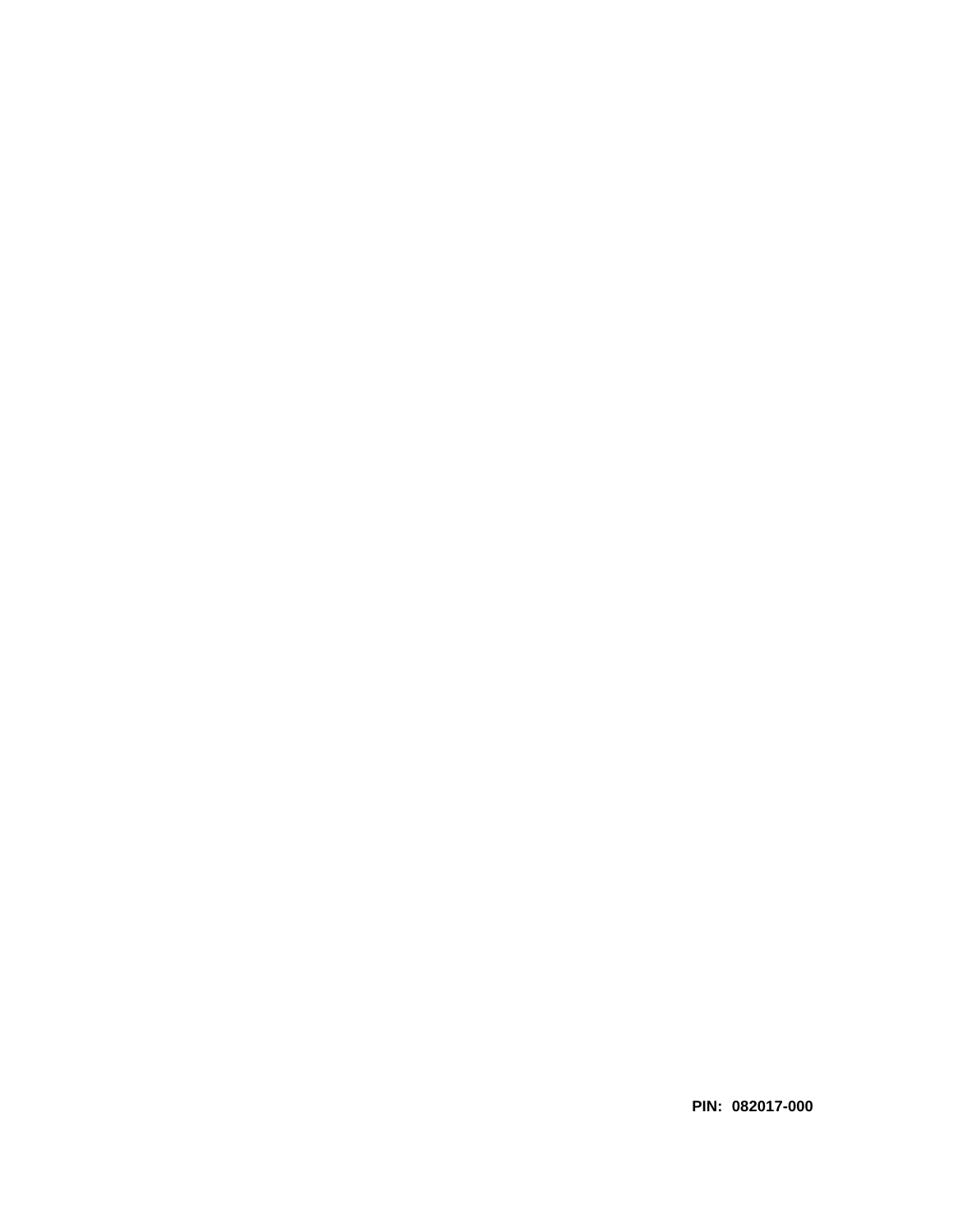**PIN: 082017-000**